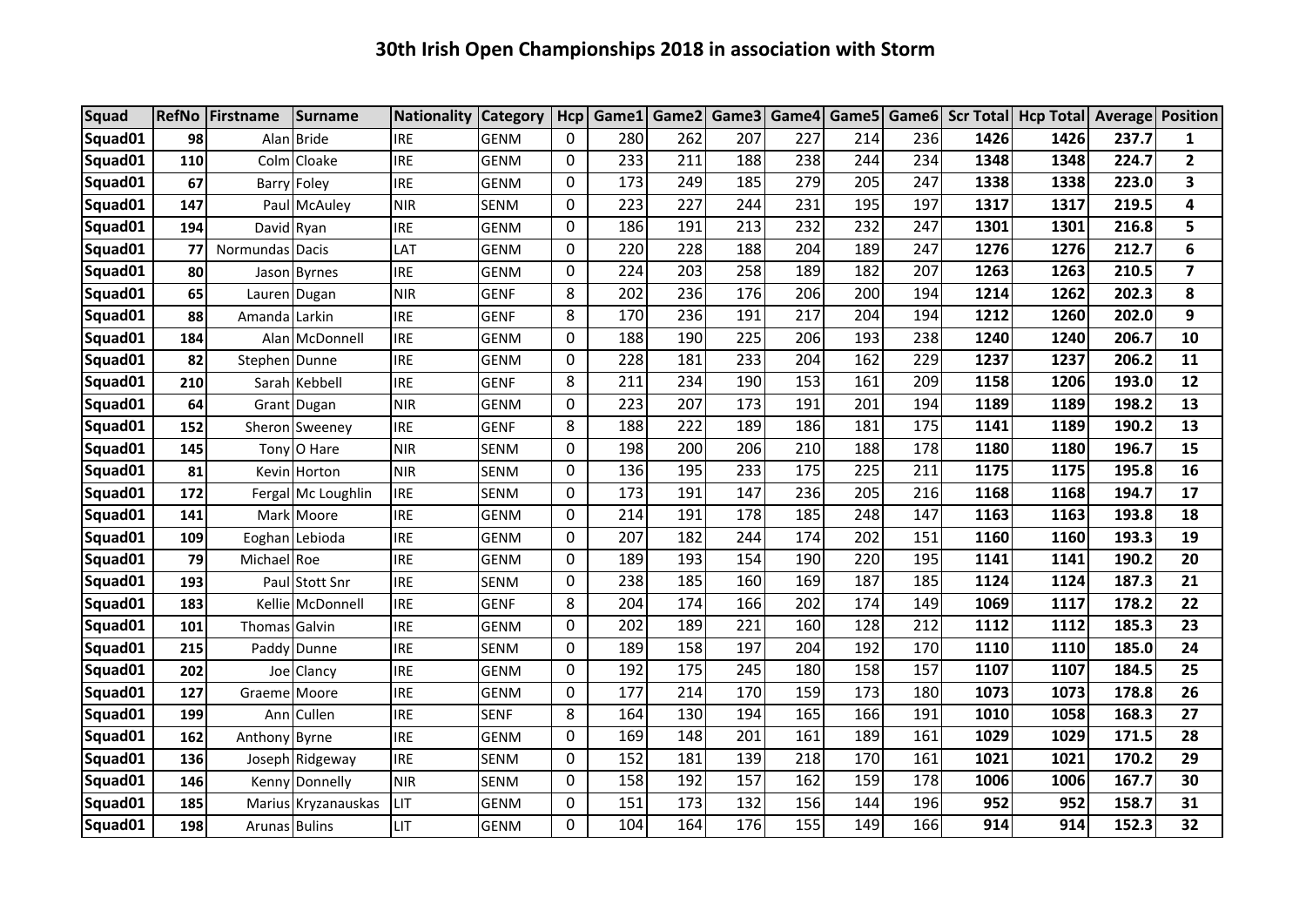# 30th Irish Open Championships 2018 in association with Storm

| Squad | RefNo | Firstname | Surname | Nationality | Category | Hcp | Game1 | Game2 | Game3 | Game4 | Game5 | Game6 | Scr Total | Hcp Total | Average | Position |
|---|---|---|---|---|---|---|---|---|---|---|---|---|---|---|---|---|
| Squad01 | 98 | Alan | Bride | IRE | GENM | 0 | 280 | 262 | 207 | 227 | 214 | 236 | 1426 | 1426 | 237.7 | 1 |
| Squad01 | 110 | Colm | Cloake | IRE | GENM | 0 | 233 | 211 | 188 | 238 | 244 | 234 | 1348 | 1348 | 224.7 | 2 |
| Squad01 | 67 | Barry | Foley | IRE | GENM | 0 | 173 | 249 | 185 | 279 | 205 | 247 | 1338 | 1338 | 223.0 | 3 |
| Squad01 | 147 | Paul | McAuley | NIR | SENM | 0 | 223 | 227 | 244 | 231 | 195 | 197 | 1317 | 1317 | 219.5 | 4 |
| Squad01 | 194 | David | Ryan | IRE | GENM | 0 | 186 | 191 | 213 | 232 | 232 | 247 | 1301 | 1301 | 216.8 | 5 |
| Squad01 | 77 | Normundas | Dacis | LAT | GENM | 0 | 220 | 228 | 188 | 204 | 189 | 247 | 1276 | 1276 | 212.7 | 6 |
| Squad01 | 80 | Jason | Byrnes | IRE | GENM | 0 | 224 | 203 | 258 | 189 | 182 | 207 | 1263 | 1263 | 210.5 | 7 |
| Squad01 | 65 | Lauren | Dugan | NIR | GENF | 8 | 202 | 236 | 176 | 206 | 200 | 194 | 1214 | 1262 | 202.3 | 8 |
| Squad01 | 88 | Amanda | Larkin | IRE | GENF | 8 | 170 | 236 | 191 | 217 | 204 | 194 | 1212 | 1260 | 202.0 | 9 |
| Squad01 | 184 | Alan | McDonnell | IRE | GENM | 0 | 188 | 190 | 225 | 206 | 193 | 238 | 1240 | 1240 | 206.7 | 10 |
| Squad01 | 82 | Stephen | Dunne | IRE | GENM | 0 | 228 | 181 | 233 | 204 | 162 | 229 | 1237 | 1237 | 206.2 | 11 |
| Squad01 | 210 | Sarah | Kebbell | IRE | GENF | 8 | 211 | 234 | 190 | 153 | 161 | 209 | 1158 | 1206 | 193.0 | 12 |
| Squad01 | 64 | Grant | Dugan | NIR | GENM | 0 | 223 | 207 | 173 | 191 | 201 | 194 | 1189 | 1189 | 198.2 | 13 |
| Squad01 | 152 | Sheron | Sweeney | IRE | GENF | 8 | 188 | 222 | 189 | 186 | 181 | 175 | 1141 | 1189 | 190.2 | 13 |
| Squad01 | 145 | Tony | O Hare | NIR | SENM | 0 | 198 | 200 | 206 | 210 | 188 | 178 | 1180 | 1180 | 196.7 | 15 |
| Squad01 | 81 | Kevin | Horton | NIR | SENM | 0 | 136 | 195 | 233 | 175 | 225 | 211 | 1175 | 1175 | 195.8 | 16 |
| Squad01 | 172 | Fergal | Mc Loughlin | IRE | SENM | 0 | 173 | 191 | 147 | 236 | 205 | 216 | 1168 | 1168 | 194.7 | 17 |
| Squad01 | 141 | Mark | Moore | IRE | GENM | 0 | 214 | 191 | 178 | 185 | 248 | 147 | 1163 | 1163 | 193.8 | 18 |
| Squad01 | 109 | Eoghan | Lebioda | IRE | GENM | 0 | 207 | 182 | 244 | 174 | 202 | 151 | 1160 | 1160 | 193.3 | 19 |
| Squad01 | 79 | Michael | Roe | IRE | GENM | 0 | 189 | 193 | 154 | 190 | 220 | 195 | 1141 | 1141 | 190.2 | 20 |
| Squad01 | 193 | Paul | Stott Snr | IRE | SENM | 0 | 238 | 185 | 160 | 169 | 187 | 185 | 1124 | 1124 | 187.3 | 21 |
| Squad01 | 183 | Kellie | McDonnell | IRE | GENF | 8 | 204 | 174 | 166 | 202 | 174 | 149 | 1069 | 1117 | 178.2 | 22 |
| Squad01 | 101 | Thomas | Galvin | IRE | GENM | 0 | 202 | 189 | 221 | 160 | 128 | 212 | 1112 | 1112 | 185.3 | 23 |
| Squad01 | 215 | Paddy | Dunne | IRE | SENM | 0 | 189 | 158 | 197 | 204 | 192 | 170 | 1110 | 1110 | 185.0 | 24 |
| Squad01 | 202 | Joe | Clancy | IRE | GENM | 0 | 192 | 175 | 245 | 180 | 158 | 157 | 1107 | 1107 | 184.5 | 25 |
| Squad01 | 127 | Graeme | Moore | IRE | GENM | 0 | 177 | 214 | 170 | 159 | 173 | 180 | 1073 | 1073 | 178.8 | 26 |
| Squad01 | 199 | Ann | Cullen | IRE | SENF | 8 | 164 | 130 | 194 | 165 | 166 | 191 | 1010 | 1058 | 168.3 | 27 |
| Squad01 | 162 | Anthony | Byrne | IRE | GENM | 0 | 169 | 148 | 201 | 161 | 189 | 161 | 1029 | 1029 | 171.5 | 28 |
| Squad01 | 136 | Joseph | Ridgeway | IRE | SENM | 0 | 152 | 181 | 139 | 218 | 170 | 161 | 1021 | 1021 | 170.2 | 29 |
| Squad01 | 146 | Kenny | Donnelly | NIR | SENM | 0 | 158 | 192 | 157 | 162 | 159 | 178 | 1006 | 1006 | 167.7 | 30 |
| Squad01 | 185 | Marius | Kryzanauskas | LIT | GENM | 0 | 151 | 173 | 132 | 156 | 144 | 196 | 952 | 952 | 158.7 | 31 |
| Squad01 | 198 | Arunas | Bulins | LIT | GENM | 0 | 104 | 164 | 176 | 155 | 149 | 166 | 914 | 914 | 152.3 | 32 |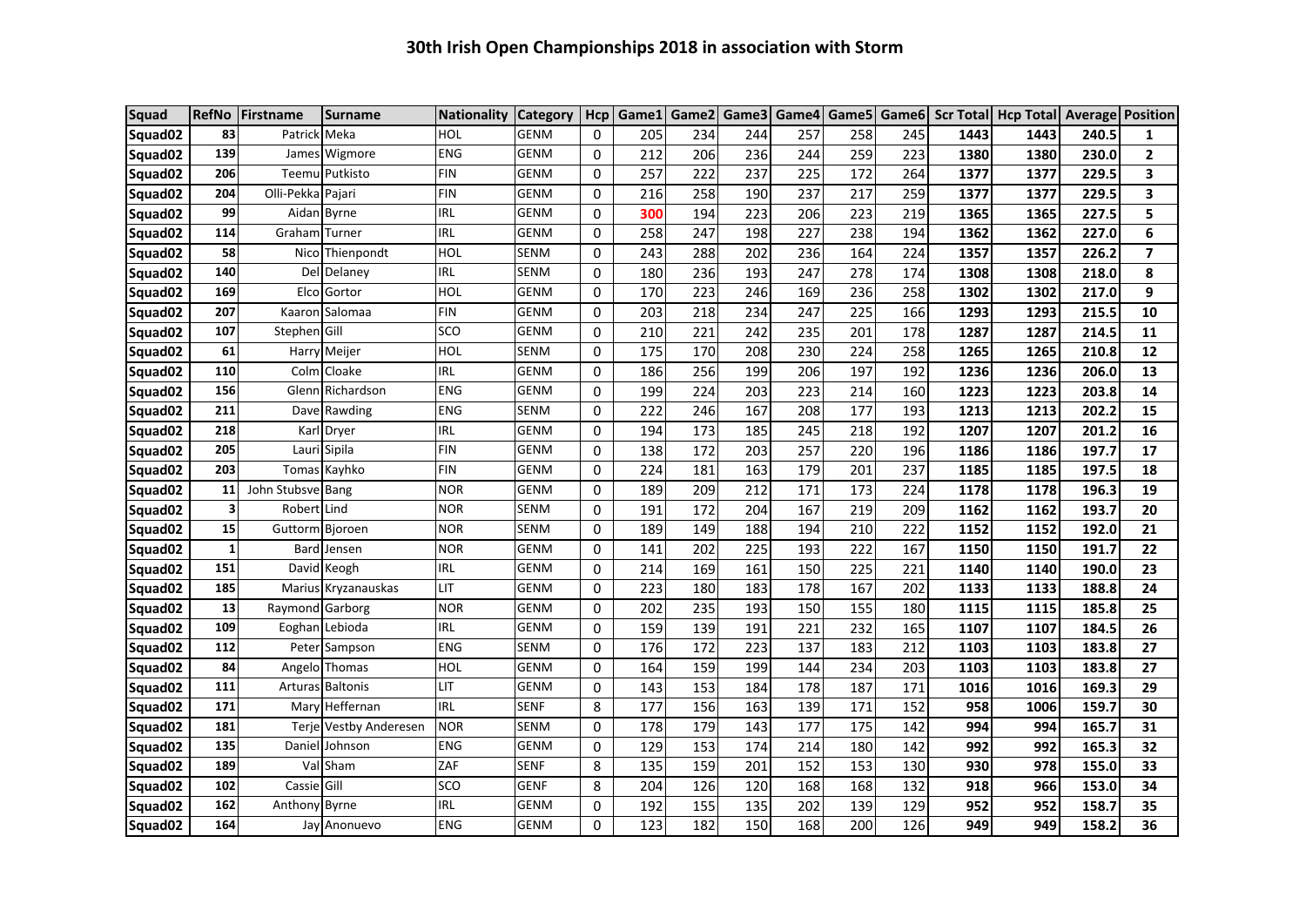# 30th Irish Open Championships 2018 in association with Storm

| Squad | RefNo | Firstname | Surname | Nationality | Category | Hcp | Game1 | Game2 | Game3 | Game4 | Game5 | Game6 | Scr Total | Hcp Total | Average | Position |
|---|---|---|---|---|---|---|---|---|---|---|---|---|---|---|---|---|
| Squad02 | 83 | Patrick | Meka | HOL | GENM | 0 | 205 | 234 | 244 | 257 | 258 | 245 | 1443 | 1443 | 240.5 | 1 |
| Squad02 | 139 | James | Wigmore | ENG | GENM | 0 | 212 | 206 | 236 | 244 | 259 | 223 | 1380 | 1380 | 230.0 | 2 |
| Squad02 | 206 | Teemu | Putkisto | FIN | GENM | 0 | 257 | 222 | 237 | 225 | 172 | 264 | 1377 | 1377 | 229.5 | 3 |
| Squad02 | 204 | Olli-Pekka | Pajari | FIN | GENM | 0 | 216 | 258 | 190 | 237 | 217 | 259 | 1377 | 1377 | 229.5 | 3 |
| Squad02 | 99 | Aidan | Byrne | IRL | GENM | 0 | 300 | 194 | 223 | 206 | 223 | 219 | 1365 | 1365 | 227.5 | 5 |
| Squad02 | 114 | Graham | Turner | IRL | GENM | 0 | 258 | 247 | 198 | 227 | 238 | 194 | 1362 | 1362 | 227.0 | 6 |
| Squad02 | 58 | Nico | Thienpondt | HOL | SENM | 0 | 243 | 288 | 202 | 236 | 164 | 224 | 1357 | 1357 | 226.2 | 7 |
| Squad02 | 140 | Del | Delaney | IRL | SENM | 0 | 180 | 236 | 193 | 247 | 278 | 174 | 1308 | 1308 | 218.0 | 8 |
| Squad02 | 169 | Elco | Gortor | HOL | GENM | 0 | 170 | 223 | 246 | 169 | 236 | 258 | 1302 | 1302 | 217.0 | 9 |
| Squad02 | 207 | Kaaron | Salomaa | FIN | GENM | 0 | 203 | 218 | 234 | 247 | 225 | 166 | 1293 | 1293 | 215.5 | 10 |
| Squad02 | 107 | Stephen | Gill | SCO | GENM | 0 | 210 | 221 | 242 | 235 | 201 | 178 | 1287 | 1287 | 214.5 | 11 |
| Squad02 | 61 | Harry | Meijer | HOL | SENM | 0 | 175 | 170 | 208 | 230 | 224 | 258 | 1265 | 1265 | 210.8 | 12 |
| Squad02 | 110 | Colm | Cloake | IRL | GENM | 0 | 186 | 256 | 199 | 206 | 197 | 192 | 1236 | 1236 | 206.0 | 13 |
| Squad02 | 156 | Glenn | Richardson | ENG | GENM | 0 | 199 | 224 | 203 | 223 | 214 | 160 | 1223 | 1223 | 203.8 | 14 |
| Squad02 | 211 | Dave | Rawding | ENG | SENM | 0 | 222 | 246 | 167 | 208 | 177 | 193 | 1213 | 1213 | 202.2 | 15 |
| Squad02 | 218 | Karl | Dryer | IRL | GENM | 0 | 194 | 173 | 185 | 245 | 218 | 192 | 1207 | 1207 | 201.2 | 16 |
| Squad02 | 205 | Lauri | Sipila | FIN | GENM | 0 | 138 | 172 | 203 | 257 | 220 | 196 | 1186 | 1186 | 197.7 | 17 |
| Squad02 | 203 | Tomas | Kayhko | FIN | GENM | 0 | 224 | 181 | 163 | 179 | 201 | 237 | 1185 | 1185 | 197.5 | 18 |
| Squad02 | 11 | John Stubsve | Bang | NOR | GENM | 0 | 189 | 209 | 212 | 171 | 173 | 224 | 1178 | 1178 | 196.3 | 19 |
| Squad02 | 3 | Robert | Lind | NOR | SENM | 0 | 191 | 172 | 204 | 167 | 219 | 209 | 1162 | 1162 | 193.7 | 20 |
| Squad02 | 15 | Guttorm | Bjoroen | NOR | SENM | 0 | 189 | 149 | 188 | 194 | 210 | 222 | 1152 | 1152 | 192.0 | 21 |
| Squad02 | 1 | Bard | Jensen | NOR | GENM | 0 | 141 | 202 | 225 | 193 | 222 | 167 | 1150 | 1150 | 191.7 | 22 |
| Squad02 | 151 | David | Keogh | IRL | GENM | 0 | 214 | 169 | 161 | 150 | 225 | 221 | 1140 | 1140 | 190.0 | 23 |
| Squad02 | 185 | Marius | Kryzanauskas | LIT | GENM | 0 | 223 | 180 | 183 | 178 | 167 | 202 | 1133 | 1133 | 188.8 | 24 |
| Squad02 | 13 | Raymond | Garborg | NOR | GENM | 0 | 202 | 235 | 193 | 150 | 155 | 180 | 1115 | 1115 | 185.8 | 25 |
| Squad02 | 109 | Eoghan | Lebioda | IRL | GENM | 0 | 159 | 139 | 191 | 221 | 232 | 165 | 1107 | 1107 | 184.5 | 26 |
| Squad02 | 112 | Peter | Sampson | ENG | SENM | 0 | 176 | 172 | 223 | 137 | 183 | 212 | 1103 | 1103 | 183.8 | 27 |
| Squad02 | 84 | Angelo | Thomas | HOL | GENM | 0 | 164 | 159 | 199 | 144 | 234 | 203 | 1103 | 1103 | 183.8 | 27 |
| Squad02 | 111 | Arturas | Baltonis | LIT | GENM | 0 | 143 | 153 | 184 | 178 | 187 | 171 | 1016 | 1016 | 169.3 | 29 |
| Squad02 | 171 | Mary | Heffernan | IRL | SENF | 8 | 177 | 156 | 163 | 139 | 171 | 152 | 958 | 1006 | 159.7 | 30 |
| Squad02 | 181 | Terje | Vestby Anderesen | NOR | SENM | 0 | 178 | 179 | 143 | 177 | 175 | 142 | 994 | 994 | 165.7 | 31 |
| Squad02 | 135 | Daniel | Johnson | ENG | GENM | 0 | 129 | 153 | 174 | 214 | 180 | 142 | 992 | 992 | 165.3 | 32 |
| Squad02 | 189 | Val | Sham | ZAF | SENF | 8 | 135 | 159 | 201 | 152 | 153 | 130 | 930 | 978 | 155.0 | 33 |
| Squad02 | 102 | Cassie | Gill | SCO | GENF | 8 | 204 | 126 | 120 | 168 | 168 | 132 | 918 | 966 | 153.0 | 34 |
| Squad02 | 162 | Anthony | Byrne | IRL | GENM | 0 | 192 | 155 | 135 | 202 | 139 | 129 | 952 | 952 | 158.7 | 35 |
| Squad02 | 164 | Jay | Anonuevo | ENG | GENM | 0 | 123 | 182 | 150 | 168 | 200 | 126 | 949 | 949 | 158.2 | 36 |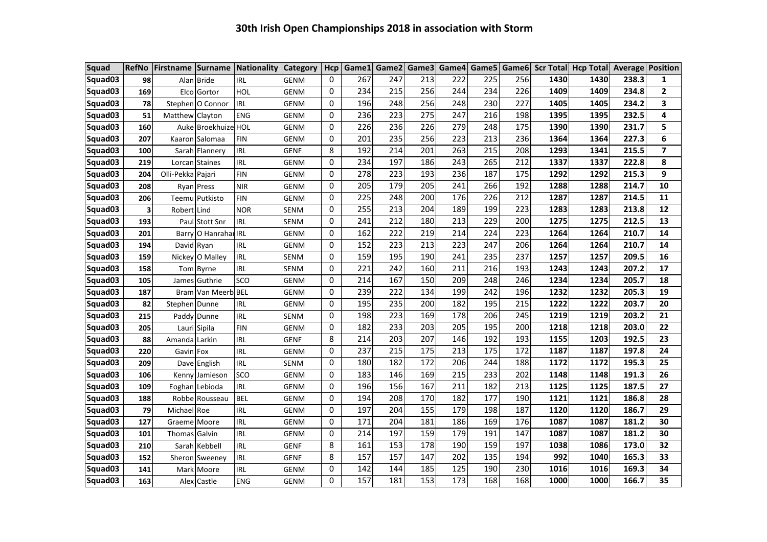# 30th Irish Open Championships 2018 in association with Storm

| Squad | RefNo | Firstname | Surname | Nationality | Category | Hcp | Game1 | Game2 | Game3 | Game4 | Game5 | Game6 | Scr Total | Hcp Total | Average | Position |
|---|---|---|---|---|---|---|---|---|---|---|---|---|---|---|---|---|
| Squad03 | 98 | Alan | Bride | IRL | GENM | 0 | 267 | 247 | 213 | 222 | 225 | 256 | 1430 | 1430 | 238.3 | 1 |
| Squad03 | 169 | Elco | Gortor | HOL | GENM | 0 | 234 | 215 | 256 | 244 | 234 | 226 | 1409 | 1409 | 234.8 | 2 |
| Squad03 | 78 | Stephen | O Connor | IRL | GENM | 0 | 196 | 248 | 256 | 248 | 230 | 227 | 1405 | 1405 | 234.2 | 3 |
| Squad03 | 51 | Matthew | Clayton | ENG | GENM | 0 | 236 | 223 | 275 | 247 | 216 | 198 | 1395 | 1395 | 232.5 | 4 |
| Squad03 | 160 | Auke | Broekhuize | HOL | GENM | 0 | 226 | 236 | 226 | 279 | 248 | 175 | 1390 | 1390 | 231.7 | 5 |
| Squad03 | 207 | Kaaron | Salomaa | FIN | GENM | 0 | 201 | 235 | 256 | 223 | 213 | 236 | 1364 | 1364 | 227.3 | 6 |
| Squad03 | 100 | Sarah | Flannery | IRL | GENF | 8 | 192 | 214 | 201 | 263 | 215 | 208 | 1293 | 1341 | 215.5 | 7 |
| Squad03 | 219 | Lorcan | Staines | IRL | GENM | 0 | 234 | 197 | 186 | 243 | 265 | 212 | 1337 | 1337 | 222.8 | 8 |
| Squad03 | 204 | Olli-Pekka | Pajari | FIN | GENM | 0 | 278 | 223 | 193 | 236 | 187 | 175 | 1292 | 1292 | 215.3 | 9 |
| Squad03 | 208 | Ryan | Press | NIR | GENM | 0 | 205 | 179 | 205 | 241 | 266 | 192 | 1288 | 1288 | 214.7 | 10 |
| Squad03 | 206 | Teemu | Putkisto | FIN | GENM | 0 | 225 | 248 | 200 | 176 | 226 | 212 | 1287 | 1287 | 214.5 | 11 |
| Squad03 | 3 | Robert | Lind | NOR | SENM | 0 | 255 | 213 | 204 | 189 | 199 | 223 | 1283 | 1283 | 213.8 | 12 |
| Squad03 | 193 | Paul | Stott Snr | IRL | SENM | 0 | 241 | 212 | 180 | 213 | 229 | 200 | 1275 | 1275 | 212.5 | 13 |
| Squad03 | 201 | Barry | O Hanrahar | IRL | GENM | 0 | 162 | 222 | 219 | 214 | 224 | 223 | 1264 | 1264 | 210.7 | 14 |
| Squad03 | 194 | David | Ryan | IRL | GENM | 0 | 152 | 223 | 213 | 223 | 247 | 206 | 1264 | 1264 | 210.7 | 14 |
| Squad03 | 159 | Nickey | O Malley | IRL | SENM | 0 | 159 | 195 | 190 | 241 | 235 | 237 | 1257 | 1257 | 209.5 | 16 |
| Squad03 | 158 | Tom | Byrne | IRL | SENM | 0 | 221 | 242 | 160 | 211 | 216 | 193 | 1243 | 1243 | 207.2 | 17 |
| Squad03 | 105 | James | Guthrie | SCO | GENM | 0 | 214 | 167 | 150 | 209 | 248 | 246 | 1234 | 1234 | 205.7 | 18 |
| Squad03 | 187 | Bram | Van Meerb | BEL | GENM | 0 | 239 | 222 | 134 | 199 | 242 | 196 | 1232 | 1232 | 205.3 | 19 |
| Squad03 | 82 | Stephen | Dunne | IRL | GENM | 0 | 195 | 235 | 200 | 182 | 195 | 215 | 1222 | 1222 | 203.7 | 20 |
| Squad03 | 215 | Paddy | Dunne | IRL | SENM | 0 | 198 | 223 | 169 | 178 | 206 | 245 | 1219 | 1219 | 203.2 | 21 |
| Squad03 | 205 | Lauri | Sipila | FIN | GENM | 0 | 182 | 233 | 203 | 205 | 195 | 200 | 1218 | 1218 | 203.0 | 22 |
| Squad03 | 88 | Amanda | Larkin | IRL | GENF | 8 | 214 | 203 | 207 | 146 | 192 | 193 | 1155 | 1203 | 192.5 | 23 |
| Squad03 | 220 | Gavin | Fox | IRL | GENM | 0 | 237 | 215 | 175 | 213 | 175 | 172 | 1187 | 1187 | 197.8 | 24 |
| Squad03 | 209 | Dave | English | IRL | SENM | 0 | 180 | 182 | 172 | 206 | 244 | 188 | 1172 | 1172 | 195.3 | 25 |
| Squad03 | 106 | Kenny | Jamieson | SCO | GENM | 0 | 183 | 146 | 169 | 215 | 233 | 202 | 1148 | 1148 | 191.3 | 26 |
| Squad03 | 109 | Eoghan | Lebioda | IRL | GENM | 0 | 196 | 156 | 167 | 211 | 182 | 213 | 1125 | 1125 | 187.5 | 27 |
| Squad03 | 188 | Robbe | Rousseau | BEL | GENM | 0 | 194 | 208 | 170 | 182 | 177 | 190 | 1121 | 1121 | 186.8 | 28 |
| Squad03 | 79 | Michael | Roe | IRL | GENM | 0 | 197 | 204 | 155 | 179 | 198 | 187 | 1120 | 1120 | 186.7 | 29 |
| Squad03 | 127 | Graeme | Moore | IRL | GENM | 0 | 171 | 204 | 181 | 186 | 169 | 176 | 1087 | 1087 | 181.2 | 30 |
| Squad03 | 101 | Thomas | Galvin | IRL | GENM | 0 | 214 | 197 | 159 | 179 | 191 | 147 | 1087 | 1087 | 181.2 | 30 |
| Squad03 | 210 | Sarah | Kebbell | IRL | GENF | 8 | 161 | 153 | 178 | 190 | 159 | 197 | 1038 | 1086 | 173.0 | 32 |
| Squad03 | 152 | Sheron | Sweeney | IRL | GENF | 8 | 157 | 157 | 147 | 202 | 135 | 194 | 992 | 1040 | 165.3 | 33 |
| Squad03 | 141 | Mark | Moore | IRL | GENM | 0 | 142 | 144 | 185 | 125 | 190 | 230 | 1016 | 1016 | 169.3 | 34 |
| Squad03 | 163 | Alex | Castle | ENG | GENM | 0 | 157 | 181 | 153 | 173 | 168 | 168 | 1000 | 1000 | 166.7 | 35 |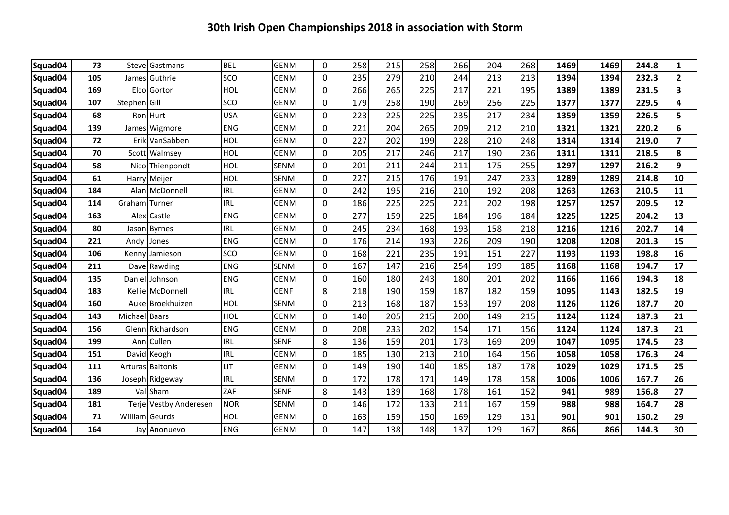# 30th Irish Open Championships 2018 in association with Storm

| | | | | | | | | | | | | | | | | | |
|---|---|---|---|---|---|---|---|---|---|---|---|---|---|---|---|---|---|
| Squad04 | 73 | Steve | Gastmans | BEL | GENM | 0 | 258 | 215 | 258 | 266 | 204 | 268 | 1469 | 1469 | 244.8 | 1 |
| Squad04 | 105 | James | Guthrie | SCO | GENM | 0 | 235 | 279 | 210 | 244 | 213 | 213 | 1394 | 1394 | 232.3 | 2 |
| Squad04 | 169 | Elco | Gortor | HOL | GENM | 0 | 266 | 265 | 225 | 217 | 221 | 195 | 1389 | 1389 | 231.5 | 3 |
| Squad04 | 107 | Stephen | Gill | SCO | GENM | 0 | 179 | 258 | 190 | 269 | 256 | 225 | 1377 | 1377 | 229.5 | 4 |
| Squad04 | 68 | Ron | Hurt | USA | GENM | 0 | 223 | 225 | 225 | 235 | 217 | 234 | 1359 | 1359 | 226.5 | 5 |
| Squad04 | 139 | James | Wigmore | ENG | GENM | 0 | 221 | 204 | 265 | 209 | 212 | 210 | 1321 | 1321 | 220.2 | 6 |
| Squad04 | 72 | Erik | VanSabben | HOL | GENM | 0 | 227 | 202 | 199 | 228 | 210 | 248 | 1314 | 1314 | 219.0 | 7 |
| Squad04 | 70 | Scott | Walmsey | HOL | GENM | 0 | 205 | 217 | 246 | 217 | 190 | 236 | 1311 | 1311 | 218.5 | 8 |
| Squad04 | 58 | Nico | Thienpondt | HOL | SENM | 0 | 201 | 211 | 244 | 211 | 175 | 255 | 1297 | 1297 | 216.2 | 9 |
| Squad04 | 61 | Harry | Meijer | HOL | SENM | 0 | 227 | 215 | 176 | 191 | 247 | 233 | 1289 | 1289 | 214.8 | 10 |
| Squad04 | 184 | Alan | McDonnell | IRL | GENM | 0 | 242 | 195 | 216 | 210 | 192 | 208 | 1263 | 1263 | 210.5 | 11 |
| Squad04 | 114 | Graham | Turner | IRL | GENM | 0 | 186 | 225 | 225 | 221 | 202 | 198 | 1257 | 1257 | 209.5 | 12 |
| Squad04 | 163 | Alex | Castle | ENG | GENM | 0 | 277 | 159 | 225 | 184 | 196 | 184 | 1225 | 1225 | 204.2 | 13 |
| Squad04 | 80 | Jason | Byrnes | IRL | GENM | 0 | 245 | 234 | 168 | 193 | 158 | 218 | 1216 | 1216 | 202.7 | 14 |
| Squad04 | 221 | Andy | Jones | ENG | GENM | 0 | 176 | 214 | 193 | 226 | 209 | 190 | 1208 | 1208 | 201.3 | 15 |
| Squad04 | 106 | Kenny | Jamieson | SCO | GENM | 0 | 168 | 221 | 235 | 191 | 151 | 227 | 1193 | 1193 | 198.8 | 16 |
| Squad04 | 211 | Dave | Rawding | ENG | SENM | 0 | 167 | 147 | 216 | 254 | 199 | 185 | 1168 | 1168 | 194.7 | 17 |
| Squad04 | 135 | Daniel | Johnson | ENG | GENM | 0 | 160 | 180 | 243 | 180 | 201 | 202 | 1166 | 1166 | 194.3 | 18 |
| Squad04 | 183 | Kellie | McDonnell | IRL | GENF | 8 | 218 | 190 | 159 | 187 | 182 | 159 | 1095 | 1143 | 182.5 | 19 |
| Squad04 | 160 | Auke | Broekhuizen | HOL | SENM | 0 | 213 | 168 | 187 | 153 | 197 | 208 | 1126 | 1126 | 187.7 | 20 |
| Squad04 | 143 | Michael | Baars | HOL | GENM | 0 | 140 | 205 | 215 | 200 | 149 | 215 | 1124 | 1124 | 187.3 | 21 |
| Squad04 | 156 | Glenn | Richardson | ENG | GENM | 0 | 208 | 233 | 202 | 154 | 171 | 156 | 1124 | 1124 | 187.3 | 21 |
| Squad04 | 199 | Ann | Cullen | IRL | SENF | 8 | 136 | 159 | 201 | 173 | 169 | 209 | 1047 | 1095 | 174.5 | 23 |
| Squad04 | 151 | David | Keogh | IRL | GENM | 0 | 185 | 130 | 213 | 210 | 164 | 156 | 1058 | 1058 | 176.3 | 24 |
| Squad04 | 111 | Arturas | Baltonis | LIT | GENM | 0 | 149 | 190 | 140 | 185 | 187 | 178 | 1029 | 1029 | 171.5 | 25 |
| Squad04 | 136 | Joseph | Ridgeway | IRL | SENM | 0 | 172 | 178 | 171 | 149 | 178 | 158 | 1006 | 1006 | 167.7 | 26 |
| Squad04 | 189 | Val | Sham | ZAF | SENF | 8 | 143 | 139 | 168 | 178 | 161 | 152 | 941 | 989 | 156.8 | 27 |
| Squad04 | 181 | Terje | Vestby Anderesen | NOR | SENM | 0 | 146 | 172 | 133 | 211 | 167 | 159 | 988 | 988 | 164.7 | 28 |
| Squad04 | 71 | William | Geurds | HOL | GENM | 0 | 163 | 159 | 150 | 169 | 129 | 131 | 901 | 901 | 150.2 | 29 |
| Squad04 | 164 | Jay | Anonuevo | ENG | GENM | 0 | 147 | 138 | 148 | 137 | 129 | 167 | 866 | 866 | 144.3 | 30 |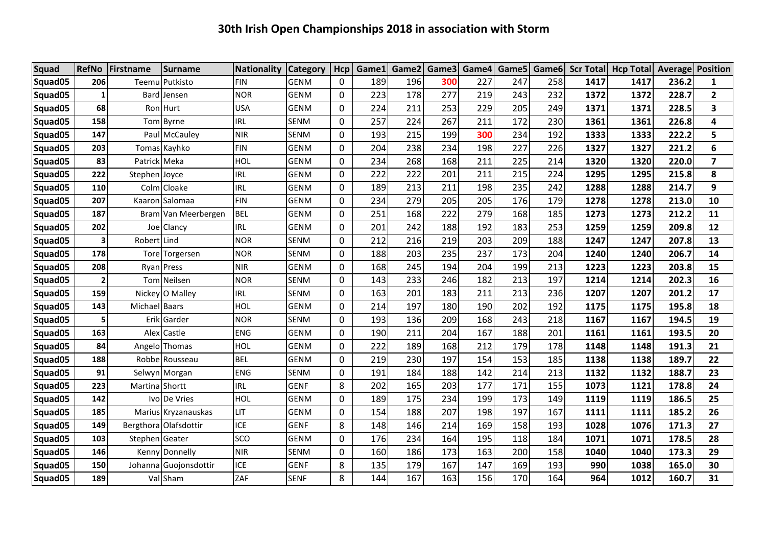# 30th Irish Open Championships 2018 in association with Storm

| Squad | RefNo | Firstname | Surname | Nationality | Category | Hcp | Game1 | Game2 | Game3 | Game4 | Game5 | Game6 | Scr Total | Hcp Total | Average | Position |
|---|---|---|---|---|---|---|---|---|---|---|---|---|---|---|---|---|
| Squad05 | 206 | Teemu | Putkisto | FIN | GENM | 0 | 189 | 196 | 300 | 227 | 247 | 258 | 1417 | 1417 | 236.2 | 1 |
| Squad05 | 1 | Bard | Jensen | NOR | GENM | 0 | 223 | 178 | 277 | 219 | 243 | 232 | 1372 | 1372 | 228.7 | 2 |
| Squad05 | 68 | Ron | Hurt | USA | GENM | 0 | 224 | 211 | 253 | 229 | 205 | 249 | 1371 | 1371 | 228.5 | 3 |
| Squad05 | 158 | Tom | Byrne | IRL | SENM | 0 | 257 | 224 | 267 | 211 | 172 | 230 | 1361 | 1361 | 226.8 | 4 |
| Squad05 | 147 | Paul | McCauley | NIR | SENM | 0 | 193 | 215 | 199 | 300 | 234 | 192 | 1333 | 1333 | 222.2 | 5 |
| Squad05 | 203 | Tomas | Kayhko | FIN | GENM | 0 | 204 | 238 | 234 | 198 | 227 | 226 | 1327 | 1327 | 221.2 | 6 |
| Squad05 | 83 | Patrick | Meka | HOL | GENM | 0 | 234 | 268 | 168 | 211 | 225 | 214 | 1320 | 1320 | 220.0 | 7 |
| Squad05 | 222 | Stephen | Joyce | IRL | GENM | 0 | 222 | 222 | 201 | 211 | 215 | 224 | 1295 | 1295 | 215.8 | 8 |
| Squad05 | 110 | Colm | Cloake | IRL | GENM | 0 | 189 | 213 | 211 | 198 | 235 | 242 | 1288 | 1288 | 214.7 | 9 |
| Squad05 | 207 | Kaaron | Salomaa | FIN | GENM | 0 | 234 | 279 | 205 | 205 | 176 | 179 | 1278 | 1278 | 213.0 | 10 |
| Squad05 | 187 | Bram | Van Meerbergen | BEL | GENM | 0 | 251 | 168 | 222 | 279 | 168 | 185 | 1273 | 1273 | 212.2 | 11 |
| Squad05 | 202 | Joe | Clancy | IRL | GENM | 0 | 201 | 242 | 188 | 192 | 183 | 253 | 1259 | 1259 | 209.8 | 12 |
| Squad05 | 3 | Robert | Lind | NOR | SENM | 0 | 212 | 216 | 219 | 203 | 209 | 188 | 1247 | 1247 | 207.8 | 13 |
| Squad05 | 178 | Tore | Torgersen | NOR | SENM | 0 | 188 | 203 | 235 | 237 | 173 | 204 | 1240 | 1240 | 206.7 | 14 |
| Squad05 | 208 | Ryan | Press | NIR | GENM | 0 | 168 | 245 | 194 | 204 | 199 | 213 | 1223 | 1223 | 203.8 | 15 |
| Squad05 | 2 | Tom | Neilsen | NOR | SENM | 0 | 143 | 233 | 246 | 182 | 213 | 197 | 1214 | 1214 | 202.3 | 16 |
| Squad05 | 159 | Nickey | O Malley | IRL | SENM | 0 | 163 | 201 | 183 | 211 | 213 | 236 | 1207 | 1207 | 201.2 | 17 |
| Squad05 | 143 | Michael | Baars | HOL | GENM | 0 | 214 | 197 | 180 | 190 | 202 | 192 | 1175 | 1175 | 195.8 | 18 |
| Squad05 | 5 | Erik | Garder | NOR | SENM | 0 | 193 | 136 | 209 | 168 | 243 | 218 | 1167 | 1167 | 194.5 | 19 |
| Squad05 | 163 | Alex | Castle | ENG | GENM | 0 | 190 | 211 | 204 | 167 | 188 | 201 | 1161 | 1161 | 193.5 | 20 |
| Squad05 | 84 | Angelo | Thomas | HOL | GENM | 0 | 222 | 189 | 168 | 212 | 179 | 178 | 1148 | 1148 | 191.3 | 21 |
| Squad05 | 188 | Robbe | Rousseau | BEL | GENM | 0 | 219 | 230 | 197 | 154 | 153 | 185 | 1138 | 1138 | 189.7 | 22 |
| Squad05 | 91 | Selwyn | Morgan | ENG | SENM | 0 | 191 | 184 | 188 | 142 | 214 | 213 | 1132 | 1132 | 188.7 | 23 |
| Squad05 | 223 | Martina | Shortt | IRL | GENF | 8 | 202 | 165 | 203 | 177 | 171 | 155 | 1073 | 1121 | 178.8 | 24 |
| Squad05 | 142 | Ivo | De Vries | HOL | GENM | 0 | 189 | 175 | 234 | 199 | 173 | 149 | 1119 | 1119 | 186.5 | 25 |
| Squad05 | 185 | Marius | Kryzanauskas | LIT | GENM | 0 | 154 | 188 | 207 | 198 | 197 | 167 | 1111 | 1111 | 185.2 | 26 |
| Squad05 | 149 | Bergthora | Olafsdottir | ICE | GENF | 8 | 148 | 146 | 214 | 169 | 158 | 193 | 1028 | 1076 | 171.3 | 27 |
| Squad05 | 103 | Stephen | Geater | SCO | GENM | 0 | 176 | 234 | 164 | 195 | 118 | 184 | 1071 | 1071 | 178.5 | 28 |
| Squad05 | 146 | Kenny | Donnelly | NIR | SENM | 0 | 160 | 186 | 173 | 163 | 200 | 158 | 1040 | 1040 | 173.3 | 29 |
| Squad05 | 150 | Johanna | Guojonsdottir | ICE | GENF | 8 | 135 | 179 | 167 | 147 | 169 | 193 | 990 | 1038 | 165.0 | 30 |
| Squad05 | 189 | Val | Sham | ZAF | SENF | 8 | 144 | 167 | 163 | 156 | 170 | 164 | 964 | 1012 | 160.7 | 31 |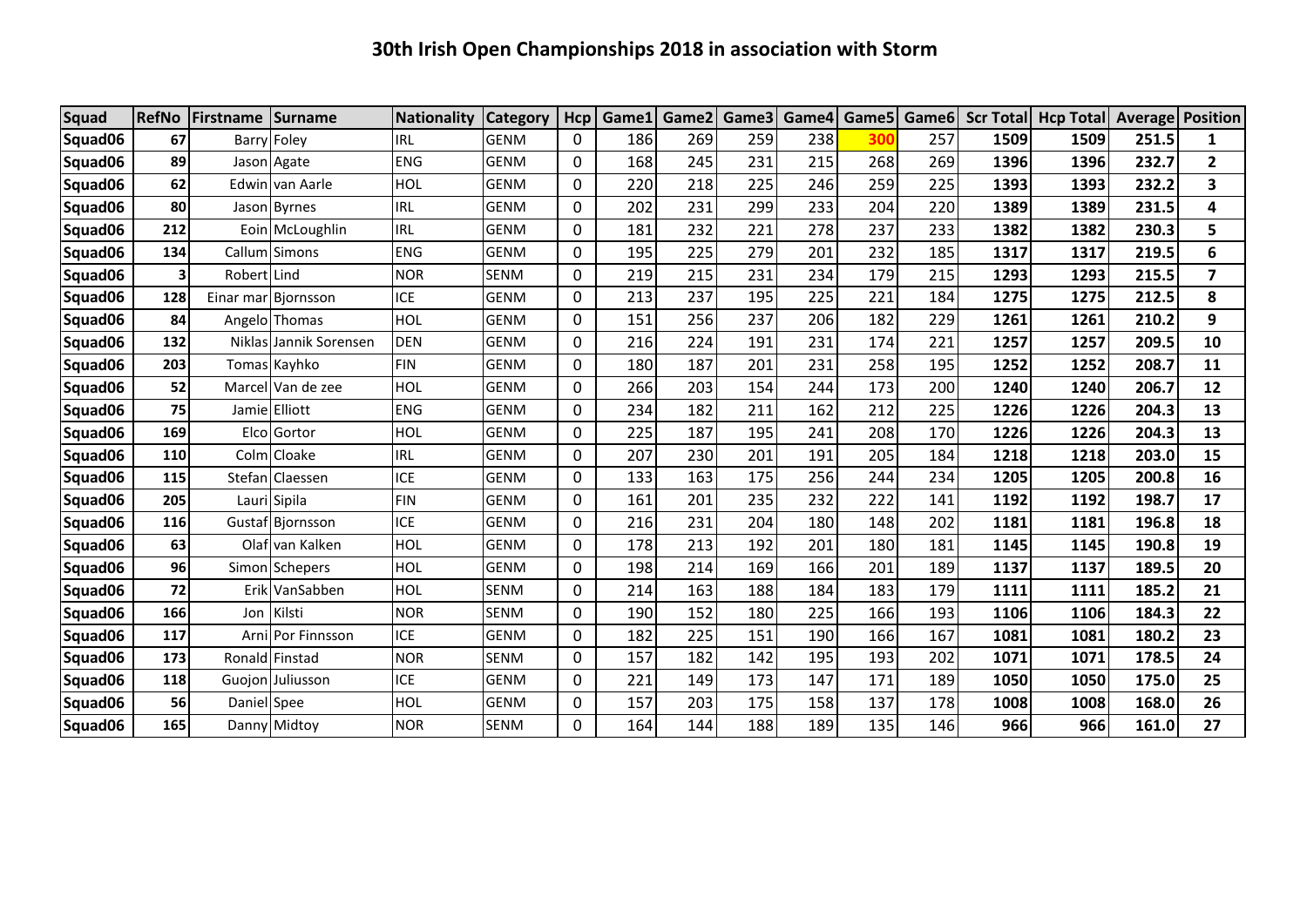# 30th Irish Open Championships 2018 in association with Storm

| Squad | RefNo | Firstname | Surname | Nationality | Category | Hcp | Game1 | Game2 | Game3 | Game4 | Game5 | Game6 | Scr Total | Hcp Total | Average | Position |
|---|---|---|---|---|---|---|---|---|---|---|---|---|---|---|---|---|
| Squad06 | 67 | Barry | Foley | IRL | GENM | 0 | 186 | 269 | 259 | 238 | 300 | 257 | **1509** | **1509** | **251.5** | **1** |
| Squad06 | 89 | Jason | Agate | ENG | GENM | 0 | 168 | 245 | 231 | 215 | 268 | 269 | **1396** | **1396** | **232.7** | **2** |
| Squad06 | 62 | Edwin | van Aarle | HOL | GENM | 0 | 220 | 218 | 225 | 246 | 259 | 225 | **1393** | **1393** | **232.2** | **3** |
| Squad06 | 80 | Jason | Byrnes | IRL | GENM | 0 | 202 | 231 | 299 | 233 | 204 | 220 | **1389** | **1389** | **231.5** | **4** |
| Squad06 | 212 | Eoin | McLoughlin | IRL | GENM | 0 | 181 | 232 | 221 | 278 | 237 | 233 | **1382** | **1382** | **230.3** | **5** |
| Squad06 | 134 | Callum | Simons | ENG | GENM | 0 | 195 | 225 | 279 | 201 | 232 | 185 | **1317** | **1317** | **219.5** | **6** |
| Squad06 | 3 | Robert | Lind | NOR | SENM | 0 | 219 | 215 | 231 | 234 | 179 | 215 | **1293** | **1293** | **215.5** | **7** |
| Squad06 | 128 | Einar mar | Bjornsson | ICE | GENM | 0 | 213 | 237 | 195 | 225 | 221 | 184 | **1275** | **1275** | **212.5** | **8** |
| Squad06 | 84 | Angelo | Thomas | HOL | GENM | 0 | 151 | 256 | 237 | 206 | 182 | 229 | **1261** | **1261** | **210.2** | **9** |
| Squad06 | 132 | Niklas | Jannik Sorensen | DEN | GENM | 0 | 216 | 224 | 191 | 231 | 174 | 221 | **1257** | **1257** | **209.5** | **10** |
| Squad06 | 203 | Tomas | Kayhko | FIN | GENM | 0 | 180 | 187 | 201 | 231 | 258 | 195 | **1252** | **1252** | **208.7** | **11** |
| Squad06 | 52 | Marcel | Van de zee | HOL | GENM | 0 | 266 | 203 | 154 | 244 | 173 | 200 | **1240** | **1240** | **206.7** | **12** |
| Squad06 | 75 | Jamie | Elliott | ENG | GENM | 0 | 234 | 182 | 211 | 162 | 212 | 225 | **1226** | **1226** | **204.3** | **13** |
| Squad06 | 169 | Elco | Gortor | HOL | GENM | 0 | 225 | 187 | 195 | 241 | 208 | 170 | **1226** | **1226** | **204.3** | **13** |
| Squad06 | 110 | Colm | Cloake | IRL | GENM | 0 | 207 | 230 | 201 | 191 | 205 | 184 | **1218** | **1218** | **203.0** | **15** |
| Squad06 | 115 | Stefan | Claessen | ICE | GENM | 0 | 133 | 163 | 175 | 256 | 244 | 234 | **1205** | **1205** | **200.8** | **16** |
| Squad06 | 205 | Lauri | Sipila | FIN | GENM | 0 | 161 | 201 | 235 | 232 | 222 | 141 | **1192** | **1192** | **198.7** | **17** |
| Squad06 | 116 | Gustaf | Bjornsson | ICE | GENM | 0 | 216 | 231 | 204 | 180 | 148 | 202 | **1181** | **1181** | **196.8** | **18** |
| Squad06 | 63 | Olaf | van Kalken | HOL | GENM | 0 | 178 | 213 | 192 | 201 | 180 | 181 | **1145** | **1145** | **190.8** | **19** |
| Squad06 | 96 | Simon | Schepers | HOL | GENM | 0 | 198 | 214 | 169 | 166 | 201 | 189 | **1137** | **1137** | **189.5** | **20** |
| Squad06 | 72 | Erik | VanSabben | HOL | SENM | 0 | 214 | 163 | 188 | 184 | 183 | 179 | **1111** | **1111** | **185.2** | **21** |
| Squad06 | 166 | Jon | Kilsti | NOR | SENM | 0 | 190 | 152 | 180 | 225 | 166 | 193 | **1106** | **1106** | **184.3** | **22** |
| Squad06 | 117 | Arni | Por Finnsson | ICE | GENM | 0 | 182 | 225 | 151 | 190 | 166 | 167 | **1081** | **1081** | **180.2** | **23** |
| Squad06 | 173 | Ronald | Finstad | NOR | SENM | 0 | 157 | 182 | 142 | 195 | 193 | 202 | **1071** | **1071** | **178.5** | **24** |
| Squad06 | 118 | Guojon | Juliusson | ICE | GENM | 0 | 221 | 149 | 173 | 147 | 171 | 189 | **1050** | **1050** | **175.0** | **25** |
| Squad06 | 56 | Daniel | Spee | HOL | GENM | 0 | 157 | 203 | 175 | 158 | 137 | 178 | **1008** | **1008** | **168.0** | **26** |
| Squad06 | 165 | Danny | Midtoy | NOR | SENM | 0 | 164 | 144 | 188 | 189 | 135 | 146 | **966** | **966** | **161.0** | **27** |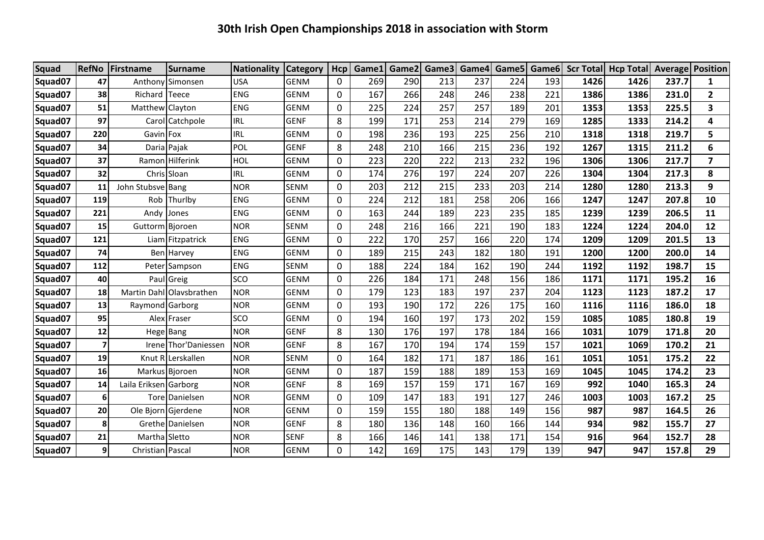# 30th Irish Open Championships 2018 in association with Storm

| Squad | RefNo | Firstname | Surname | Nationality | Category | Hcp | Game1 | Game2 | Game3 | Game4 | Game5 | Game6 | Scr Total | Hcp Total | Average | Position |
|---|---|---|---|---|---|---|---|---|---|---|---|---|---|---|---|---|
| Squad07 | 47 | Anthony | Simonsen | USA | GENM | 0 | 269 | 290 | 213 | 237 | 224 | 193 | **1426** | **1426** | **237.7** | **1** |
| Squad07 | 38 | Richard | Teece | ENG | GENM | 0 | 167 | 266 | 248 | 246 | 238 | 221 | **1386** | **1386** | **231.0** | **2** |
| Squad07 | 51 | Matthew | Clayton | ENG | GENM | 0 | 225 | 224 | 257 | 257 | 189 | 201 | **1353** | **1353** | **225.5** | **3** |
| Squad07 | 97 | Carol | Catchpole | IRL | GENF | 8 | 199 | 171 | 253 | 214 | 279 | 169 | **1285** | **1333** | **214.2** | **4** |
| Squad07 | 220 | Gavin | Fox | IRL | GENM | 0 | 198 | 236 | 193 | 225 | 256 | 210 | **1318** | **1318** | **219.7** | **5** |
| Squad07 | 34 | Daria | Pajak | POL | GENF | 8 | 248 | 210 | 166 | 215 | 236 | 192 | **1267** | **1315** | **211.2** | **6** |
| Squad07 | 37 | Ramon | Hilferink | HOL | GENM | 0 | 223 | 220 | 222 | 213 | 232 | 196 | **1306** | **1306** | **217.7** | **7** |
| Squad07 | 32 | Chris | Sloan | IRL | GENM | 0 | 174 | 276 | 197 | 224 | 207 | 226 | **1304** | **1304** | **217.3** | **8** |
| Squad07 | 11 | John Stubsve | Bang | NOR | SENM | 0 | 203 | 212 | 215 | 233 | 203 | 214 | **1280** | **1280** | **213.3** | **9** |
| Squad07 | 119 | Rob | Thurlby | ENG | GENM | 0 | 224 | 212 | 181 | 258 | 206 | 166 | **1247** | **1247** | **207.8** | **10** |
| Squad07 | 221 | Andy | Jones | ENG | GENM | 0 | 163 | 244 | 189 | 223 | 235 | 185 | **1239** | **1239** | **206.5** | **11** |
| Squad07 | 15 | Guttorm | Bjoroen | NOR | SENM | 0 | 248 | 216 | 166 | 221 | 190 | 183 | **1224** | **1224** | **204.0** | **12** |
| Squad07 | 121 | Liam | Fitzpatrick | ENG | GENM | 0 | 222 | 170 | 257 | 166 | 220 | 174 | **1209** | **1209** | **201.5** | **13** |
| Squad07 | 74 | Ben | Harvey | ENG | GENM | 0 | 189 | 215 | 243 | 182 | 180 | 191 | **1200** | **1200** | **200.0** | **14** |
| Squad07 | 112 | Peter | Sampson | ENG | SENM | 0 | 188 | 224 | 184 | 162 | 190 | 244 | **1192** | **1192** | **198.7** | **15** |
| Squad07 | 40 | Paul | Greig | SCO | GENM | 0 | 226 | 184 | 171 | 248 | 156 | 186 | **1171** | **1171** | **195.2** | **16** |
| Squad07 | 18 | Martin Dahl | Olavsbrathen | NOR | GENM | 0 | 179 | 123 | 183 | 197 | 237 | 204 | **1123** | **1123** | **187.2** | **17** |
| Squad07 | 13 | Raymond | Garborg | NOR | GENM | 0 | 193 | 190 | 172 | 226 | 175 | 160 | **1116** | **1116** | **186.0** | **18** |
| Squad07 | 95 | Alex | Fraser | SCO | GENM | 0 | 194 | 160 | 197 | 173 | 202 | 159 | **1085** | **1085** | **180.8** | **19** |
| Squad07 | 12 | Hege | Bang | NOR | GENF | 8 | 130 | 176 | 197 | 178 | 184 | 166 | **1031** | **1079** | **171.8** | **20** |
| Squad07 | 7 | Irene | Thor'Daniessen | NOR | GENF | 8 | 167 | 170 | 194 | 174 | 159 | 157 | **1021** | **1069** | **170.2** | **21** |
| Squad07 | 19 | Knut R | Lerskallen | NOR | SENM | 0 | 164 | 182 | 171 | 187 | 186 | 161 | **1051** | **1051** | **175.2** | **22** |
| Squad07 | 16 | Markus | Bjoroen | NOR | GENM | 0 | 187 | 159 | 188 | 189 | 153 | 169 | **1045** | **1045** | **174.2** | **23** |
| Squad07 | 14 | Laila Eriksen | Garborg | NOR | GENF | 8 | 169 | 157 | 159 | 171 | 167 | 169 | **992** | **1040** | **165.3** | **24** |
| Squad07 | 6 | Tore | Danielsen | NOR | GENM | 0 | 109 | 147 | 183 | 191 | 127 | 246 | **1003** | **1003** | **167.2** | **25** |
| Squad07 | 20 | Ole Bjorn | Gjerdene | NOR | GENM | 0 | 159 | 155 | 180 | 188 | 149 | 156 | **987** | **987** | **164.5** | **26** |
| Squad07 | 8 | Grethe | Danielsen | NOR | GENF | 8 | 180 | 136 | 148 | 160 | 166 | 144 | **934** | **982** | **155.7** | **27** |
| Squad07 | 21 | Martha | Sletto | NOR | SENF | 8 | 166 | 146 | 141 | 138 | 171 | 154 | **916** | **964** | **152.7** | **28** |
| Squad07 | 9 | Christian | Pascal | NOR | GENM | 0 | 142 | 169 | 175 | 143 | 179 | 139 | **947** | **947** | **157.8** | **29** |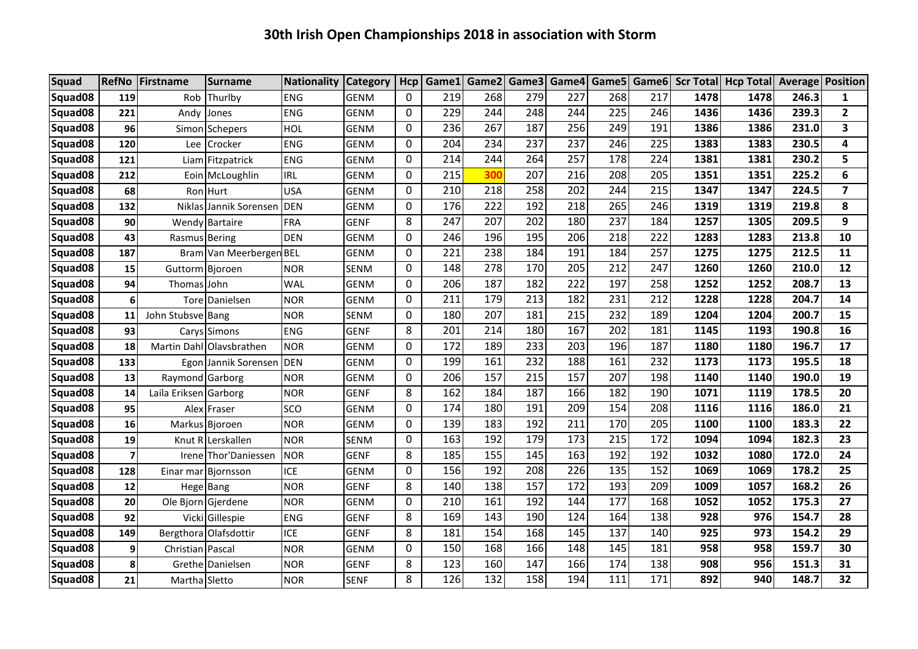# 30th Irish Open Championships 2018 in association with Storm

| Squad | RefNo | Firstname | Surname | Nationality | Category | Hcp | Game1 | Game2 | Game3 | Game4 | Game5 | Game6 | Scr Total | Hcp Total | Average | Position |
|---|---|---|---|---|---|---|---|---|---|---|---|---|---|---|---|---|
| Squad08 | 119 | Rob | Thurlby | ENG | GENM | 0 | 219 | 268 | 279 | 227 | 268 | 217 | 1478 | 1478 | 246.3 | 1 |
| Squad08 | 221 | Andy | Jones | ENG | GENM | 0 | 229 | 244 | 248 | 244 | 225 | 246 | 1436 | 1436 | 239.3 | 2 |
| Squad08 | 96 | Simon | Schepers | HOL | GENM | 0 | 236 | 267 | 187 | 256 | 249 | 191 | 1386 | 1386 | 231.0 | 3 |
| Squad08 | 120 | Lee | Crocker | ENG | GENM | 0 | 204 | 234 | 237 | 237 | 246 | 225 | 1383 | 1383 | 230.5 | 4 |
| Squad08 | 121 | Liam | Fitzpatrick | ENG | GENM | 0 | 214 | 244 | 264 | 257 | 178 | 224 | 1381 | 1381 | 230.2 | 5 |
| Squad08 | 212 | Eoin | McLoughlin | IRL | GENM | 0 | 215 | 300 | 207 | 216 | 208 | 205 | 1351 | 1351 | 225.2 | 6 |
| Squad08 | 68 | Ron | Hurt | USA | GENM | 0 | 210 | 218 | 258 | 202 | 244 | 215 | 1347 | 1347 | 224.5 | 7 |
| Squad08 | 132 | Niklas | Jannik Sorensen | DEN | GENM | 0 | 176 | 222 | 192 | 218 | 265 | 246 | 1319 | 1319 | 219.8 | 8 |
| Squad08 | 90 | Wendy | Bartaire | FRA | GENF | 8 | 247 | 207 | 202 | 180 | 237 | 184 | 1257 | 1305 | 209.5 | 9 |
| Squad08 | 43 | Rasmus | Bering | DEN | GENM | 0 | 246 | 196 | 195 | 206 | 218 | 222 | 1283 | 1283 | 213.8 | 10 |
| Squad08 | 187 | Bram | Van Meerbergen | BEL | GENM | 0 | 221 | 238 | 184 | 191 | 184 | 257 | 1275 | 1275 | 212.5 | 11 |
| Squad08 | 15 | Guttorm | Bjoroen | NOR | SENM | 0 | 148 | 278 | 170 | 205 | 212 | 247 | 1260 | 1260 | 210.0 | 12 |
| Squad08 | 94 | Thomas | John | WAL | GENM | 0 | 206 | 187 | 182 | 222 | 197 | 258 | 1252 | 1252 | 208.7 | 13 |
| Squad08 | 6 | Tore | Danielsen | NOR | GENM | 0 | 211 | 179 | 213 | 182 | 231 | 212 | 1228 | 1228 | 204.7 | 14 |
| Squad08 | 11 | John Stubsve | Bang | NOR | SENM | 0 | 180 | 207 | 181 | 215 | 232 | 189 | 1204 | 1204 | 200.7 | 15 |
| Squad08 | 93 | Carys | Simons | ENG | GENF | 8 | 201 | 214 | 180 | 167 | 202 | 181 | 1145 | 1193 | 190.8 | 16 |
| Squad08 | 18 | Martin Dahl | Olavsbrathen | NOR | GENM | 0 | 172 | 189 | 233 | 203 | 196 | 187 | 1180 | 1180 | 196.7 | 17 |
| Squad08 | 133 | Egon | Jannik Sorensen | DEN | GENM | 0 | 199 | 161 | 232 | 188 | 161 | 232 | 1173 | 1173 | 195.5 | 18 |
| Squad08 | 13 | Raymond | Garborg | NOR | GENM | 0 | 206 | 157 | 215 | 157 | 207 | 198 | 1140 | 1140 | 190.0 | 19 |
| Squad08 | 14 | Laila Eriksen | Garborg | NOR | GENF | 8 | 162 | 184 | 187 | 166 | 182 | 190 | 1071 | 1119 | 178.5 | 20 |
| Squad08 | 95 | Alex | Fraser | SCO | GENM | 0 | 174 | 180 | 191 | 209 | 154 | 208 | 1116 | 1116 | 186.0 | 21 |
| Squad08 | 16 | Markus | Bjoroen | NOR | GENM | 0 | 139 | 183 | 192 | 211 | 170 | 205 | 1100 | 1100 | 183.3 | 22 |
| Squad08 | 19 | Knut R | Lerskallen | NOR | SENM | 0 | 163 | 192 | 179 | 173 | 215 | 172 | 1094 | 1094 | 182.3 | 23 |
| Squad08 | 7 | Irene | Thor'Daniessen | NOR | GENF | 8 | 185 | 155 | 145 | 163 | 192 | 192 | 1032 | 1080 | 172.0 | 24 |
| Squad08 | 128 | Einar mar | Bjornsson | ICE | GENM | 0 | 156 | 192 | 208 | 226 | 135 | 152 | 1069 | 1069 | 178.2 | 25 |
| Squad08 | 12 | Hege | Bang | NOR | GENF | 8 | 140 | 138 | 157 | 172 | 193 | 209 | 1009 | 1057 | 168.2 | 26 |
| Squad08 | 20 | Ole Bjorn | Gjerdene | NOR | GENM | 0 | 210 | 161 | 192 | 144 | 177 | 168 | 1052 | 1052 | 175.3 | 27 |
| Squad08 | 92 | Vicki | Gillespie | ENG | GENF | 8 | 169 | 143 | 190 | 124 | 164 | 138 | 928 | 976 | 154.7 | 28 |
| Squad08 | 149 | Bergthora | Olafsdottir | ICE | GENF | 8 | 181 | 154 | 168 | 145 | 137 | 140 | 925 | 973 | 154.2 | 29 |
| Squad08 | 9 | Christian | Pascal | NOR | GENM | 0 | 150 | 168 | 166 | 148 | 145 | 181 | 958 | 958 | 159.7 | 30 |
| Squad08 | 8 | Grethe | Danielsen | NOR | GENF | 8 | 123 | 160 | 147 | 166 | 174 | 138 | 908 | 956 | 151.3 | 31 |
| Squad08 | 21 | Martha | Sletto | NOR | SENF | 8 | 126 | 132 | 158 | 194 | 111 | 171 | 892 | 940 | 148.7 | 32 |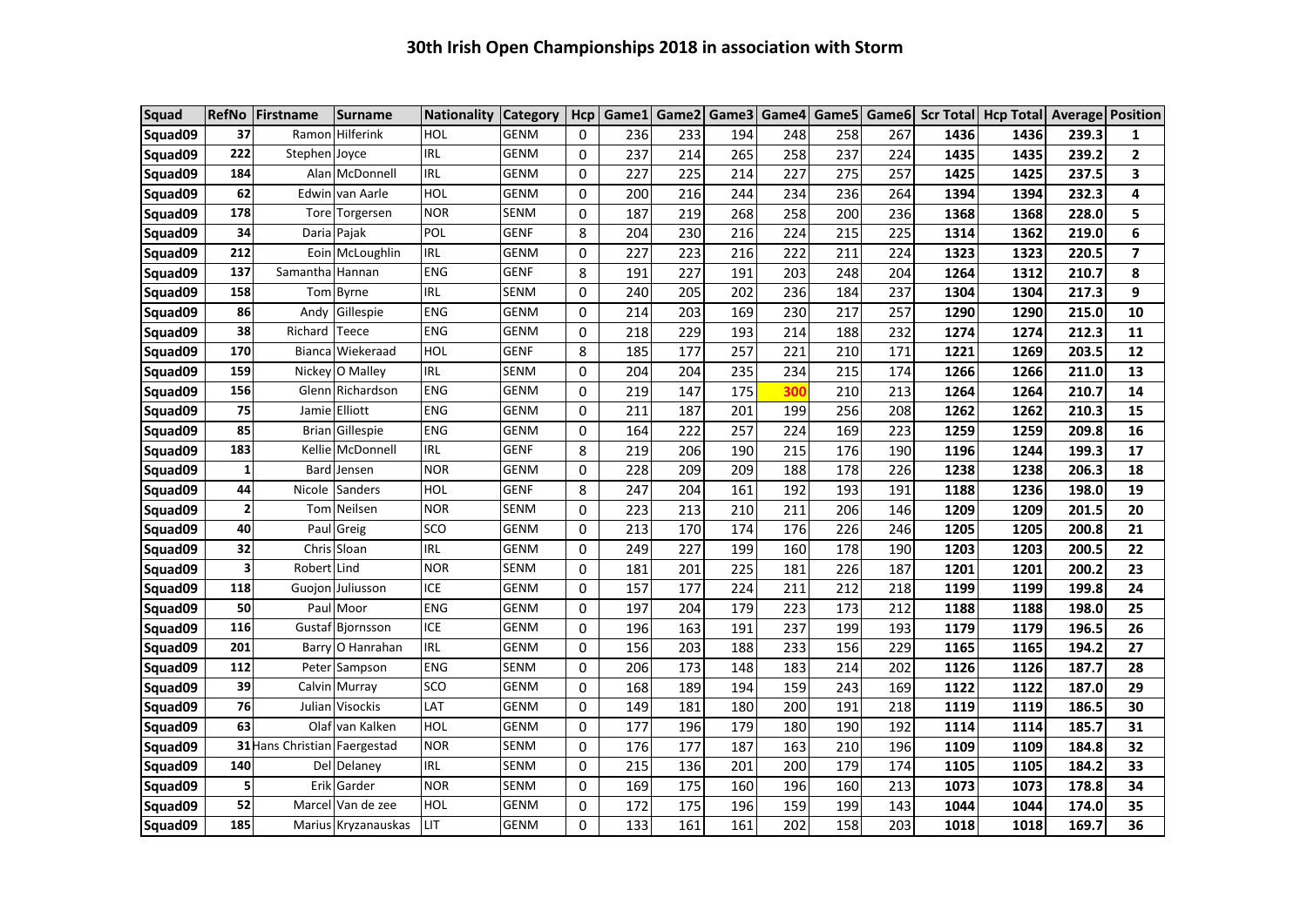# 30th Irish Open Championships 2018 in association with Storm

| Squad | RefNo | Firstname | Surname | Nationality | Category | Hcp | Game1 | Game2 | Game3 | Game4 | Game5 | Game6 | Scr Total | Hcp Total | Average | Position |
|---|---|---|---|---|---|---|---|---|---|---|---|---|---|---|---|---|
| Squad09 | 37 | Ramon | Hilferink | HOL | GENM | 0 | 236 | 233 | 194 | 248 | 258 | 267 | **1436** | **1436** | **239.3** | **1** |
| Squad09 | 222 | Stephen | Joyce | IRL | GENM | 0 | 237 | 214 | 265 | 258 | 237 | 224 | **1435** | **1435** | **239.2** | **2** |
| Squad09 | 184 | Alan | McDonnell | IRL | GENM | 0 | 227 | 225 | 214 | 227 | 275 | 257 | **1425** | **1425** | **237.5** | **3** |
| Squad09 | 62 | Edwin | van Aarle | HOL | GENM | 0 | 200 | 216 | 244 | 234 | 236 | 264 | **1394** | **1394** | **232.3** | **4** |
| Squad09 | 178 | Tore | Torgersen | NOR | SENM | 0 | 187 | 219 | 268 | 258 | 200 | 236 | **1368** | **1368** | **228.0** | **5** |
| Squad09 | 34 | Daria | Pajak | POL | GENF | 8 | 204 | 230 | 216 | 224 | 215 | 225 | **1314** | **1362** | **219.0** | **6** |
| Squad09 | 212 | Eoin | McLoughlin | IRL | GENM | 0 | 227 | 223 | 216 | 222 | 211 | 224 | **1323** | **1323** | **220.5** | **7** |
| Squad09 | 137 | Samantha | Hannan | ENG | GENF | 8 | 191 | 227 | 191 | 203 | 248 | 204 | **1264** | **1312** | **210.7** | **8** |
| Squad09 | 158 | Tom | Byrne | IRL | SENM | 0 | 240 | 205 | 202 | 236 | 184 | 237 | **1304** | **1304** | **217.3** | **9** |
| Squad09 | 86 | Andy | Gillespie | ENG | GENM | 0 | 214 | 203 | 169 | 230 | 217 | 257 | **1290** | **1290** | **215.0** | **10** |
| Squad09 | 38 | Richard | Teece | ENG | GENM | 0 | 218 | 229 | 193 | 214 | 188 | 232 | **1274** | **1274** | **212.3** | **11** |
| Squad09 | 170 | Bianca | Wiekeraad | HOL | GENF | 8 | 185 | 177 | 257 | 221 | 210 | 171 | **1221** | **1269** | **203.5** | **12** |
| Squad09 | 159 | Nickey | O Malley | IRL | SENM | 0 | 204 | 204 | 235 | 234 | 215 | 174 | **1266** | **1266** | **211.0** | **13** |
| Squad09 | 156 | Glenn | Richardson | ENG | GENM | 0 | 219 | 147 | 175 | **300** | 210 | 213 | **1264** | **1264** | **210.7** | **14** |
| Squad09 | 75 | Jamie | Elliott | ENG | GENM | 0 | 211 | 187 | 201 | 199 | 256 | 208 | **1262** | **1262** | **210.3** | **15** |
| Squad09 | 85 | Brian | Gillespie | ENG | GENM | 0 | 164 | 222 | 257 | 224 | 169 | 223 | **1259** | **1259** | **209.8** | **16** |
| Squad09 | 183 | Kellie | McDonnell | IRL | GENF | 8 | 219 | 206 | 190 | 215 | 176 | 190 | **1196** | **1244** | **199.3** | **17** |
| Squad09 | 1 | Bard | Jensen | NOR | GENM | 0 | 228 | 209 | 209 | 188 | 178 | 226 | **1238** | **1238** | **206.3** | **18** |
| Squad09 | 44 | Nicole | Sanders | HOL | GENF | 8 | 247 | 204 | 161 | 192 | 193 | 191 | **1188** | **1236** | **198.0** | **19** |
| Squad09 | 2 | Tom | Neilsen | NOR | SENM | 0 | 223 | 213 | 210 | 211 | 206 | 146 | **1209** | **1209** | **201.5** | **20** |
| Squad09 | 40 | Paul | Greig | SCO | GENM | 0 | 213 | 170 | 174 | 176 | 226 | 246 | **1205** | **1205** | **200.8** | **21** |
| Squad09 | 32 | Chris | Sloan | IRL | GENM | 0 | 249 | 227 | 199 | 160 | 178 | 190 | **1203** | **1203** | **200.5** | **22** |
| Squad09 | 3 | Robert | Lind | NOR | SENM | 0 | 181 | 201 | 225 | 181 | 226 | 187 | **1201** | **1201** | **200.2** | **23** |
| Squad09 | 118 | Guojon | Juliusson | ICE | GENM | 0 | 157 | 177 | 224 | 211 | 212 | 218 | **1199** | **1199** | **199.8** | **24** |
| Squad09 | 50 | Paul | Moor | ENG | GENM | 0 | 197 | 204 | 179 | 223 | 173 | 212 | **1188** | **1188** | **198.0** | **25** |
| Squad09 | 116 | Gustaf | Bjornsson | ICE | GENM | 0 | 196 | 163 | 191 | 237 | 199 | 193 | **1179** | **1179** | **196.5** | **26** |
| Squad09 | 201 | Barry | O Hanrahan | IRL | GENM | 0 | 156 | 203 | 188 | 233 | 156 | 229 | **1165** | **1165** | **194.2** | **27** |
| Squad09 | 112 | Peter | Sampson | ENG | SENM | 0 | 206 | 173 | 148 | 183 | 214 | 202 | **1126** | **1126** | **187.7** | **28** |
| Squad09 | 39 | Calvin | Murray | SCO | GENM | 0 | 168 | 189 | 194 | 159 | 243 | 169 | **1122** | **1122** | **187.0** | **29** |
| Squad09 | 76 | Julian | Visockis | LAT | GENM | 0 | 149 | 181 | 180 | 200 | 191 | 218 | **1119** | **1119** | **186.5** | **30** |
| Squad09 | 63 | Olaf | van Kalken | HOL | GENM | 0 | 177 | 196 | 179 | 180 | 190 | 192 | **1114** | **1114** | **185.7** | **31** |
| Squad09 | 31 | Hans Christian | Faergestad | NOR | SENM | 0 | 176 | 177 | 187 | 163 | 210 | 196 | **1109** | **1109** | **184.8** | **32** |
| Squad09 | 140 | Del | Delaney | IRL | SENM | 0 | 215 | 136 | 201 | 200 | 179 | 174 | **1105** | **1105** | **184.2** | **33** |
| Squad09 | 5 | Erik | Garder | NOR | SENM | 0 | 169 | 175 | 160 | 196 | 160 | 213 | **1073** | **1073** | **178.8** | **34** |
| Squad09 | 52 | Marcel | Van de zee | HOL | GENM | 0 | 172 | 175 | 196 | 159 | 199 | 143 | **1044** | **1044** | **174.0** | **35** |
| Squad09 | 185 | Marius | Kryzanauskas | LIT | GENM | 0 | 133 | 161 | 161 | 202 | 158 | 203 | **1018** | **1018** | **169.7** | **36** |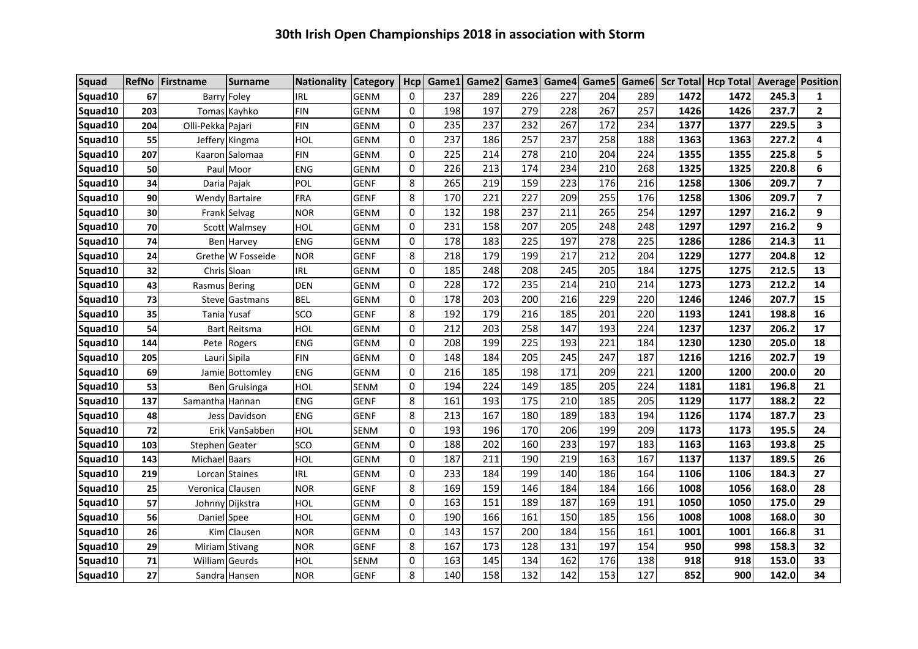# 30th Irish Open Championships 2018 in association with Storm

| Squad | RefNo | Firstname | Surname | Nationality | Category | Hcp | Game1 | Game2 | Game3 | Game4 | Game5 | Game6 | Scr Total | Hcp Total | Average | Position |
|---|---|---|---|---|---|---|---|---|---|---|---|---|---|---|---|---|
| Squad10 | 67 | Barry | Foley | IRL | GENM | 0 | 237 | 289 | 226 | 227 | 204 | 289 | **1472** | **1472** | **245.3** | **1** |
| Squad10 | 203 | Tomas | Kayhko | FIN | GENM | 0 | 198 | 197 | 279 | 228 | 267 | 257 | **1426** | **1426** | **237.7** | **2** |
| Squad10 | 204 | Olli-Pekka | Pajari | FIN | GENM | 0 | 235 | 237 | 232 | 267 | 172 | 234 | **1377** | **1377** | **229.5** | **3** |
| Squad10 | 55 | Jeffery | Kingma | HOL | GENM | 0 | 237 | 186 | 257 | 237 | 258 | 188 | **1363** | **1363** | **227.2** | **4** |
| Squad10 | 207 | Kaaron | Salomaa | FIN | GENM | 0 | 225 | 214 | 278 | 210 | 204 | 224 | **1355** | **1355** | **225.8** | **5** |
| Squad10 | 50 | Paul | Moor | ENG | GENM | 0 | 226 | 213 | 174 | 234 | 210 | 268 | **1325** | **1325** | **220.8** | **6** |
| Squad10 | 34 | Daria | Pajak | POL | GENF | 8 | 265 | 219 | 159 | 223 | 176 | 216 | **1258** | **1306** | **209.7** | **7** |
| Squad10 | 90 | Wendy | Bartaire | FRA | GENF | 8 | 170 | 221 | 227 | 209 | 255 | 176 | **1258** | **1306** | **209.7** | **7** |
| Squad10 | 30 | Frank | Selvag | NOR | GENM | 0 | 132 | 198 | 237 | 211 | 265 | 254 | **1297** | **1297** | **216.2** | **9** |
| Squad10 | 70 | Scott | Walmsey | HOL | GENM | 0 | 231 | 158 | 207 | 205 | 248 | 248 | **1297** | **1297** | **216.2** | **9** |
| Squad10 | 74 | Ben | Harvey | ENG | GENM | 0 | 178 | 183 | 225 | 197 | 278 | 225 | **1286** | **1286** | **214.3** | **11** |
| Squad10 | 24 | Grethe | W Fosseide | NOR | GENF | 8 | 218 | 179 | 199 | 217 | 212 | 204 | **1229** | **1277** | **204.8** | **12** |
| Squad10 | 32 | Chris | Sloan | IRL | GENM | 0 | 185 | 248 | 208 | 245 | 205 | 184 | **1275** | **1275** | **212.5** | **13** |
| Squad10 | 43 | Rasmus | Bering | DEN | GENM | 0 | 228 | 172 | 235 | 214 | 210 | 214 | **1273** | **1273** | **212.2** | **14** |
| Squad10 | 73 | Steve | Gastmans | BEL | GENM | 0 | 178 | 203 | 200 | 216 | 229 | 220 | **1246** | **1246** | **207.7** | **15** |
| Squad10 | 35 | Tania | Yusaf | SCO | GENF | 8 | 192 | 179 | 216 | 185 | 201 | 220 | **1193** | **1241** | **198.8** | **16** |
| Squad10 | 54 | Bart | Reitsma | HOL | GENM | 0 | 212 | 203 | 258 | 147 | 193 | 224 | **1237** | **1237** | **206.2** | **17** |
| Squad10 | 144 | Pete | Rogers | ENG | GENM | 0 | 208 | 199 | 225 | 193 | 221 | 184 | **1230** | **1230** | **205.0** | **18** |
| Squad10 | 205 | Lauri | Sipila | FIN | GENM | 0 | 148 | 184 | 205 | 245 | 247 | 187 | **1216** | **1216** | **202.7** | **19** |
| Squad10 | 69 | Jamie | Bottomley | ENG | GENM | 0 | 216 | 185 | 198 | 171 | 209 | 221 | **1200** | **1200** | **200.0** | **20** |
| Squad10 | 53 | Ben | Gruisinga | HOL | SENM | 0 | 194 | 224 | 149 | 185 | 205 | 224 | **1181** | **1181** | **196.8** | **21** |
| Squad10 | 137 | Samantha | Hannan | ENG | GENF | 8 | 161 | 193 | 175 | 210 | 185 | 205 | **1129** | **1177** | **188.2** | **22** |
| Squad10 | 48 | Jess | Davidson | ENG | GENF | 8 | 213 | 167 | 180 | 189 | 183 | 194 | **1126** | **1174** | **187.7** | **23** |
| Squad10 | 72 | Erik | VanSabben | HOL | SENM | 0 | 193 | 196 | 170 | 206 | 199 | 209 | **1173** | **1173** | **195.5** | **24** |
| Squad10 | 103 | Stephen | Geater | SCO | GENM | 0 | 188 | 202 | 160 | 233 | 197 | 183 | **1163** | **1163** | **193.8** | **25** |
| Squad10 | 143 | Michael | Baars | HOL | GENM | 0 | 187 | 211 | 190 | 219 | 163 | 167 | **1137** | **1137** | **189.5** | **26** |
| Squad10 | 219 | Lorcan | Staines | IRL | GENM | 0 | 233 | 184 | 199 | 140 | 186 | 164 | **1106** | **1106** | **184.3** | **27** |
| Squad10 | 25 | Veronica | Clausen | NOR | GENF | 8 | 169 | 159 | 146 | 184 | 184 | 166 | **1008** | **1056** | **168.0** | **28** |
| Squad10 | 57 | Johnny | Dijkstra | HOL | GENM | 0 | 163 | 151 | 189 | 187 | 169 | 191 | **1050** | **1050** | **175.0** | **29** |
| Squad10 | 56 | Daniel | Spee | HOL | GENM | 0 | 190 | 166 | 161 | 150 | 185 | 156 | **1008** | **1008** | **168.0** | **30** |
| Squad10 | 26 | Kim | Clausen | NOR | GENM | 0 | 143 | 157 | 200 | 184 | 156 | 161 | **1001** | **1001** | **166.8** | **31** |
| Squad10 | 29 | Miriam | Stivang | NOR | GENF | 8 | 167 | 173 | 128 | 131 | 197 | 154 | **950** | **998** | **158.3** | **32** |
| Squad10 | 71 | William | Geurds | HOL | SENM | 0 | 163 | 145 | 134 | 162 | 176 | 138 | **918** | **918** | **153.0** | **33** |
| Squad10 | 27 | Sandra | Hansen | NOR | GENF | 8 | 140 | 158 | 132 | 142 | 153 | 127 | **852** | **900** | **142.0** | **34** |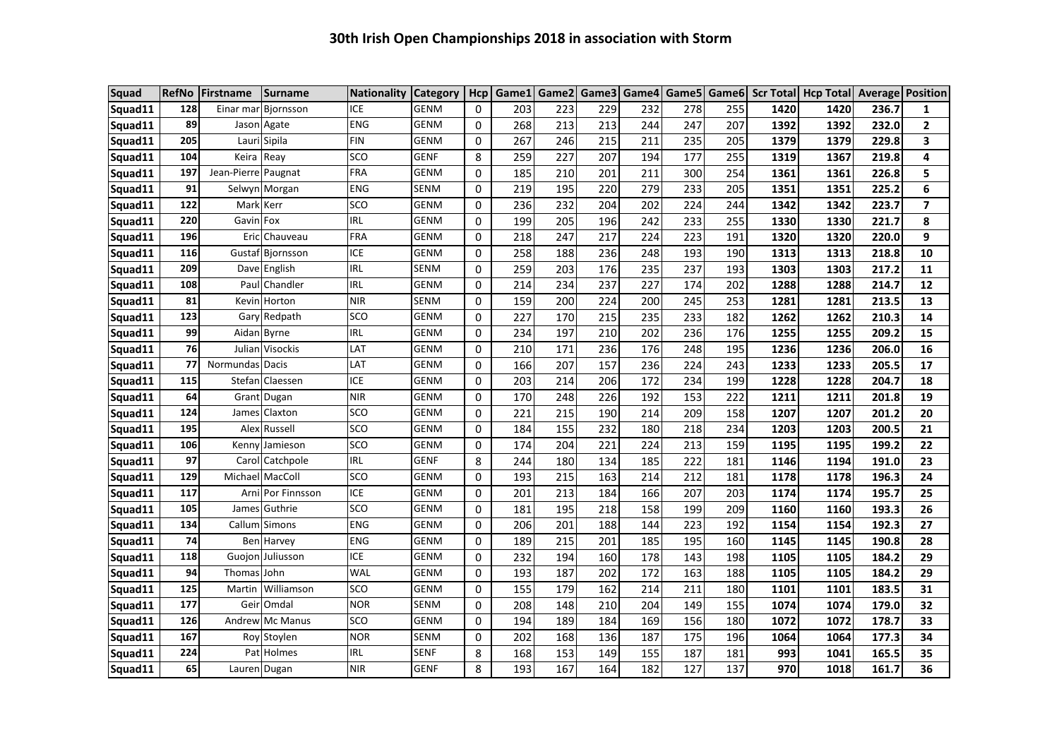# 30th Irish Open Championships 2018 in association with Storm

| Squad | RefNo | Firstname | Surname | Nationality | Category | Hcp | Game1 | Game2 | Game3 | Game4 | Game5 | Game6 | Scr Total | Hcp Total | Average | Position |
|---|---|---|---|---|---|---|---|---|---|---|---|---|---|---|---|---|
| Squad11 | 128 | Einar mar | Bjornsson | ICE | GENM | 0 | 203 | 223 | 229 | 232 | 278 | 255 | 1420 | 1420 | 236.7 | 1 |
| Squad11 | 89 | Jason | Agate | ENG | GENM | 0 | 268 | 213 | 213 | 244 | 247 | 207 | 1392 | 1392 | 232.0 | 2 |
| Squad11 | 205 | Lauri | Sipila | FIN | GENM | 0 | 267 | 246 | 215 | 211 | 235 | 205 | 1379 | 1379 | 229.8 | 3 |
| Squad11 | 104 | Keira | Reay | SCO | GENF | 8 | 259 | 227 | 207 | 194 | 177 | 255 | 1319 | 1367 | 219.8 | 4 |
| Squad11 | 197 | Jean-Pierre | Paugnat | FRA | GENM | 0 | 185 | 210 | 201 | 211 | 300 | 254 | 1361 | 1361 | 226.8 | 5 |
| Squad11 | 91 | Selwyn | Morgan | ENG | SENM | 0 | 219 | 195 | 220 | 279 | 233 | 205 | 1351 | 1351 | 225.2 | 6 |
| Squad11 | 122 | Mark | Kerr | SCO | GENM | 0 | 236 | 232 | 204 | 202 | 224 | 244 | 1342 | 1342 | 223.7 | 7 |
| Squad11 | 220 | Gavin | Fox | IRL | GENM | 0 | 199 | 205 | 196 | 242 | 233 | 255 | 1330 | 1330 | 221.7 | 8 |
| Squad11 | 196 | Eric | Chauveau | FRA | GENM | 0 | 218 | 247 | 217 | 224 | 223 | 191 | 1320 | 1320 | 220.0 | 9 |
| Squad11 | 116 | Gustaf | Bjornsson | ICE | GENM | 0 | 258 | 188 | 236 | 248 | 193 | 190 | 1313 | 1313 | 218.8 | 10 |
| Squad11 | 209 | Dave | English | IRL | SENM | 0 | 259 | 203 | 176 | 235 | 237 | 193 | 1303 | 1303 | 217.2 | 11 |
| Squad11 | 108 | Paul | Chandler | IRL | GENM | 0 | 214 | 234 | 237 | 227 | 174 | 202 | 1288 | 1288 | 214.7 | 12 |
| Squad11 | 81 | Kevin | Horton | NIR | SENM | 0 | 159 | 200 | 224 | 200 | 245 | 253 | 1281 | 1281 | 213.5 | 13 |
| Squad11 | 123 | Gary | Redpath | SCO | GENM | 0 | 227 | 170 | 215 | 235 | 233 | 182 | 1262 | 1262 | 210.3 | 14 |
| Squad11 | 99 | Aidan | Byrne | IRL | GENM | 0 | 234 | 197 | 210 | 202 | 236 | 176 | 1255 | 1255 | 209.2 | 15 |
| Squad11 | 76 | Julian | Visockis | LAT | GENM | 0 | 210 | 171 | 236 | 176 | 248 | 195 | 1236 | 1236 | 206.0 | 16 |
| Squad11 | 77 | Normundas | Dacis | LAT | GENM | 0 | 166 | 207 | 157 | 236 | 224 | 243 | 1233 | 1233 | 205.5 | 17 |
| Squad11 | 115 | Stefan | Claessen | ICE | GENM | 0 | 203 | 214 | 206 | 172 | 234 | 199 | 1228 | 1228 | 204.7 | 18 |
| Squad11 | 64 | Grant | Dugan | NIR | GENM | 0 | 170 | 248 | 226 | 192 | 153 | 222 | 1211 | 1211 | 201.8 | 19 |
| Squad11 | 124 | James | Claxton | SCO | GENM | 0 | 221 | 215 | 190 | 214 | 209 | 158 | 1207 | 1207 | 201.2 | 20 |
| Squad11 | 195 | Alex | Russell | SCO | GENM | 0 | 184 | 155 | 232 | 180 | 218 | 234 | 1203 | 1203 | 200.5 | 21 |
| Squad11 | 106 | Kenny | Jamieson | SCO | GENM | 0 | 174 | 204 | 221 | 224 | 213 | 159 | 1195 | 1195 | 199.2 | 22 |
| Squad11 | 97 | Carol | Catchpole | IRL | GENF | 8 | 244 | 180 | 134 | 185 | 222 | 181 | 1146 | 1194 | 191.0 | 23 |
| Squad11 | 129 | Michael | MacColl | SCO | GENM | 0 | 193 | 215 | 163 | 214 | 212 | 181 | 1178 | 1178 | 196.3 | 24 |
| Squad11 | 117 | Arni | Por Finnsson | ICE | GENM | 0 | 201 | 213 | 184 | 166 | 207 | 203 | 1174 | 1174 | 195.7 | 25 |
| Squad11 | 105 | James | Guthrie | SCO | GENM | 0 | 181 | 195 | 218 | 158 | 199 | 209 | 1160 | 1160 | 193.3 | 26 |
| Squad11 | 134 | Callum | Simons | ENG | GENM | 0 | 206 | 201 | 188 | 144 | 223 | 192 | 1154 | 1154 | 192.3 | 27 |
| Squad11 | 74 | Ben | Harvey | ENG | GENM | 0 | 189 | 215 | 201 | 185 | 195 | 160 | 1145 | 1145 | 190.8 | 28 |
| Squad11 | 118 | Guojon | Juliusson | ICE | GENM | 0 | 232 | 194 | 160 | 178 | 143 | 198 | 1105 | 1105 | 184.2 | 29 |
| Squad11 | 94 | Thomas | John | WAL | GENM | 0 | 193 | 187 | 202 | 172 | 163 | 188 | 1105 | 1105 | 184.2 | 29 |
| Squad11 | 125 | Martin | Williamson | SCO | GENM | 0 | 155 | 179 | 162 | 214 | 211 | 180 | 1101 | 1101 | 183.5 | 31 |
| Squad11 | 177 | Geir | Omdal | NOR | SENM | 0 | 208 | 148 | 210 | 204 | 149 | 155 | 1074 | 1074 | 179.0 | 32 |
| Squad11 | 126 | Andrew | Mc Manus | SCO | GENM | 0 | 194 | 189 | 184 | 169 | 156 | 180 | 1072 | 1072 | 178.7 | 33 |
| Squad11 | 167 | Roy | Stoylen | NOR | SENM | 0 | 202 | 168 | 136 | 187 | 175 | 196 | 1064 | 1064 | 177.3 | 34 |
| Squad11 | 224 | Pat | Holmes | IRL | SENF | 8 | 168 | 153 | 149 | 155 | 187 | 181 | 993 | 1041 | 165.5 | 35 |
| Squad11 | 65 | Lauren | Dugan | NIR | GENF | 8 | 193 | 167 | 164 | 182 | 127 | 137 | 970 | 1018 | 161.7 | 36 |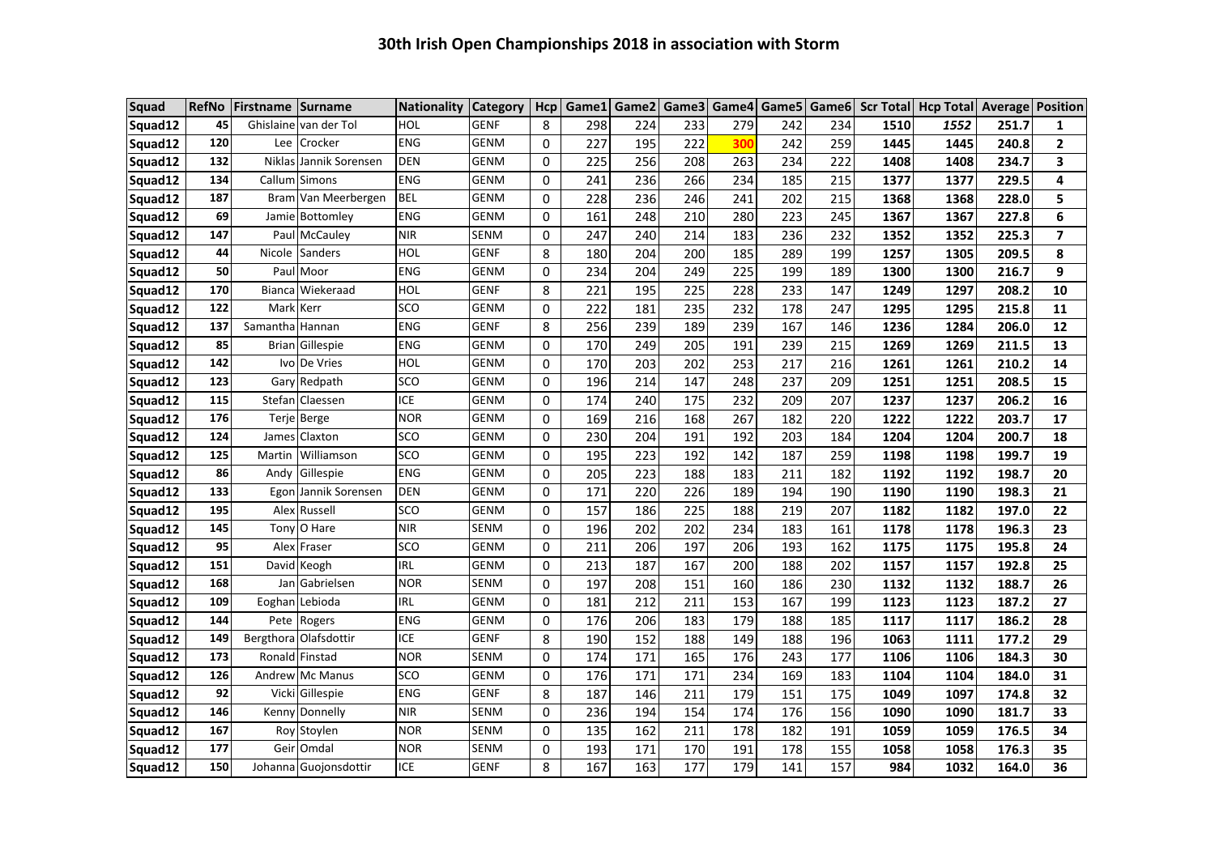# 30th Irish Open Championships 2018 in association with Storm

| Squad | RefNo | Firstname | Surname | Nationality | Category | Hcp | Game1 | Game2 | Game3 | Game4 | Game5 | Game6 | Scr Total | Hcp Total | Average | Position |
|---|---|---|---|---|---|---|---|---|---|---|---|---|---|---|---|---|
| Squad12 | 45 | Ghislaine | van der Tol | HOL | GENF | 8 | 298 | 224 | 233 | 279 | 242 | 234 | 1510 | *1552* | 251.7 | 1 |
| Squad12 | 120 | Lee | Crocker | ENG | GENM | 0 | 227 | 195 | 222 | **300** | 242 | 259 | 1445 | 1445 | 240.8 | 2 |
| Squad12 | 132 | Niklas | Jannik Sorensen | DEN | GENM | 0 | 225 | 256 | 208 | 263 | 234 | 222 | 1408 | 1408 | 234.7 | 3 |
| Squad12 | 134 | Callum | Simons | ENG | GENM | 0 | 241 | 236 | 266 | 234 | 185 | 215 | 1377 | 1377 | 229.5 | 4 |
| Squad12 | 187 | Bram | Van Meerbergen | BEL | GENM | 0 | 228 | 236 | 246 | 241 | 202 | 215 | 1368 | 1368 | 228.0 | 5 |
| Squad12 | 69 | Jamie | Bottomley | ENG | GENM | 0 | 161 | 248 | 210 | 280 | 223 | 245 | 1367 | 1367 | 227.8 | 6 |
| Squad12 | 147 | Paul | McCauley | NIR | SENM | 0 | 247 | 240 | 214 | 183 | 236 | 232 | 1352 | 1352 | 225.3 | 7 |
| Squad12 | 44 | Nicole | Sanders | HOL | GENF | 8 | 180 | 204 | 200 | 185 | 289 | 199 | 1257 | 1305 | 209.5 | 8 |
| Squad12 | 50 | Paul | Moor | ENG | GENM | 0 | 234 | 204 | 249 | 225 | 199 | 189 | 1300 | 1300 | 216.7 | 9 |
| Squad12 | 170 | Bianca | Wiekeraad | HOL | GENF | 8 | 221 | 195 | 225 | 228 | 233 | 147 | 1249 | 1297 | 208.2 | 10 |
| Squad12 | 122 | Mark | Kerr | SCO | GENM | 0 | 222 | 181 | 235 | 232 | 178 | 247 | 1295 | 1295 | 215.8 | 11 |
| Squad12 | 137 | Samantha | Hannan | ENG | GENF | 8 | 256 | 239 | 189 | 239 | 167 | 146 | 1236 | 1284 | 206.0 | 12 |
| Squad12 | 85 | Brian | Gillespie | ENG | GENM | 0 | 170 | 249 | 205 | 191 | 239 | 215 | 1269 | 1269 | 211.5 | 13 |
| Squad12 | 142 | Ivo | De Vries | HOL | GENM | 0 | 170 | 203 | 202 | 253 | 217 | 216 | 1261 | 1261 | 210.2 | 14 |
| Squad12 | 123 | Gary | Redpath | SCO | GENM | 0 | 196 | 214 | 147 | 248 | 237 | 209 | 1251 | 1251 | 208.5 | 15 |
| Squad12 | 115 | Stefan | Claessen | ICE | GENM | 0 | 174 | 240 | 175 | 232 | 209 | 207 | 1237 | 1237 | 206.2 | 16 |
| Squad12 | 176 | Terje | Berge | NOR | GENM | 0 | 169 | 216 | 168 | 267 | 182 | 220 | 1222 | 1222 | 203.7 | 17 |
| Squad12 | 124 | James | Claxton | SCO | GENM | 0 | 230 | 204 | 191 | 192 | 203 | 184 | 1204 | 1204 | 200.7 | 18 |
| Squad12 | 125 | Martin | Williamson | SCO | GENM | 0 | 195 | 223 | 192 | 142 | 187 | 259 | 1198 | 1198 | 199.7 | 19 |
| Squad12 | 86 | Andy | Gillespie | ENG | GENM | 0 | 205 | 223 | 188 | 183 | 211 | 182 | 1192 | 1192 | 198.7 | 20 |
| Squad12 | 133 | Egon | Jannik Sorensen | DEN | GENM | 0 | 171 | 220 | 226 | 189 | 194 | 190 | 1190 | 1190 | 198.3 | 21 |
| Squad12 | 195 | Alex | Russell | SCO | GENM | 0 | 157 | 186 | 225 | 188 | 219 | 207 | 1182 | 1182 | 197.0 | 22 |
| Squad12 | 145 | Tony | O Hare | NIR | SENM | 0 | 196 | 202 | 202 | 234 | 183 | 161 | 1178 | 1178 | 196.3 | 23 |
| Squad12 | 95 | Alex | Fraser | SCO | GENM | 0 | 211 | 206 | 197 | 206 | 193 | 162 | 1175 | 1175 | 195.8 | 24 |
| Squad12 | 151 | David | Keogh | IRL | GENM | 0 | 213 | 187 | 167 | 200 | 188 | 202 | 1157 | 1157 | 192.8 | 25 |
| Squad12 | 168 | Jan | Gabrielsen | NOR | SENM | 0 | 197 | 208 | 151 | 160 | 186 | 230 | 1132 | 1132 | 188.7 | 26 |
| Squad12 | 109 | Eoghan | Lebioda | IRL | GENM | 0 | 181 | 212 | 211 | 153 | 167 | 199 | 1123 | 1123 | 187.2 | 27 |
| Squad12 | 144 | Pete | Rogers | ENG | GENM | 0 | 176 | 206 | 183 | 179 | 188 | 185 | 1117 | 1117 | 186.2 | 28 |
| Squad12 | 149 | Bergthora | Olafsdottir | ICE | GENF | 8 | 190 | 152 | 188 | 149 | 188 | 196 | 1063 | 1111 | 177.2 | 29 |
| Squad12 | 173 | Ronald | Finstad | NOR | SENM | 0 | 174 | 171 | 165 | 176 | 243 | 177 | 1106 | 1106 | 184.3 | 30 |
| Squad12 | 126 | Andrew | Mc Manus | SCO | GENM | 0 | 176 | 171 | 171 | 234 | 169 | 183 | 1104 | 1104 | 184.0 | 31 |
| Squad12 | 92 | Vicki | Gillespie | ENG | GENF | 8 | 187 | 146 | 211 | 179 | 151 | 175 | 1049 | 1097 | 174.8 | 32 |
| Squad12 | 146 | Kenny | Donnelly | NIR | SENM | 0 | 236 | 194 | 154 | 174 | 176 | 156 | 1090 | 1090 | 181.7 | 33 |
| Squad12 | 167 | Roy | Stoylen | NOR | SENM | 0 | 135 | 162 | 211 | 178 | 182 | 191 | 1059 | 1059 | 176.5 | 34 |
| Squad12 | 177 | Geir | Omdal | NOR | SENM | 0 | 193 | 171 | 170 | 191 | 178 | 155 | 1058 | 1058 | 176.3 | 35 |
| Squad12 | 150 | Johanna | Guojonsdottir | ICE | GENF | 8 | 167 | 163 | 177 | 179 | 141 | 157 | 984 | 1032 | 164.0 | 36 |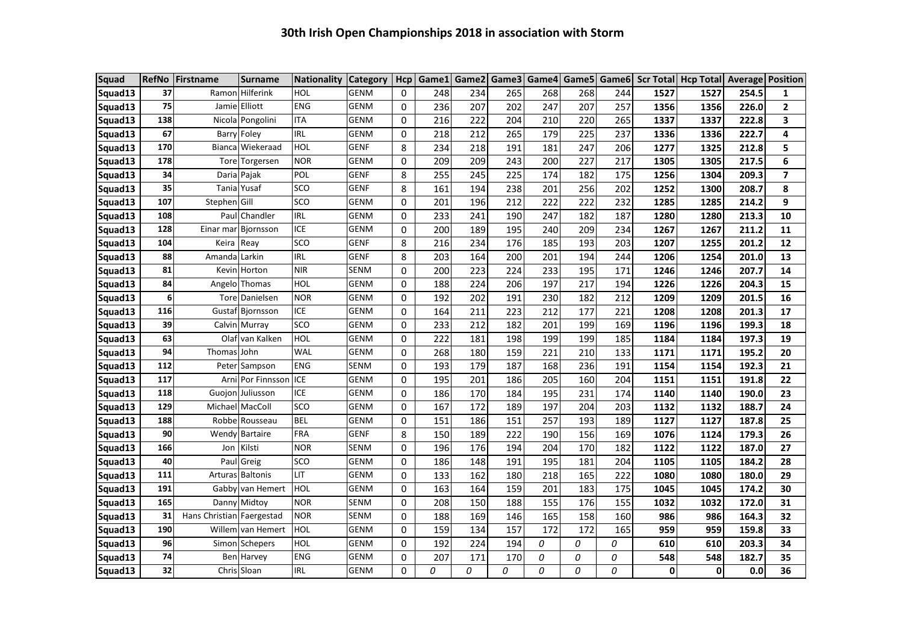# 30th Irish Open Championships 2018 in association with Storm

| Squad | RefNo | Firstname | Surname | Nationality | Category | Hcp | Game1 | Game2 | Game3 | Game4 | Game5 | Game6 | Scr Total | Hcp Total | Average | Position |
|---|---|---|---|---|---|---|---|---|---|---|---|---|---|---|---|---|
| Squad13 | 37 | Ramon | Hilferink | HOL | GENM | 0 | 248 | 234 | 265 | 268 | 268 | 244 | 1527 | 1527 | 254.5 | 1 |
| Squad13 | 75 | Jamie | Elliott | ENG | GENM | 0 | 236 | 207 | 202 | 247 | 207 | 257 | 1356 | 1356 | 226.0 | 2 |
| Squad13 | 138 | Nicola | Pongolini | ITA | GENM | 0 | 216 | 222 | 204 | 210 | 220 | 265 | 1337 | 1337 | 222.8 | 3 |
| Squad13 | 67 | Barry | Foley | IRL | GENM | 0 | 218 | 212 | 265 | 179 | 225 | 237 | 1336 | 1336 | 222.7 | 4 |
| Squad13 | 170 | Bianca | Wiekeraad | HOL | GENF | 8 | 234 | 218 | 191 | 181 | 247 | 206 | 1277 | 1325 | 212.8 | 5 |
| Squad13 | 178 | Tore | Torgersen | NOR | GENM | 0 | 209 | 209 | 243 | 200 | 227 | 217 | 1305 | 1305 | 217.5 | 6 |
| Squad13 | 34 | Daria | Pajak | POL | GENF | 8 | 255 | 245 | 225 | 174 | 182 | 175 | 1256 | 1304 | 209.3 | 7 |
| Squad13 | 35 | Tania | Yusaf | SCO | GENF | 8 | 161 | 194 | 238 | 201 | 256 | 202 | 1252 | 1300 | 208.7 | 8 |
| Squad13 | 107 | Stephen | Gill | SCO | GENM | 0 | 201 | 196 | 212 | 222 | 222 | 232 | 1285 | 1285 | 214.2 | 9 |
| Squad13 | 108 | Paul | Chandler | IRL | GENM | 0 | 233 | 241 | 190 | 247 | 182 | 187 | 1280 | 1280 | 213.3 | 10 |
| Squad13 | 128 | Einar mar | Bjornsson | ICE | GENM | 0 | 200 | 189 | 195 | 240 | 209 | 234 | 1267 | 1267 | 211.2 | 11 |
| Squad13 | 104 | Keira | Reay | SCO | GENF | 8 | 216 | 234 | 176 | 185 | 193 | 203 | 1207 | 1255 | 201.2 | 12 |
| Squad13 | 88 | Amanda | Larkin | IRL | GENF | 8 | 203 | 164 | 200 | 201 | 194 | 244 | 1206 | 1254 | 201.0 | 13 |
| Squad13 | 81 | Kevin | Horton | NIR | SENM | 0 | 200 | 223 | 224 | 233 | 195 | 171 | 1246 | 1246 | 207.7 | 14 |
| Squad13 | 84 | Angelo | Thomas | HOL | GENM | 0 | 188 | 224 | 206 | 197 | 217 | 194 | 1226 | 1226 | 204.3 | 15 |
| Squad13 | 6 | Tore | Danielsen | NOR | GENM | 0 | 192 | 202 | 191 | 230 | 182 | 212 | 1209 | 1209 | 201.5 | 16 |
| Squad13 | 116 | Gustaf | Bjornsson | ICE | GENM | 0 | 164 | 211 | 223 | 212 | 177 | 221 | 1208 | 1208 | 201.3 | 17 |
| Squad13 | 39 | Calvin | Murray | SCO | GENM | 0 | 233 | 212 | 182 | 201 | 199 | 169 | 1196 | 1196 | 199.3 | 18 |
| Squad13 | 63 | Olaf | van Kalken | HOL | GENM | 0 | 222 | 181 | 198 | 199 | 199 | 185 | 1184 | 1184 | 197.3 | 19 |
| Squad13 | 94 | Thomas | John | WAL | GENM | 0 | 268 | 180 | 159 | 221 | 210 | 133 | 1171 | 1171 | 195.2 | 20 |
| Squad13 | 112 | Peter | Sampson | ENG | SENM | 0 | 193 | 179 | 187 | 168 | 236 | 191 | 1154 | 1154 | 192.3 | 21 |
| Squad13 | 117 | Arni | Por Finnsson | ICE | GENM | 0 | 195 | 201 | 186 | 205 | 160 | 204 | 1151 | 1151 | 191.8 | 22 |
| Squad13 | 118 | Guojon | Juliusson | ICE | GENM | 0 | 186 | 170 | 184 | 195 | 231 | 174 | 1140 | 1140 | 190.0 | 23 |
| Squad13 | 129 | Michael | MacColl | SCO | GENM | 0 | 167 | 172 | 189 | 197 | 204 | 203 | 1132 | 1132 | 188.7 | 24 |
| Squad13 | 188 | Robbe | Rousseau | BEL | GENM | 0 | 151 | 186 | 151 | 257 | 193 | 189 | 1127 | 1127 | 187.8 | 25 |
| Squad13 | 90 | Wendy | Bartaire | FRA | GENF | 8 | 150 | 189 | 222 | 190 | 156 | 169 | 1076 | 1124 | 179.3 | 26 |
| Squad13 | 166 | Jon | Kilsti | NOR | SENM | 0 | 196 | 176 | 194 | 204 | 170 | 182 | 1122 | 1122 | 187.0 | 27 |
| Squad13 | 40 | Paul | Greig | SCO | GENM | 0 | 186 | 148 | 191 | 195 | 181 | 204 | 1105 | 1105 | 184.2 | 28 |
| Squad13 | 111 | Arturas | Baltonis | LIT | GENM | 0 | 133 | 162 | 180 | 218 | 165 | 222 | 1080 | 1080 | 180.0 | 29 |
| Squad13 | 191 | Gabby | van Hemert | HOL | GENM | 0 | 163 | 164 | 159 | 201 | 183 | 175 | 1045 | 1045 | 174.2 | 30 |
| Squad13 | 165 | Danny | Midtoy | NOR | SENM | 0 | 208 | 150 | 188 | 155 | 176 | 155 | 1032 | 1032 | 172.0 | 31 |
| Squad13 | 31 | Hans Christian | Faergestad | NOR | SENM | 0 | 188 | 169 | 146 | 165 | 158 | 160 | 986 | 986 | 164.3 | 32 |
| Squad13 | 190 | Willem | van Hemert | HOL | GENM | 0 | 159 | 134 | 157 | 172 | 172 | 165 | 959 | 959 | 159.8 | 33 |
| Squad13 | 96 | Simon | Schepers | HOL | GENM | 0 | 192 | 224 | 194 | 0 | 0 | 0 | 610 | 610 | 203.3 | 34 |
| Squad13 | 74 | Ben | Harvey | ENG | GENM | 0 | 207 | 171 | 170 | 0 | 0 | 0 | 548 | 548 | 182.7 | 35 |
| Squad13 | 32 | Chris | Sloan | IRL | GENM | 0 | 0 | 0 | 0 | 0 | 0 | 0 | 0 | 0 | 0.0 | 36 |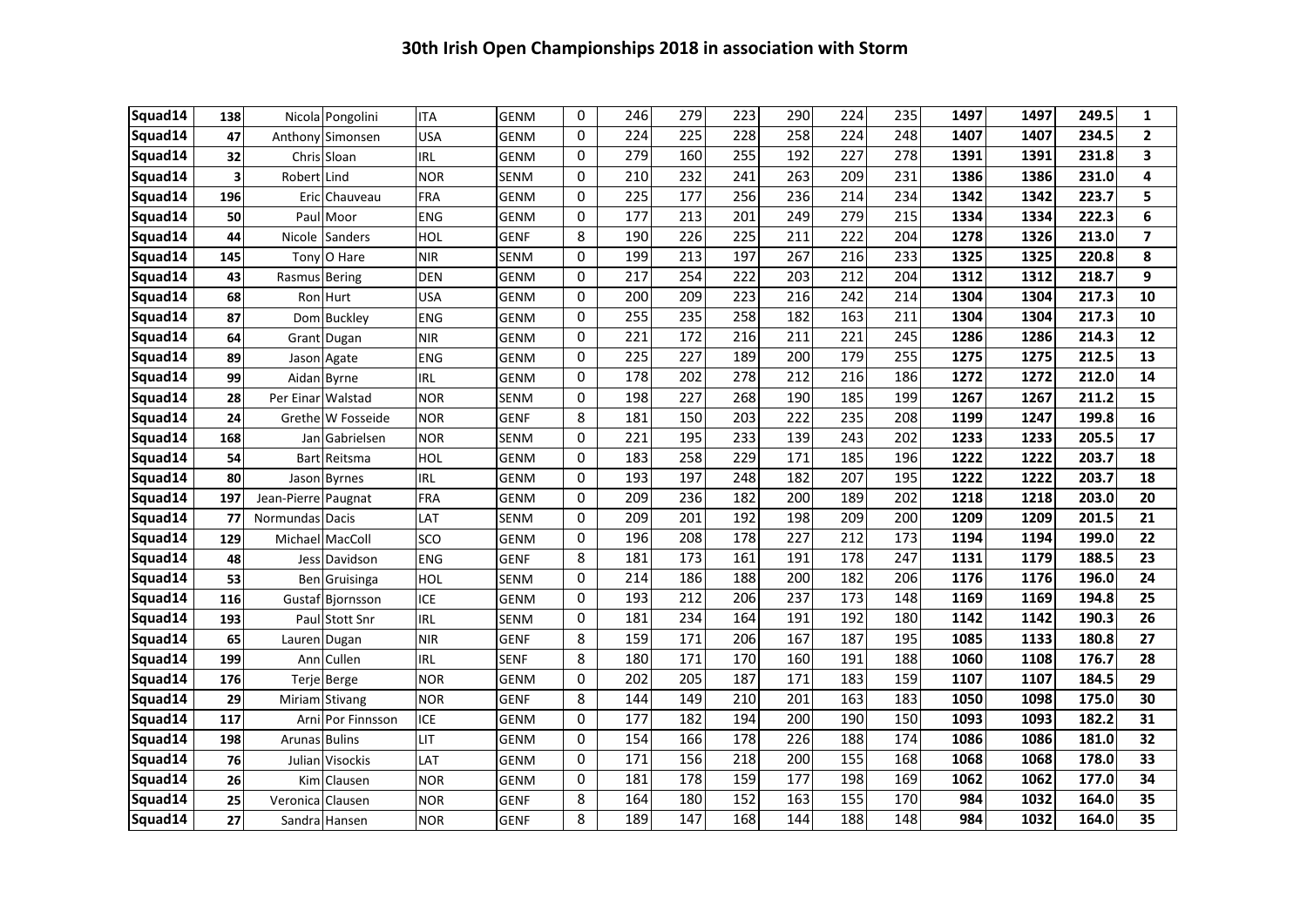# 30th Irish Open Championships 2018 in association with Storm

| | | | | | | | | | | | | | | | | | |
|---|---|---|---|---|---|---|---|---|---|---|---|---|---|---|---|---|---|
| Squad14 | 138 | Nicola | Pongolini | ITA | GENM | 0 | 246 | 279 | 223 | 290 | 224 | 235 | 1497 | 1497 | 249.5 | 1 |
| Squad14 | 47 | Anthony | Simonsen | USA | GENM | 0 | 224 | 225 | 228 | 258 | 224 | 248 | 1407 | 1407 | 234.5 | 2 |
| Squad14 | 32 | Chris | Sloan | IRL | GENM | 0 | 279 | 160 | 255 | 192 | 227 | 278 | 1391 | 1391 | 231.8 | 3 |
| Squad14 | 3 | Robert | Lind | NOR | SENM | 0 | 210 | 232 | 241 | 263 | 209 | 231 | 1386 | 1386 | 231.0 | 4 |
| Squad14 | 196 | Eric | Chauveau | FRA | GENM | 0 | 225 | 177 | 256 | 236 | 214 | 234 | 1342 | 1342 | 223.7 | 5 |
| Squad14 | 50 | Paul | Moor | ENG | GENM | 0 | 177 | 213 | 201 | 249 | 279 | 215 | 1334 | 1334 | 222.3 | 6 |
| Squad14 | 44 | Nicole | Sanders | HOL | GENF | 8 | 190 | 226 | 225 | 211 | 222 | 204 | 1278 | 1326 | 213.0 | 7 |
| Squad14 | 145 | Tony | O Hare | NIR | SENM | 0 | 199 | 213 | 197 | 267 | 216 | 233 | 1325 | 1325 | 220.8 | 8 |
| Squad14 | 43 | Rasmus | Bering | DEN | GENM | 0 | 217 | 254 | 222 | 203 | 212 | 204 | 1312 | 1312 | 218.7 | 9 |
| Squad14 | 68 | Ron | Hurt | USA | GENM | 0 | 200 | 209 | 223 | 216 | 242 | 214 | 1304 | 1304 | 217.3 | 10 |
| Squad14 | 87 | Dom | Buckley | ENG | GENM | 0 | 255 | 235 | 258 | 182 | 163 | 211 | 1304 | 1304 | 217.3 | 10 |
| Squad14 | 64 | Grant | Dugan | NIR | GENM | 0 | 221 | 172 | 216 | 211 | 221 | 245 | 1286 | 1286 | 214.3 | 12 |
| Squad14 | 89 | Jason | Agate | ENG | GENM | 0 | 225 | 227 | 189 | 200 | 179 | 255 | 1275 | 1275 | 212.5 | 13 |
| Squad14 | 99 | Aidan | Byrne | IRL | GENM | 0 | 178 | 202 | 278 | 212 | 216 | 186 | 1272 | 1272 | 212.0 | 14 |
| Squad14 | 28 | Per Einar | Walstad | NOR | SENM | 0 | 198 | 227 | 268 | 190 | 185 | 199 | 1267 | 1267 | 211.2 | 15 |
| Squad14 | 24 | Grethe | W Fosseide | NOR | GENF | 8 | 181 | 150 | 203 | 222 | 235 | 208 | 1199 | 1247 | 199.8 | 16 |
| Squad14 | 168 | Jan | Gabrielsen | NOR | SENM | 0 | 221 | 195 | 233 | 139 | 243 | 202 | 1233 | 1233 | 205.5 | 17 |
| Squad14 | 54 | Bart | Reitsma | HOL | GENM | 0 | 183 | 258 | 229 | 171 | 185 | 196 | 1222 | 1222 | 203.7 | 18 |
| Squad14 | 80 | Jason | Byrnes | IRL | GENM | 0 | 193 | 197 | 248 | 182 | 207 | 195 | 1222 | 1222 | 203.7 | 18 |
| Squad14 | 197 | Jean-Pierre | Paugnat | FRA | GENM | 0 | 209 | 236 | 182 | 200 | 189 | 202 | 1218 | 1218 | 203.0 | 20 |
| Squad14 | 77 | Normundas | Dacis | LAT | SENM | 0 | 209 | 201 | 192 | 198 | 209 | 200 | 1209 | 1209 | 201.5 | 21 |
| Squad14 | 129 | Michael | MacColl | SCO | GENM | 0 | 196 | 208 | 178 | 227 | 212 | 173 | 1194 | 1194 | 199.0 | 22 |
| Squad14 | 48 | Jess | Davidson | ENG | GENF | 8 | 181 | 173 | 161 | 191 | 178 | 247 | 1131 | 1179 | 188.5 | 23 |
| Squad14 | 53 | Ben | Gruisinga | HOL | SENM | 0 | 214 | 186 | 188 | 200 | 182 | 206 | 1176 | 1176 | 196.0 | 24 |
| Squad14 | 116 | Gustaf | Bjornsson | ICE | GENM | 0 | 193 | 212 | 206 | 237 | 173 | 148 | 1169 | 1169 | 194.8 | 25 |
| Squad14 | 193 | Paul | Stott Snr | IRL | SENM | 0 | 181 | 234 | 164 | 191 | 192 | 180 | 1142 | 1142 | 190.3 | 26 |
| Squad14 | 65 | Lauren | Dugan | NIR | GENF | 8 | 159 | 171 | 206 | 167 | 187 | 195 | 1085 | 1133 | 180.8 | 27 |
| Squad14 | 199 | Ann | Cullen | IRL | SENF | 8 | 180 | 171 | 170 | 160 | 191 | 188 | 1060 | 1108 | 176.7 | 28 |
| Squad14 | 176 | Terje | Berge | NOR | GENM | 0 | 202 | 205 | 187 | 171 | 183 | 159 | 1107 | 1107 | 184.5 | 29 |
| Squad14 | 29 | Miriam | Stivang | NOR | GENF | 8 | 144 | 149 | 210 | 201 | 163 | 183 | 1050 | 1098 | 175.0 | 30 |
| Squad14 | 117 | Arni | Por Finnsson | ICE | GENM | 0 | 177 | 182 | 194 | 200 | 190 | 150 | 1093 | 1093 | 182.2 | 31 |
| Squad14 | 198 | Arunas | Bulins | LIT | GENM | 0 | 154 | 166 | 178 | 226 | 188 | 174 | 1086 | 1086 | 181.0 | 32 |
| Squad14 | 76 | Julian | Visockis | LAT | GENM | 0 | 171 | 156 | 218 | 200 | 155 | 168 | 1068 | 1068 | 178.0 | 33 |
| Squad14 | 26 | Kim | Clausen | NOR | GENM | 0 | 181 | 178 | 159 | 177 | 198 | 169 | 1062 | 1062 | 177.0 | 34 |
| Squad14 | 25 | Veronica | Clausen | NOR | GENF | 8 | 164 | 180 | 152 | 163 | 155 | 170 | 984 | 1032 | 164.0 | 35 |
| Squad14 | 27 | Sandra | Hansen | NOR | GENF | 8 | 189 | 147 | 168 | 144 | 188 | 148 | 984 | 1032 | 164.0 | 35 |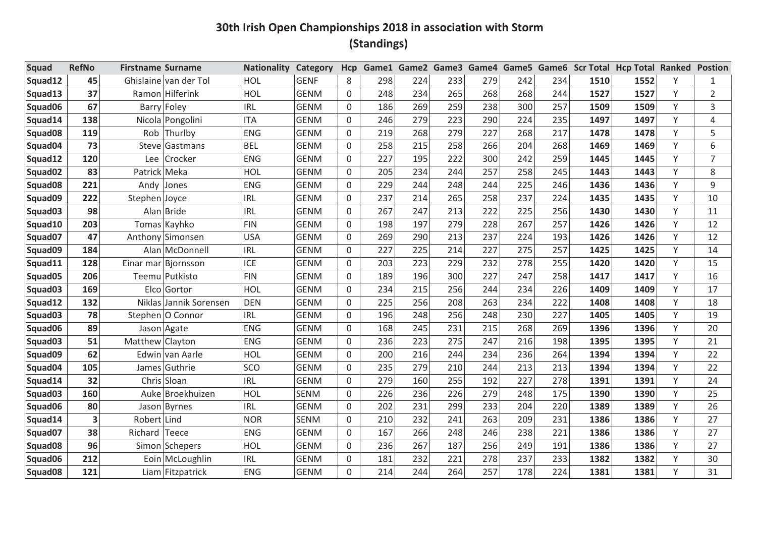# 30th Irish Open Championships 2018 in association with Storm
## (Standings)

| Squad | RefNo | Firstname | Surname | Nationality | Category | Hcp | Game1 | Game2 | Game3 | Game4 | Game5 | Game6 | Scr Total | Hcp Total | Ranked | Postion |
|---|---|---|---|---|---|---|---|---|---|---|---|---|---|---|---|---|
| Squad12 | 45 | Ghislaine | van der Tol | HOL | GENF | 8 | 298 | 224 | 233 | 279 | 242 | 234 | 1510 | 1552 | Y | 1 |
| Squad13 | 37 | Ramon | Hilferink | HOL | GENM | 0 | 248 | 234 | 265 | 268 | 268 | 244 | 1527 | 1527 | Y | 2 |
| Squad06 | 67 | Barry | Foley | IRL | GENM | 0 | 186 | 269 | 259 | 238 | 300 | 257 | 1509 | 1509 | Y | 3 |
| Squad14 | 138 | Nicola | Pongolini | ITA | GENM | 0 | 246 | 279 | 223 | 290 | 224 | 235 | 1497 | 1497 | Y | 4 |
| Squad08 | 119 | Rob | Thurlby | ENG | GENM | 0 | 219 | 268 | 279 | 227 | 268 | 217 | 1478 | 1478 | Y | 5 |
| Squad04 | 73 | Steve | Gastmans | BEL | GENM | 0 | 258 | 215 | 258 | 266 | 204 | 268 | 1469 | 1469 | Y | 6 |
| Squad12 | 120 | Lee | Crocker | ENG | GENM | 0 | 227 | 195 | 222 | 300 | 242 | 259 | 1445 | 1445 | Y | 7 |
| Squad02 | 83 | Patrick | Meka | HOL | GENM | 0 | 205 | 234 | 244 | 257 | 258 | 245 | 1443 | 1443 | Y | 8 |
| Squad08 | 221 | Andy | Jones | ENG | GENM | 0 | 229 | 244 | 248 | 244 | 225 | 246 | 1436 | 1436 | Y | 9 |
| Squad09 | 222 | Stephen | Joyce | IRL | GENM | 0 | 237 | 214 | 265 | 258 | 237 | 224 | 1435 | 1435 | Y | 10 |
| Squad03 | 98 | Alan | Bride | IRL | GENM | 0 | 267 | 247 | 213 | 222 | 225 | 256 | 1430 | 1430 | Y | 11 |
| Squad10 | 203 | Tomas | Kayhko | FIN | GENM | 0 | 198 | 197 | 279 | 228 | 267 | 257 | 1426 | 1426 | Y | 12 |
| Squad07 | 47 | Anthony | Simonsen | USA | GENM | 0 | 269 | 290 | 213 | 237 | 224 | 193 | 1426 | 1426 | Y | 12 |
| Squad09 | 184 | Alan | McDonnell | IRL | GENM | 0 | 227 | 225 | 214 | 227 | 275 | 257 | 1425 | 1425 | Y | 14 |
| Squad11 | 128 | Einar mar | Bjornsson | ICE | GENM | 0 | 203 | 223 | 229 | 232 | 278 | 255 | 1420 | 1420 | Y | 15 |
| Squad05 | 206 | Teemu | Putkisto | FIN | GENM | 0 | 189 | 196 | 300 | 227 | 247 | 258 | 1417 | 1417 | Y | 16 |
| Squad03 | 169 | Elco | Gortor | HOL | GENM | 0 | 234 | 215 | 256 | 244 | 234 | 226 | 1409 | 1409 | Y | 17 |
| Squad12 | 132 | Niklas | Jannik Sorensen | DEN | GENM | 0 | 225 | 256 | 208 | 263 | 234 | 222 | 1408 | 1408 | Y | 18 |
| Squad03 | 78 | Stephen | O Connor | IRL | GENM | 0 | 196 | 248 | 256 | 248 | 230 | 227 | 1405 | 1405 | Y | 19 |
| Squad06 | 89 | Jason | Agate | ENG | GENM | 0 | 168 | 245 | 231 | 215 | 268 | 269 | 1396 | 1396 | Y | 20 |
| Squad03 | 51 | Matthew | Clayton | ENG | GENM | 0 | 236 | 223 | 275 | 247 | 216 | 198 | 1395 | 1395 | Y | 21 |
| Squad09 | 62 | Edwin | van Aarle | HOL | GENM | 0 | 200 | 216 | 244 | 234 | 236 | 264 | 1394 | 1394 | Y | 22 |
| Squad04 | 105 | James | Guthrie | SCO | GENM | 0 | 235 | 279 | 210 | 244 | 213 | 213 | 1394 | 1394 | Y | 22 |
| Squad14 | 32 | Chris | Sloan | IRL | GENM | 0 | 279 | 160 | 255 | 192 | 227 | 278 | 1391 | 1391 | Y | 24 |
| Squad03 | 160 | Auke | Broekhuizen | HOL | SENM | 0 | 226 | 236 | 226 | 279 | 248 | 175 | 1390 | 1390 | Y | 25 |
| Squad06 | 80 | Jason | Byrnes | IRL | GENM | 0 | 202 | 231 | 299 | 233 | 204 | 220 | 1389 | 1389 | Y | 26 |
| Squad14 | 3 | Robert | Lind | NOR | SENM | 0 | 210 | 232 | 241 | 263 | 209 | 231 | 1386 | 1386 | Y | 27 |
| Squad07 | 38 | Richard | Teece | ENG | GENM | 0 | 167 | 266 | 248 | 246 | 238 | 221 | 1386 | 1386 | Y | 27 |
| Squad08 | 96 | Simon | Schepers | HOL | GENM | 0 | 236 | 267 | 187 | 256 | 249 | 191 | 1386 | 1386 | Y | 27 |
| Squad06 | 212 | Eoin | McLoughlin | IRL | GENM | 0 | 181 | 232 | 221 | 278 | 237 | 233 | 1382 | 1382 | Y | 30 |
| Squad08 | 121 | Liam | Fitzpatrick | ENG | GENM | 0 | 214 | 244 | 264 | 257 | 178 | 224 | 1381 | 1381 | Y | 31 |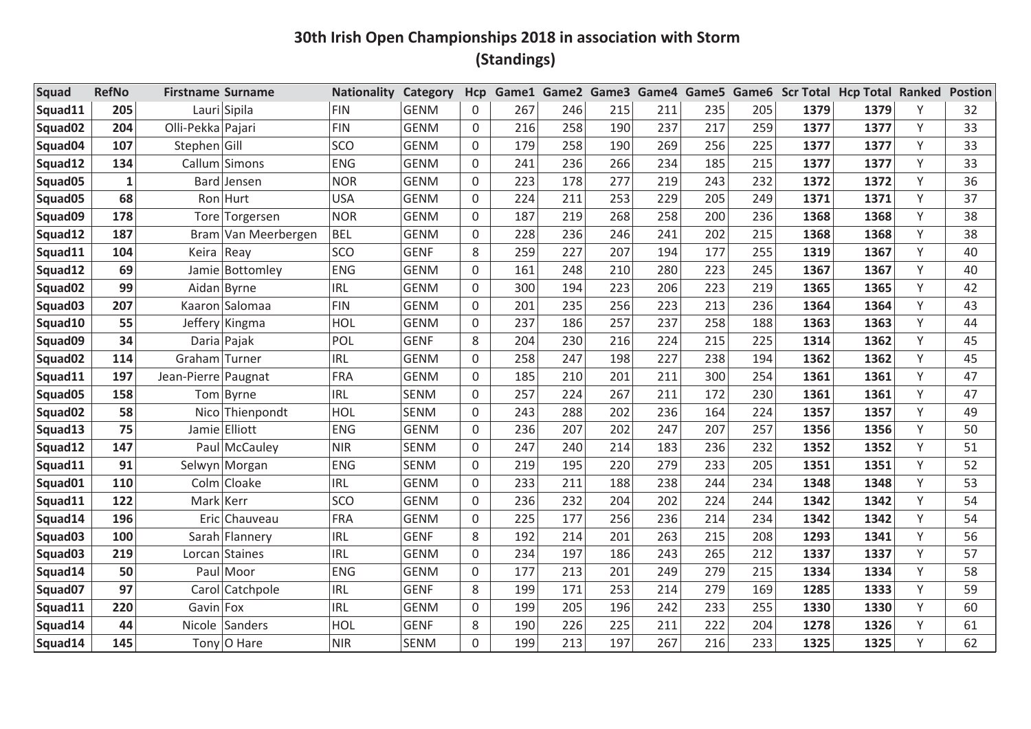# 30th Irish Open Championships 2018 in association with Storm
## (Standings)

| Squad | RefNo | Firstname | Surname | Nationality | Category | Hcp | Game1 | Game2 | Game3 | Game4 | Game5 | Game6 | Scr Total | Hcp Total | Ranked | Postion |
|---|---|---|---|---|---|---|---|---|---|---|---|---|---|---|---|---|
| Squad11 | 205 | Lauri | Sipila | FIN | GENM | 0 | 267 | 246 | 215 | 211 | 235 | 205 | 1379 | 1379 | Y | 32 |
| Squad02 | 204 | Olli-Pekka | Pajari | FIN | GENM | 0 | 216 | 258 | 190 | 237 | 217 | 259 | 1377 | 1377 | Y | 33 |
| Squad04 | 107 | Stephen | Gill | SCO | GENM | 0 | 179 | 258 | 190 | 269 | 256 | 225 | 1377 | 1377 | Y | 33 |
| Squad12 | 134 | Callum | Simons | ENG | GENM | 0 | 241 | 236 | 266 | 234 | 185 | 215 | 1377 | 1377 | Y | 33 |
| Squad05 | 1 | Bard | Jensen | NOR | GENM | 0 | 223 | 178 | 277 | 219 | 243 | 232 | 1372 | 1372 | Y | 36 |
| Squad05 | 68 | Ron | Hurt | USA | GENM | 0 | 224 | 211 | 253 | 229 | 205 | 249 | 1371 | 1371 | Y | 37 |
| Squad09 | 178 | Tore | Torgersen | NOR | GENM | 0 | 187 | 219 | 268 | 258 | 200 | 236 | 1368 | 1368 | Y | 38 |
| Squad12 | 187 | Bram | Van Meerbergen | BEL | GENM | 0 | 228 | 236 | 246 | 241 | 202 | 215 | 1368 | 1368 | Y | 38 |
| Squad11 | 104 | Keira | Reay | SCO | GENF | 8 | 259 | 227 | 207 | 194 | 177 | 255 | 1319 | 1367 | Y | 40 |
| Squad12 | 69 | Jamie | Bottomley | ENG | GENM | 0 | 161 | 248 | 210 | 280 | 223 | 245 | 1367 | 1367 | Y | 40 |
| Squad02 | 99 | Aidan | Byrne | IRL | GENM | 0 | 300 | 194 | 223 | 206 | 223 | 219 | 1365 | 1365 | Y | 42 |
| Squad03 | 207 | Kaaron | Salomaa | FIN | GENM | 0 | 201 | 235 | 256 | 223 | 213 | 236 | 1364 | 1364 | Y | 43 |
| Squad10 | 55 | Jeffery | Kingma | HOL | GENM | 0 | 237 | 186 | 257 | 237 | 258 | 188 | 1363 | 1363 | Y | 44 |
| Squad09 | 34 | Daria | Pajak | POL | GENF | 8 | 204 | 230 | 216 | 224 | 215 | 225 | 1314 | 1362 | Y | 45 |
| Squad02 | 114 | Graham | Turner | IRL | GENM | 0 | 258 | 247 | 198 | 227 | 238 | 194 | 1362 | 1362 | Y | 45 |
| Squad11 | 197 | Jean-Pierre | Paugnat | FRA | GENM | 0 | 185 | 210 | 201 | 211 | 300 | 254 | 1361 | 1361 | Y | 47 |
| Squad05 | 158 | Tom | Byrne | IRL | SENM | 0 | 257 | 224 | 267 | 211 | 172 | 230 | 1361 | 1361 | Y | 47 |
| Squad02 | 58 | Nico | Thienpondt | HOL | SENM | 0 | 243 | 288 | 202 | 236 | 164 | 224 | 1357 | 1357 | Y | 49 |
| Squad13 | 75 | Jamie | Elliott | ENG | GENM | 0 | 236 | 207 | 202 | 247 | 207 | 257 | 1356 | 1356 | Y | 50 |
| Squad12 | 147 | Paul | McCauley | NIR | SENM | 0 | 247 | 240 | 214 | 183 | 236 | 232 | 1352 | 1352 | Y | 51 |
| Squad11 | 91 | Selwyn | Morgan | ENG | SENM | 0 | 219 | 195 | 220 | 279 | 233 | 205 | 1351 | 1351 | Y | 52 |
| Squad01 | 110 | Colm | Cloake | IRL | GENM | 0 | 233 | 211 | 188 | 238 | 244 | 234 | 1348 | 1348 | Y | 53 |
| Squad11 | 122 | Mark | Kerr | SCO | GENM | 0 | 236 | 232 | 204 | 202 | 224 | 244 | 1342 | 1342 | Y | 54 |
| Squad14 | 196 | Eric | Chauveau | FRA | GENM | 0 | 225 | 177 | 256 | 236 | 214 | 234 | 1342 | 1342 | Y | 54 |
| Squad03 | 100 | Sarah | Flannery | IRL | GENF | 8 | 192 | 214 | 201 | 263 | 215 | 208 | 1293 | 1341 | Y | 56 |
| Squad03 | 219 | Lorcan | Staines | IRL | GENM | 0 | 234 | 197 | 186 | 243 | 265 | 212 | 1337 | 1337 | Y | 57 |
| Squad14 | 50 | Paul | Moor | ENG | GENM | 0 | 177 | 213 | 201 | 249 | 279 | 215 | 1334 | 1334 | Y | 58 |
| Squad07 | 97 | Carol | Catchpole | IRL | GENF | 8 | 199 | 171 | 253 | 214 | 279 | 169 | 1285 | 1333 | Y | 59 |
| Squad11 | 220 | Gavin | Fox | IRL | GENM | 0 | 199 | 205 | 196 | 242 | 233 | 255 | 1330 | 1330 | Y | 60 |
| Squad14 | 44 | Nicole | Sanders | HOL | GENF | 8 | 190 | 226 | 225 | 211 | 222 | 204 | 1278 | 1326 | Y | 61 |
| Squad14 | 145 | Tony | O Hare | NIR | SENM | 0 | 199 | 213 | 197 | 267 | 216 | 233 | 1325 | 1325 | Y | 62 |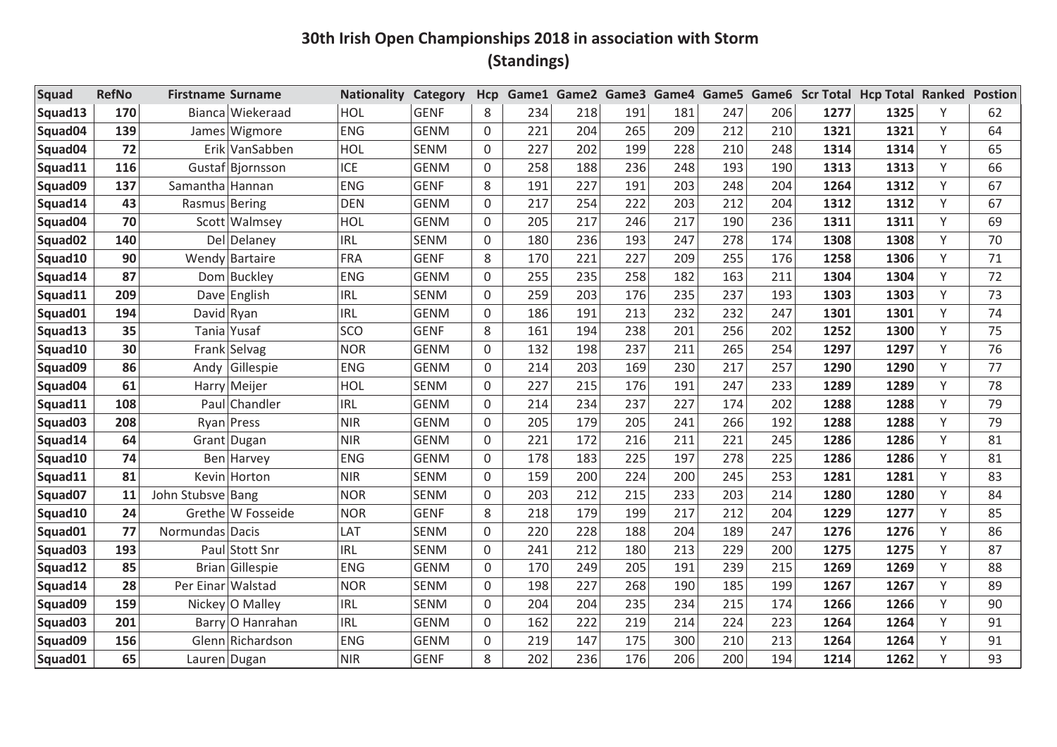# 30th Irish Open Championships 2018 in association with Storm
## (Standings)

| Squad | RefNo | Firstname | Surname | Nationality | Category | Hcp | Game1 | Game2 | Game3 | Game4 | Game5 | Game6 | Scr Total | Hcp Total | Ranked | Postion |
|---|---|---|---|---|---|---|---|---|---|---|---|---|---|---|---|---|
| Squad13 | 170 | Bianca | Wiekeraad | HOL | GENF | 8 | 234 | 218 | 191 | 181 | 247 | 206 | **1277** | **1325** | Y | 62 |
| Squad04 | 139 | James | Wigmore | ENG | GENM | 0 | 221 | 204 | 265 | 209 | 212 | 210 | **1321** | **1321** | Y | 64 |
| Squad04 | 72 | Erik | VanSabben | HOL | SENM | 0 | 227 | 202 | 199 | 228 | 210 | 248 | **1314** | **1314** | Y | 65 |
| Squad11 | 116 | Gustaf | Bjornsson | ICE | GENM | 0 | 258 | 188 | 236 | 248 | 193 | 190 | **1313** | **1313** | Y | 66 |
| Squad09 | 137 | Samantha | Hannan | ENG | GENF | 8 | 191 | 227 | 191 | 203 | 248 | 204 | **1264** | **1312** | Y | 67 |
| Squad14 | 43 | Rasmus | Bering | DEN | GENM | 0 | 217 | 254 | 222 | 203 | 212 | 204 | **1312** | **1312** | Y | 67 |
| Squad04 | 70 | Scott | Walmsey | HOL | GENM | 0 | 205 | 217 | 246 | 217 | 190 | 236 | **1311** | **1311** | Y | 69 |
| Squad02 | 140 | Del | Delaney | IRL | SENM | 0 | 180 | 236 | 193 | 247 | 278 | 174 | **1308** | **1308** | Y | 70 |
| Squad10 | 90 | Wendy | Bartaire | FRA | GENF | 8 | 170 | 221 | 227 | 209 | 255 | 176 | **1258** | **1306** | Y | 71 |
| Squad14 | 87 | Dom | Buckley | ENG | GENM | 0 | 255 | 235 | 258 | 182 | 163 | 211 | **1304** | **1304** | Y | 72 |
| Squad11 | 209 | Dave | English | IRL | SENM | 0 | 259 | 203 | 176 | 235 | 237 | 193 | **1303** | **1303** | Y | 73 |
| Squad01 | 194 | David | Ryan | IRL | GENM | 0 | 186 | 191 | 213 | 232 | 232 | 247 | **1301** | **1301** | Y | 74 |
| Squad13 | 35 | Tania | Yusaf | SCO | GENF | 8 | 161 | 194 | 238 | 201 | 256 | 202 | **1252** | **1300** | Y | 75 |
| Squad10 | 30 | Frank | Selvag | NOR | GENM | 0 | 132 | 198 | 237 | 211 | 265 | 254 | **1297** | **1297** | Y | 76 |
| Squad09 | 86 | Andy | Gillespie | ENG | GENM | 0 | 214 | 203 | 169 | 230 | 217 | 257 | **1290** | **1290** | Y | 77 |
| Squad04 | 61 | Harry | Meijer | HOL | SENM | 0 | 227 | 215 | 176 | 191 | 247 | 233 | **1289** | **1289** | Y | 78 |
| Squad11 | 108 | Paul | Chandler | IRL | GENM | 0 | 214 | 234 | 237 | 227 | 174 | 202 | **1288** | **1288** | Y | 79 |
| Squad03 | 208 | Ryan | Press | NIR | GENM | 0 | 205 | 179 | 205 | 241 | 266 | 192 | **1288** | **1288** | Y | 79 |
| Squad14 | 64 | Grant | Dugan | NIR | GENM | 0 | 221 | 172 | 216 | 211 | 221 | 245 | **1286** | **1286** | Y | 81 |
| Squad10 | 74 | Ben | Harvey | ENG | GENM | 0 | 178 | 183 | 225 | 197 | 278 | 225 | **1286** | **1286** | Y | 81 |
| Squad11 | 81 | Kevin | Horton | NIR | SENM | 0 | 159 | 200 | 224 | 200 | 245 | 253 | **1281** | **1281** | Y | 83 |
| Squad07 | 11 | John Stubsve | Bang | NOR | SENM | 0 | 203 | 212 | 215 | 233 | 203 | 214 | **1280** | **1280** | Y | 84 |
| Squad10 | 24 | Grethe | W Fosseide | NOR | GENF | 8 | 218 | 179 | 199 | 217 | 212 | 204 | **1229** | **1277** | Y | 85 |
| Squad01 | 77 | Normundas | Dacis | LAT | SENM | 0 | 220 | 228 | 188 | 204 | 189 | 247 | **1276** | **1276** | Y | 86 |
| Squad03 | 193 | Paul | Stott Snr | IRL | SENM | 0 | 241 | 212 | 180 | 213 | 229 | 200 | **1275** | **1275** | Y | 87 |
| Squad12 | 85 | Brian | Gillespie | ENG | GENM | 0 | 170 | 249 | 205 | 191 | 239 | 215 | **1269** | **1269** | Y | 88 |
| Squad14 | 28 | Per Einar | Walstad | NOR | SENM | 0 | 198 | 227 | 268 | 190 | 185 | 199 | **1267** | **1267** | Y | 89 |
| Squad09 | 159 | Nickey | O Malley | IRL | SENM | 0 | 204 | 204 | 235 | 234 | 215 | 174 | **1266** | **1266** | Y | 90 |
| Squad03 | 201 | Barry | O Hanrahan | IRL | GENM | 0 | 162 | 222 | 219 | 214 | 224 | 223 | **1264** | **1264** | Y | 91 |
| Squad09 | 156 | Glenn | Richardson | ENG | GENM | 0 | 219 | 147 | 175 | 300 | 210 | 213 | **1264** | **1264** | Y | 91 |
| Squad01 | 65 | Lauren | Dugan | NIR | GENF | 8 | 202 | 236 | 176 | 206 | 200 | 194 | **1214** | **1262** | Y | 93 |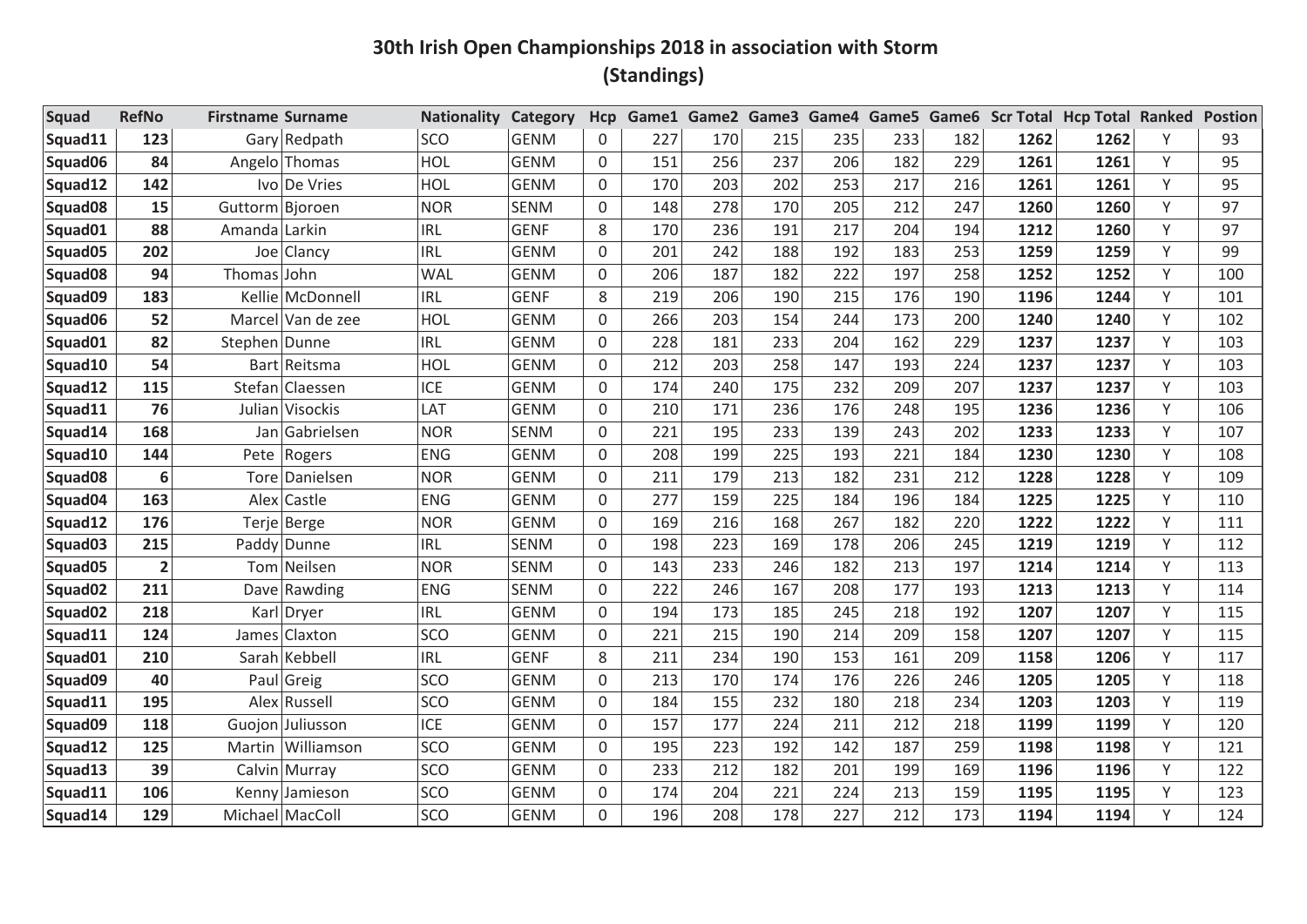# 30th Irish Open Championships 2018 in association with Storm
## (Standings)

| Squad | RefNo | Firstname | Surname | Nationality | Category | Hcp | Game1 | Game2 | Game3 | Game4 | Game5 | Game6 | Scr Total | Hcp Total | Ranked | Postion |
|---|---|---|---|---|---|---|---|---|---|---|---|---|---|---|---|---|
| Squad11 | 123 | Gary | Redpath | SCO | GENM | 0 | 227 | 170 | 215 | 235 | 233 | 182 | 1262 | 1262 | Y | 93 |
| Squad06 | 84 | Angelo | Thomas | HOL | GENM | 0 | 151 | 256 | 237 | 206 | 182 | 229 | 1261 | 1261 | Y | 95 |
| Squad12 | 142 | Ivo | De Vries | HOL | GENM | 0 | 170 | 203 | 202 | 253 | 217 | 216 | 1261 | 1261 | Y | 95 |
| Squad08 | 15 | Guttorm | Bjoroen | NOR | SENM | 0 | 148 | 278 | 170 | 205 | 212 | 247 | 1260 | 1260 | Y | 97 |
| Squad01 | 88 | Amanda | Larkin | IRL | GENF | 8 | 170 | 236 | 191 | 217 | 204 | 194 | 1212 | 1260 | Y | 97 |
| Squad05 | 202 | Joe | Clancy | IRL | GENM | 0 | 201 | 242 | 188 | 192 | 183 | 253 | 1259 | 1259 | Y | 99 |
| Squad08 | 94 | Thomas | John | WAL | GENM | 0 | 206 | 187 | 182 | 222 | 197 | 258 | 1252 | 1252 | Y | 100 |
| Squad09 | 183 | Kellie | McDonnell | IRL | GENF | 8 | 219 | 206 | 190 | 215 | 176 | 190 | 1196 | 1244 | Y | 101 |
| Squad06 | 52 | Marcel | Van de zee | HOL | GENM | 0 | 266 | 203 | 154 | 244 | 173 | 200 | 1240 | 1240 | Y | 102 |
| Squad01 | 82 | Stephen | Dunne | IRL | GENM | 0 | 228 | 181 | 233 | 204 | 162 | 229 | 1237 | 1237 | Y | 103 |
| Squad10 | 54 | Bart | Reitsma | HOL | GENM | 0 | 212 | 203 | 258 | 147 | 193 | 224 | 1237 | 1237 | Y | 103 |
| Squad12 | 115 | Stefan | Claessen | ICE | GENM | 0 | 174 | 240 | 175 | 232 | 209 | 207 | 1237 | 1237 | Y | 103 |
| Squad11 | 76 | Julian | Visockis | LAT | GENM | 0 | 210 | 171 | 236 | 176 | 248 | 195 | 1236 | 1236 | Y | 106 |
| Squad14 | 168 | Jan | Gabrielsen | NOR | SENM | 0 | 221 | 195 | 233 | 139 | 243 | 202 | 1233 | 1233 | Y | 107 |
| Squad10 | 144 | Pete | Rogers | ENG | GENM | 0 | 208 | 199 | 225 | 193 | 221 | 184 | 1230 | 1230 | Y | 108 |
| Squad08 | 6 | Tore | Danielsen | NOR | GENM | 0 | 211 | 179 | 213 | 182 | 231 | 212 | 1228 | 1228 | Y | 109 |
| Squad04 | 163 | Alex | Castle | ENG | GENM | 0 | 277 | 159 | 225 | 184 | 196 | 184 | 1225 | 1225 | Y | 110 |
| Squad12 | 176 | Terje | Berge | NOR | GENM | 0 | 169 | 216 | 168 | 267 | 182 | 220 | 1222 | 1222 | Y | 111 |
| Squad03 | 215 | Paddy | Dunne | IRL | SENM | 0 | 198 | 223 | 169 | 178 | 206 | 245 | 1219 | 1219 | Y | 112 |
| Squad05 | 2 | Tom | Neilsen | NOR | SENM | 0 | 143 | 233 | 246 | 182 | 213 | 197 | 1214 | 1214 | Y | 113 |
| Squad02 | 211 | Dave | Rawding | ENG | SENM | 0 | 222 | 246 | 167 | 208 | 177 | 193 | 1213 | 1213 | Y | 114 |
| Squad02 | 218 | Karl | Dryer | IRL | GENM | 0 | 194 | 173 | 185 | 245 | 218 | 192 | 1207 | 1207 | Y | 115 |
| Squad11 | 124 | James | Claxton | SCO | GENM | 0 | 221 | 215 | 190 | 214 | 209 | 158 | 1207 | 1207 | Y | 115 |
| Squad01 | 210 | Sarah | Kebbell | IRL | GENF | 8 | 211 | 234 | 190 | 153 | 161 | 209 | 1158 | 1206 | Y | 117 |
| Squad09 | 40 | Paul | Greig | SCO | GENM | 0 | 213 | 170 | 174 | 176 | 226 | 246 | 1205 | 1205 | Y | 118 |
| Squad11 | 195 | Alex | Russell | SCO | GENM | 0 | 184 | 155 | 232 | 180 | 218 | 234 | 1203 | 1203 | Y | 119 |
| Squad09 | 118 | Guojon | Juliusson | ICE | GENM | 0 | 157 | 177 | 224 | 211 | 212 | 218 | 1199 | 1199 | Y | 120 |
| Squad12 | 125 | Martin | Williamson | SCO | GENM | 0 | 195 | 223 | 192 | 142 | 187 | 259 | 1198 | 1198 | Y | 121 |
| Squad13 | 39 | Calvin | Murray | SCO | GENM | 0 | 233 | 212 | 182 | 201 | 199 | 169 | 1196 | 1196 | Y | 122 |
| Squad11 | 106 | Kenny | Jamieson | SCO | GENM | 0 | 174 | 204 | 221 | 224 | 213 | 159 | 1195 | 1195 | Y | 123 |
| Squad14 | 129 | Michael | MacColl | SCO | GENM | 0 | 196 | 208 | 178 | 227 | 212 | 173 | 1194 | 1194 | Y | 124 |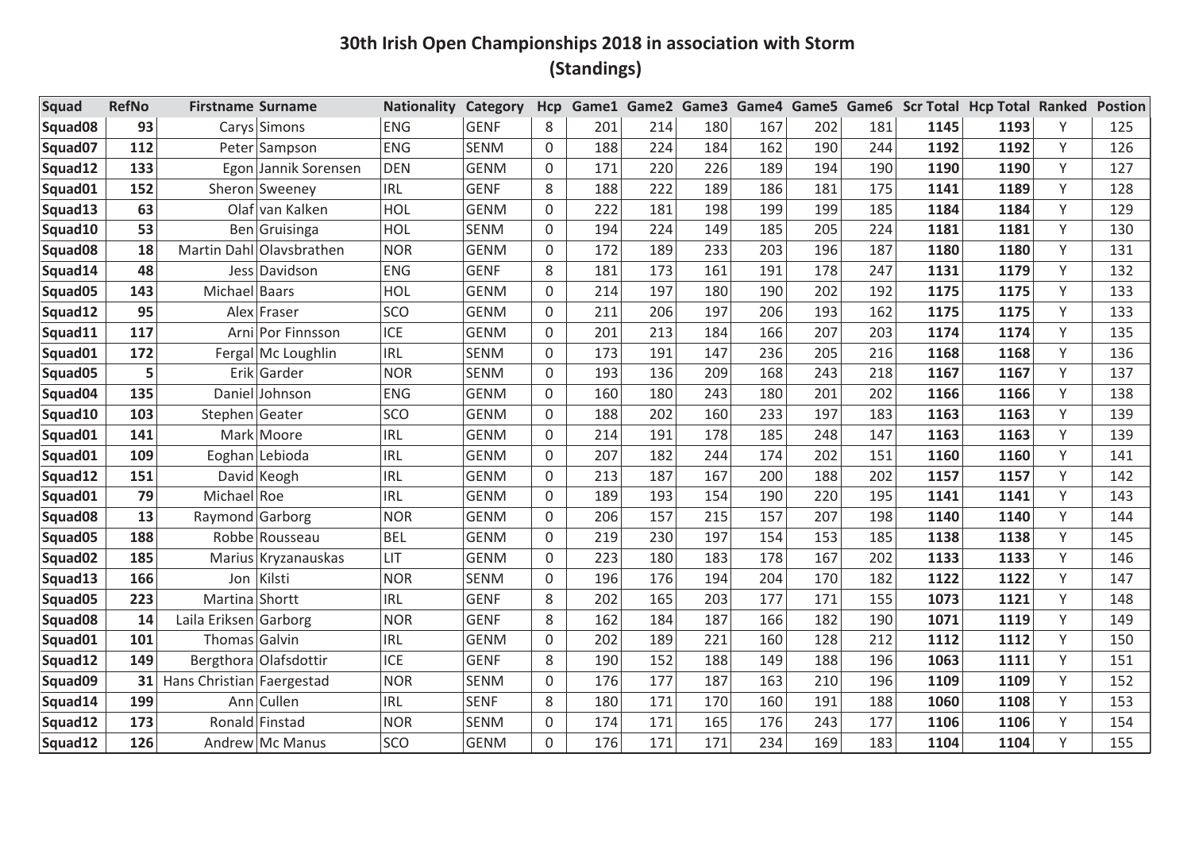# 30th Irish Open Championships 2018 in association with Storm
## (Standings)

| Squad | RefNo | Firstname | Surname | Nationality | Category | Hcp | Game1 | Game2 | Game3 | Game4 | Game5 | Game6 | Scr Total | Hcp Total | Ranked | Postion |
|---|---|---|---|---|---|---|---|---|---|---|---|---|---|---|---|---|
| Squad08 | **93** | Carys | Simons | ENG | GENF | 8 | 201 | 214 | 180 | 167 | 202 | 181 | **1145** | **1193** | Y | 125 |
| Squad07 | **112** | Peter | Sampson | ENG | SENM | 0 | 188 | 224 | 184 | 162 | 190 | 244 | **1192** | **1192** | Y | 126 |
| Squad12 | **133** | Egon | Jannik Sorensen | DEN | GENM | 0 | 171 | 220 | 226 | 189 | 194 | 190 | **1190** | **1190** | Y | 127 |
| Squad01 | **152** | Sheron | Sweeney | IRL | GENF | 8 | 188 | 222 | 189 | 186 | 181 | 175 | **1141** | **1189** | Y | 128 |
| Squad13 | **63** | Olaf | van Kalken | HOL | GENM | 0 | 222 | 181 | 198 | 199 | 199 | 185 | **1184** | **1184** | Y | 129 |
| Squad10 | **53** | Ben | Gruisinga | HOL | SENM | 0 | 194 | 224 | 149 | 185 | 205 | 224 | **1181** | **1181** | Y | 130 |
| Squad08 | **18** | Martin Dahl | Olavsbrathen | NOR | GENM | 0 | 172 | 189 | 233 | 203 | 196 | 187 | **1180** | **1180** | Y | 131 |
| Squad14 | **48** | Jess | Davidson | ENG | GENF | 8 | 181 | 173 | 161 | 191 | 178 | 247 | **1131** | **1179** | Y | 132 |
| Squad05 | **143** | Michael | Baars | HOL | GENM | 0 | 214 | 197 | 180 | 190 | 202 | 192 | **1175** | **1175** | Y | 133 |
| Squad12 | **95** | Alex | Fraser | SCO | GENM | 0 | 211 | 206 | 197 | 206 | 193 | 162 | **1175** | **1175** | Y | 133 |
| Squad11 | **117** | Arni | Por Finnsson | ICE | GENM | 0 | 201 | 213 | 184 | 166 | 207 | 203 | **1174** | **1174** | Y | 135 |
| Squad01 | **172** | Fergal | Mc Loughlin | IRL | SENM | 0 | 173 | 191 | 147 | 236 | 205 | 216 | **1168** | **1168** | Y | 136 |
| Squad05 | **5** | Erik | Garder | NOR | SENM | 0 | 193 | 136 | 209 | 168 | 243 | 218 | **1167** | **1167** | Y | 137 |
| Squad04 | **135** | Daniel | Johnson | ENG | GENM | 0 | 160 | 180 | 243 | 180 | 201 | 202 | **1166** | **1166** | Y | 138 |
| Squad10 | **103** | Stephen | Geater | SCO | GENM | 0 | 188 | 202 | 160 | 233 | 197 | 183 | **1163** | **1163** | Y | 139 |
| Squad01 | **141** | Mark | Moore | IRL | GENM | 0 | 214 | 191 | 178 | 185 | 248 | 147 | **1163** | **1163** | Y | 139 |
| Squad01 | **109** | Eoghan | Lebioda | IRL | GENM | 0 | 207 | 182 | 244 | 174 | 202 | 151 | **1160** | **1160** | Y | 141 |
| Squad12 | **151** | David | Keogh | IRL | GENM | 0 | 213 | 187 | 167 | 200 | 188 | 202 | **1157** | **1157** | Y | 142 |
| Squad01 | **79** | Michael | Roe | IRL | GENM | 0 | 189 | 193 | 154 | 190 | 220 | 195 | **1141** | **1141** | Y | 143 |
| Squad08 | **13** | Raymond | Garborg | NOR | GENM | 0 | 206 | 157 | 215 | 157 | 207 | 198 | **1140** | **1140** | Y | 144 |
| Squad05 | **188** | Robbe | Rousseau | BEL | GENM | 0 | 219 | 230 | 197 | 154 | 153 | 185 | **1138** | **1138** | Y | 145 |
| Squad02 | **185** | Marius | Kryzanauskas | LIT | GENM | 0 | 223 | 180 | 183 | 178 | 167 | 202 | **1133** | **1133** | Y | 146 |
| Squad13 | **166** | Jon | Kilsti | NOR | SENM | 0 | 196 | 176 | 194 | 204 | 170 | 182 | **1122** | **1122** | Y | 147 |
| Squad05 | **223** | Martina | Shortt | IRL | GENF | 8 | 202 | 165 | 203 | 177 | 171 | 155 | **1073** | **1121** | Y | 148 |
| Squad08 | **14** | Laila Eriksen | Garborg | NOR | GENF | 8 | 162 | 184 | 187 | 166 | 182 | 190 | **1071** | **1119** | Y | 149 |
| Squad01 | **101** | Thomas | Galvin | IRL | GENM | 0 | 202 | 189 | 221 | 160 | 128 | 212 | **1112** | **1112** | Y | 150 |
| Squad12 | **149** | Bergthora | Olafsdottir | ICE | GENF | 8 | 190 | 152 | 188 | 149 | 188 | 196 | **1063** | **1111** | Y | 151 |
| Squad09 | **31** | Hans Christian | Faergestad | NOR | SENM | 0 | 176 | 177 | 187 | 163 | 210 | 196 | **1109** | **1109** | Y | 152 |
| Squad14 | **199** | Ann | Cullen | IRL | SENF | 8 | 180 | 171 | 170 | 160 | 191 | 188 | **1060** | **1108** | Y | 153 |
| Squad12 | **173** | Ronald | Finstad | NOR | SENM | 0 | 174 | 171 | 165 | 176 | 243 | 177 | **1106** | **1106** | Y | 154 |
| Squad12 | **126** | Andrew | Mc Manus | SCO | GENM | 0 | 176 | 171 | 171 | 234 | 169 | 183 | **1104** | **1104** | Y | 155 |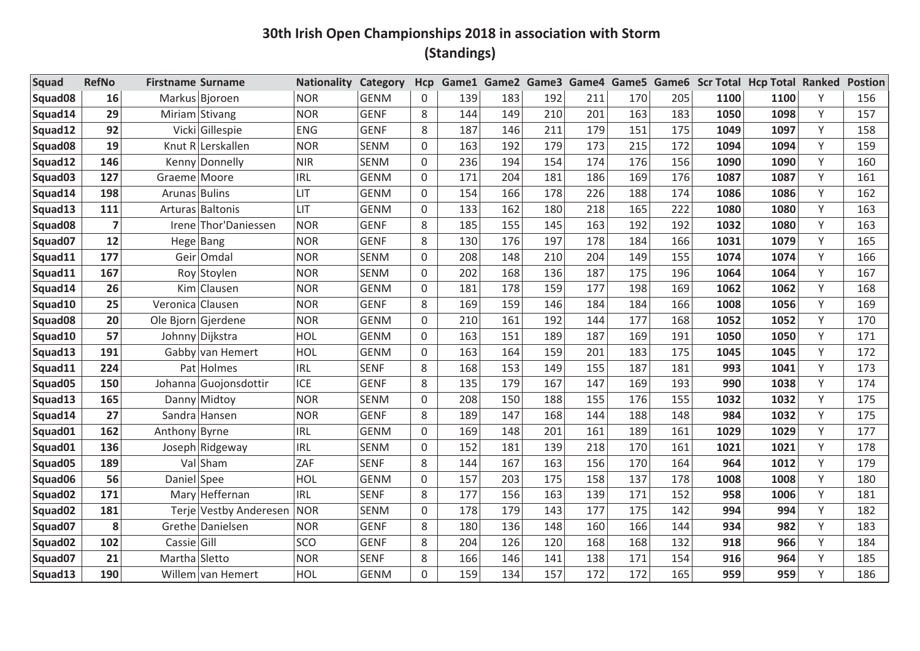# 30th Irish Open Championships 2018 in association with Storm

## (Standings)

| Squad | RefNo | Firstname | Surname | Nationality | Category | Hcp | Game1 | Game2 | Game3 | Game4 | Game5 | Game6 | Scr Total | Hcp Total | Ranked | Postion |
|---|---|---|---|---|---|---|---|---|---|---|---|---|---|---|---|---|
| Squad08 | 16 | Markus | Bjoroen | NOR | GENM | 0 | 139 | 183 | 192 | 211 | 170 | 205 | 1100 | 1100 | Y | 156 |
| Squad14 | 29 | Miriam | Stivang | NOR | GENF | 8 | 144 | 149 | 210 | 201 | 163 | 183 | 1050 | 1098 | Y | 157 |
| Squad12 | 92 | Vicki | Gillespie | ENG | GENF | 8 | 187 | 146 | 211 | 179 | 151 | 175 | 1049 | 1097 | Y | 158 |
| Squad08 | 19 | Knut R | Lerskallen | NOR | SENM | 0 | 163 | 192 | 179 | 173 | 215 | 172 | 1094 | 1094 | Y | 159 |
| Squad12 | 146 | Kenny | Donnelly | NIR | SENM | 0 | 236 | 194 | 154 | 174 | 176 | 156 | 1090 | 1090 | Y | 160 |
| Squad03 | 127 | Graeme | Moore | IRL | GENM | 0 | 171 | 204 | 181 | 186 | 169 | 176 | 1087 | 1087 | Y | 161 |
| Squad14 | 198 | Arunas | Bulins | LIT | GENM | 0 | 154 | 166 | 178 | 226 | 188 | 174 | 1086 | 1086 | Y | 162 |
| Squad13 | 111 | Arturas | Baltonis | LIT | GENM | 0 | 133 | 162 | 180 | 218 | 165 | 222 | 1080 | 1080 | Y | 163 |
| Squad08 | 7 | Irene | Thor'Daniessen | NOR | GENF | 8 | 185 | 155 | 145 | 163 | 192 | 192 | 1032 | 1080 | Y | 163 |
| Squad07 | 12 | Hege | Bang | NOR | GENF | 8 | 130 | 176 | 197 | 178 | 184 | 166 | 1031 | 1079 | Y | 165 |
| Squad11 | 177 | Geir | Omdal | NOR | SENM | 0 | 208 | 148 | 210 | 204 | 149 | 155 | 1074 | 1074 | Y | 166 |
| Squad11 | 167 | Roy | Stoylen | NOR | SENM | 0 | 202 | 168 | 136 | 187 | 175 | 196 | 1064 | 1064 | Y | 167 |
| Squad14 | 26 | Kim | Clausen | NOR | GENM | 0 | 181 | 178 | 159 | 177 | 198 | 169 | 1062 | 1062 | Y | 168 |
| Squad10 | 25 | Veronica | Clausen | NOR | GENF | 8 | 169 | 159 | 146 | 184 | 184 | 166 | 1008 | 1056 | Y | 169 |
| Squad08 | 20 | Ole Bjorn | Gjerdene | NOR | GENM | 0 | 210 | 161 | 192 | 144 | 177 | 168 | 1052 | 1052 | Y | 170 |
| Squad10 | 57 | Johnny | Dijkstra | HOL | GENM | 0 | 163 | 151 | 189 | 187 | 169 | 191 | 1050 | 1050 | Y | 171 |
| Squad13 | 191 | Gabby | van Hemert | HOL | GENM | 0 | 163 | 164 | 159 | 201 | 183 | 175 | 1045 | 1045 | Y | 172 |
| Squad11 | 224 | Pat | Holmes | IRL | SENF | 8 | 168 | 153 | 149 | 155 | 187 | 181 | 993 | 1041 | Y | 173 |
| Squad05 | 150 | Johanna | Guojonsdottir | ICE | GENF | 8 | 135 | 179 | 167 | 147 | 169 | 193 | 990 | 1038 | Y | 174 |
| Squad13 | 165 | Danny | Midtoy | NOR | SENM | 0 | 208 | 150 | 188 | 155 | 176 | 155 | 1032 | 1032 | Y | 175 |
| Squad14 | 27 | Sandra | Hansen | NOR | GENF | 8 | 189 | 147 | 168 | 144 | 188 | 148 | 984 | 1032 | Y | 175 |
| Squad01 | 162 | Anthony | Byrne | IRL | GENM | 0 | 169 | 148 | 201 | 161 | 189 | 161 | 1029 | 1029 | Y | 177 |
| Squad01 | 136 | Joseph | Ridgeway | IRL | SENM | 0 | 152 | 181 | 139 | 218 | 170 | 161 | 1021 | 1021 | Y | 178 |
| Squad05 | 189 | Val | Sham | ZAF | SENF | 8 | 144 | 167 | 163 | 156 | 170 | 164 | 964 | 1012 | Y | 179 |
| Squad06 | 56 | Daniel | Spee | HOL | GENM | 0 | 157 | 203 | 175 | 158 | 137 | 178 | 1008 | 1008 | Y | 180 |
| Squad02 | 171 | Mary | Heffernan | IRL | SENF | 8 | 177 | 156 | 163 | 139 | 171 | 152 | 958 | 1006 | Y | 181 |
| Squad02 | 181 | Terje | Vestby Anderesen | NOR | SENM | 0 | 178 | 179 | 143 | 177 | 175 | 142 | 994 | 994 | Y | 182 |
| Squad07 | 8 | Grethe | Danielsen | NOR | GENF | 8 | 180 | 136 | 148 | 160 | 166 | 144 | 934 | 982 | Y | 183 |
| Squad02 | 102 | Cassie | Gill | SCO | GENF | 8 | 204 | 126 | 120 | 168 | 168 | 132 | 918 | 966 | Y | 184 |
| Squad07 | 21 | Martha | Sletto | NOR | SENF | 8 | 166 | 146 | 141 | 138 | 171 | 154 | 916 | 964 | Y | 185 |
| Squad13 | 190 | Willem | van Hemert | HOL | GENM | 0 | 159 | 134 | 157 | 172 | 172 | 165 | 959 | 959 | Y | 186 |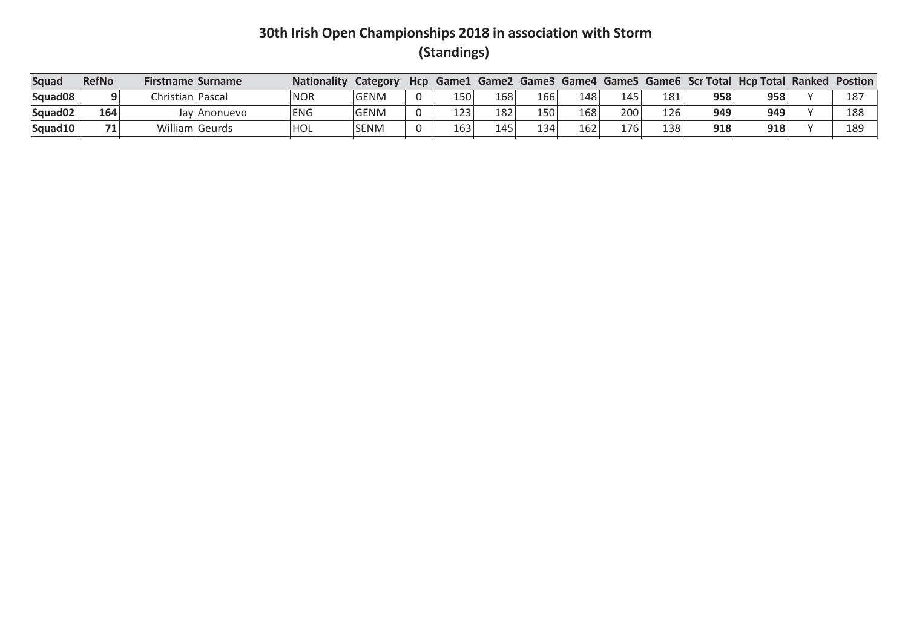# 30th Irish Open Championships 2018 in association with Storm
## (Standings)

| Squad | RefNo | Firstname | Surname | Nationality | Category | Hcp | Game1 | Game2 | Game3 | Game4 | Game5 | Game6 | Scr Total | Hcp Total | Ranked | Postion |
|---|---|---|---|---|---|---|---|---|---|---|---|---|---|---|---|---|
| Squad08 | 9 | Christian | Pascal | NOR | GENM | 0 | 150 | 168 | 166 | 148 | 145 | 181 | **958** | **958** | Y | 187 |
| Squad02 | 164 | Jay | Anonuevo | ENG | GENM | 0 | 123 | 182 | 150 | 168 | 200 | 126 | **949** | **949** | Y | 188 |
| Squad10 | 71 | William | Geurds | HOL | SENM | 0 | 163 | 145 | 134 | 162 | 176 | 138 | **918** | **918** | Y | 189 |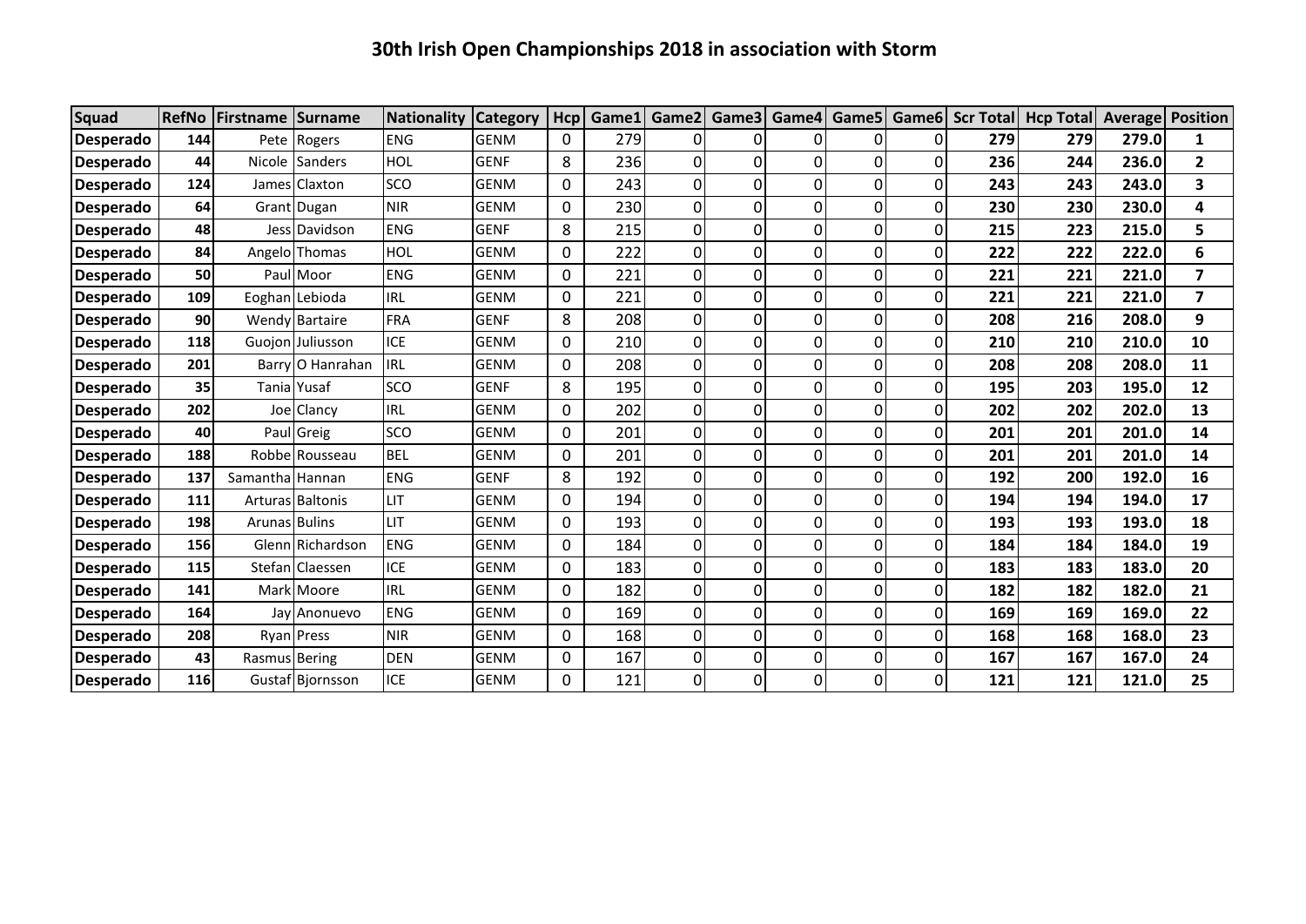# 30th Irish Open Championships 2018 in association with Storm

| Squad | RefNo | Firstname | Surname | Nationality | Category | Hcp | Game1 | Game2 | Game3 | Game4 | Game5 | Game6 | Scr Total | Hcp Total | Average | Position |
|---|---|---|---|---|---|---|---|---|---|---|---|---|---|---|---|---|
| **Desperado** | **144** | Pete | Rogers | ENG | GENM | 0 | 279 | 0 | 0 | 0 | 0 | 0 | **279** | **279** | **279.0** | **1** |
| **Desperado** | **44** | Nicole | Sanders | HOL | GENF | 8 | 236 | 0 | 0 | 0 | 0 | 0 | **236** | **244** | **236.0** | **2** |
| **Desperado** | **124** | James | Claxton | SCO | GENM | 0 | 243 | 0 | 0 | 0 | 0 | 0 | **243** | **243** | **243.0** | **3** |
| **Desperado** | **64** | Grant | Dugan | NIR | GENM | 0 | 230 | 0 | 0 | 0 | 0 | 0 | **230** | **230** | **230.0** | **4** |
| **Desperado** | **48** | Jess | Davidson | ENG | GENF | 8 | 215 | 0 | 0 | 0 | 0 | 0 | **215** | **223** | **215.0** | **5** |
| **Desperado** | **84** | Angelo | Thomas | HOL | GENM | 0 | 222 | 0 | 0 | 0 | 0 | 0 | **222** | **222** | **222.0** | **6** |
| **Desperado** | **50** | Paul | Moor | ENG | GENM | 0 | 221 | 0 | 0 | 0 | 0 | 0 | **221** | **221** | **221.0** | **7** |
| **Desperado** | **109** | Eoghan | Lebioda | IRL | GENM | 0 | 221 | 0 | 0 | 0 | 0 | 0 | **221** | **221** | **221.0** | **7** |
| **Desperado** | **90** | Wendy | Bartaire | FRA | GENF | 8 | 208 | 0 | 0 | 0 | 0 | 0 | **208** | **216** | **208.0** | **9** |
| **Desperado** | **118** | Guojon | Juliusson | ICE | GENM | 0 | 210 | 0 | 0 | 0 | 0 | 0 | **210** | **210** | **210.0** | **10** |
| **Desperado** | **201** | Barry | O Hanrahan | IRL | GENM | 0 | 208 | 0 | 0 | 0 | 0 | 0 | **208** | **208** | **208.0** | **11** |
| **Desperado** | **35** | Tania | Yusaf | SCO | GENF | 8 | 195 | 0 | 0 | 0 | 0 | 0 | **195** | **203** | **195.0** | **12** |
| **Desperado** | **202** | Joe | Clancy | IRL | GENM | 0 | 202 | 0 | 0 | 0 | 0 | 0 | **202** | **202** | **202.0** | **13** |
| **Desperado** | **40** | Paul | Greig | SCO | GENM | 0 | 201 | 0 | 0 | 0 | 0 | 0 | **201** | **201** | **201.0** | **14** |
| **Desperado** | **188** | Robbe | Rousseau | BEL | GENM | 0 | 201 | 0 | 0 | 0 | 0 | 0 | **201** | **201** | **201.0** | **14** |
| **Desperado** | **137** | Samantha | Hannan | ENG | GENF | 8 | 192 | 0 | 0 | 0 | 0 | 0 | **192** | **200** | **192.0** | **16** |
| **Desperado** | **111** | Arturas | Baltonis | LIT | GENM | 0 | 194 | 0 | 0 | 0 | 0 | 0 | **194** | **194** | **194.0** | **17** |
| **Desperado** | **198** | Arunas | Bulins | LIT | GENM | 0 | 193 | 0 | 0 | 0 | 0 | 0 | **193** | **193** | **193.0** | **18** |
| **Desperado** | **156** | Glenn | Richardson | ENG | GENM | 0 | 184 | 0 | 0 | 0 | 0 | 0 | **184** | **184** | **184.0** | **19** |
| **Desperado** | **115** | Stefan | Claessen | ICE | GENM | 0 | 183 | 0 | 0 | 0 | 0 | 0 | **183** | **183** | **183.0** | **20** |
| **Desperado** | **141** | Mark | Moore | IRL | GENM | 0 | 182 | 0 | 0 | 0 | 0 | 0 | **182** | **182** | **182.0** | **21** |
| **Desperado** | **164** | Jay | Anonuevo | ENG | GENM | 0 | 169 | 0 | 0 | 0 | 0 | 0 | **169** | **169** | **169.0** | **22** |
| **Desperado** | **208** | Ryan | Press | NIR | GENM | 0 | 168 | 0 | 0 | 0 | 0 | 0 | **168** | **168** | **168.0** | **23** |
| **Desperado** | **43** | Rasmus | Bering | DEN | GENM | 0 | 167 | 0 | 0 | 0 | 0 | 0 | **167** | **167** | **167.0** | **24** |
| **Desperado** | **116** | Gustaf | Bjornsson | ICE | GENM | 0 | 121 | 0 | 0 | 0 | 0 | 0 | **121** | **121** | **121.0** | **25** |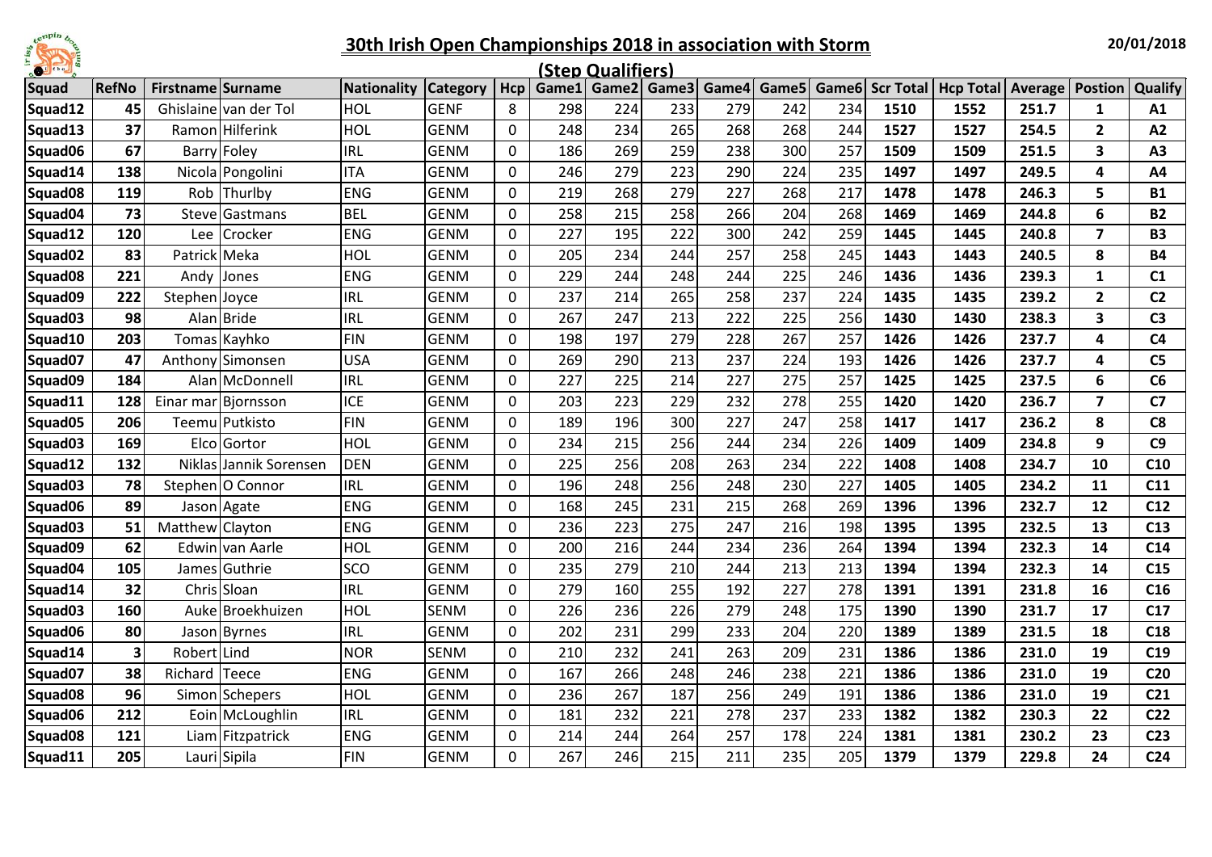# 30th Irish Open Championships 2018 in association with Storm

20/01/2018

## (Step Qualifiers)

| Squad | RefNo | Firstname | Surname | Nationality | Category | Hcp | Game1 | Game2 | Game3 | Game4 | Game5 | Game6 | Scr Total | Hcp Total | Average | Postion | Qualify |
|---|---|---|---|---|---|---|---|---|---|---|---|---|---|---|---|---|---|
| Squad12 | 45 | Ghislaine | van der Tol | HOL | GENF | 8 | 298 | 224 | 233 | 279 | 242 | 234 | **1510** | **1552** | **251.7** | **1** | **A1** |
| Squad13 | 37 | Ramon | Hilferink | HOL | GENM | 0 | 248 | 234 | 265 | 268 | 268 | 244 | **1527** | **1527** | **254.5** | **2** | **A2** |
| Squad06 | 67 | Barry | Foley | IRL | GENM | 0 | 186 | 269 | 259 | 238 | 300 | 257 | **1509** | **1509** | **251.5** | **3** | **A3** |
| Squad14 | 138 | Nicola | Pongolini | ITA | GENM | 0 | 246 | 279 | 223 | 290 | 224 | 235 | **1497** | **1497** | **249.5** | **4** | **A4** |
| Squad08 | 119 | Rob | Thurlby | ENG | GENM | 0 | 219 | 268 | 279 | 227 | 268 | 217 | **1478** | **1478** | **246.3** | **5** | **B1** |
| Squad04 | 73 | Steve | Gastmans | BEL | GENM | 0 | 258 | 215 | 258 | 266 | 204 | 268 | **1469** | **1469** | **244.8** | **6** | **B2** |
| Squad12 | 120 | Lee | Crocker | ENG | GENM | 0 | 227 | 195 | 222 | 300 | 242 | 259 | **1445** | **1445** | **240.8** | **7** | **B3** |
| Squad02 | 83 | Patrick | Meka | HOL | GENM | 0 | 205 | 234 | 244 | 257 | 258 | 245 | **1443** | **1443** | **240.5** | **8** | **B4** |
| Squad08 | 221 | Andy | Jones | ENG | GENM | 0 | 229 | 244 | 248 | 244 | 225 | 246 | **1436** | **1436** | **239.3** | **1** | **C1** |
| Squad09 | 222 | Stephen | Joyce | IRL | GENM | 0 | 237 | 214 | 265 | 258 | 237 | 224 | **1435** | **1435** | **239.2** | **2** | **C2** |
| Squad03 | 98 | Alan | Bride | IRL | GENM | 0 | 267 | 247 | 213 | 222 | 225 | 256 | **1430** | **1430** | **238.3** | **3** | **C3** |
| Squad10 | 203 | Tomas | Kayhko | FIN | GENM | 0 | 198 | 197 | 279 | 228 | 267 | 257 | **1426** | **1426** | **237.7** | **4** | **C4** |
| Squad07 | 47 | Anthony | Simonsen | USA | GENM | 0 | 269 | 290 | 213 | 237 | 224 | 193 | **1426** | **1426** | **237.7** | **4** | **C5** |
| Squad09 | 184 | Alan | McDonnell | IRL | GENM | 0 | 227 | 225 | 214 | 227 | 275 | 257 | **1425** | **1425** | **237.5** | **6** | **C6** |
| Squad11 | 128 | Einar mar | Bjornsson | ICE | GENM | 0 | 203 | 223 | 229 | 232 | 278 | 255 | **1420** | **1420** | **236.7** | **7** | **C7** |
| Squad05 | 206 | Teemu | Putkisto | FIN | GENM | 0 | 189 | 196 | 300 | 227 | 247 | 258 | **1417** | **1417** | **236.2** | **8** | **C8** |
| Squad03 | 169 | Elco | Gortor | HOL | GENM | 0 | 234 | 215 | 256 | 244 | 234 | 226 | **1409** | **1409** | **234.8** | **9** | **C9** |
| Squad12 | 132 | Niklas | Jannik Sorensen | DEN | GENM | 0 | 225 | 256 | 208 | 263 | 234 | 222 | **1408** | **1408** | **234.7** | **10** | **C10** |
| Squad03 | 78 | Stephen | O Connor | IRL | GENM | 0 | 196 | 248 | 256 | 248 | 230 | 227 | **1405** | **1405** | **234.2** | **11** | **C11** |
| Squad06 | 89 | Jason | Agate | ENG | GENM | 0 | 168 | 245 | 231 | 215 | 268 | 269 | **1396** | **1396** | **232.7** | **12** | **C12** |
| Squad03 | 51 | Matthew | Clayton | ENG | GENM | 0 | 236 | 223 | 275 | 247 | 216 | 198 | **1395** | **1395** | **232.5** | **13** | **C13** |
| Squad09 | 62 | Edwin | van Aarle | HOL | GENM | 0 | 200 | 216 | 244 | 234 | 236 | 264 | **1394** | **1394** | **232.3** | **14** | **C14** |
| Squad04 | 105 | James | Guthrie | SCO | GENM | 0 | 235 | 279 | 210 | 244 | 213 | 213 | **1394** | **1394** | **232.3** | **14** | **C15** |
| Squad14 | 32 | Chris | Sloan | IRL | GENM | 0 | 279 | 160 | 255 | 192 | 227 | 278 | **1391** | **1391** | **231.8** | **16** | **C16** |
| Squad03 | 160 | Auke | Broekhuizen | HOL | SENM | 0 | 226 | 236 | 226 | 279 | 248 | 175 | **1390** | **1390** | **231.7** | **17** | **C17** |
| Squad06 | 80 | Jason | Byrnes | IRL | GENM | 0 | 202 | 231 | 299 | 233 | 204 | 220 | **1389** | **1389** | **231.5** | **18** | **C18** |
| Squad14 | 3 | Robert | Lind | NOR | SENM | 0 | 210 | 232 | 241 | 263 | 209 | 231 | **1386** | **1386** | **231.0** | **19** | **C19** |
| Squad07 | 38 | Richard | Teece | ENG | GENM | 0 | 167 | 266 | 248 | 246 | 238 | 221 | **1386** | **1386** | **231.0** | **19** | **C20** |
| Squad08 | 96 | Simon | Schepers | HOL | GENM | 0 | 236 | 267 | 187 | 256 | 249 | 191 | **1386** | **1386** | **231.0** | **19** | **C21** |
| Squad06 | 212 | Eoin | McLoughlin | IRL | GENM | 0 | 181 | 232 | 221 | 278 | 237 | 233 | **1382** | **1382** | **230.3** | **22** | **C22** |
| Squad08 | 121 | Liam | Fitzpatrick | ENG | GENM | 0 | 214 | 244 | 264 | 257 | 178 | 224 | **1381** | **1381** | **230.2** | **23** | **C23** |
| Squad11 | 205 | Lauri | Sipila | FIN | GENM | 0 | 267 | 246 | 215 | 211 | 235 | 205 | **1379** | **1379** | **229.8** | **24** | **C24** |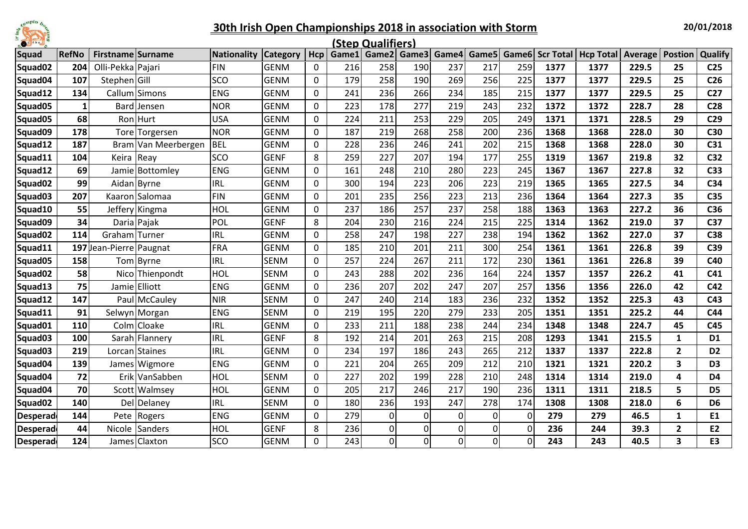# 30th Irish Open Championships 2018 in association with Storm

20/01/2018

## (Step Qualifiers)

| Squad | RefNo | Firstname | Surname | Nationality | Category | Hcp | Game1 | Game2 | Game3 | Game4 | Game5 | Game6 | Scr Total | Hcp Total | Average | Postion | Qualify |
|---|---|---|---|---|---|---|---|---|---|---|---|---|---|---|---|---|---|
| Squad02 | 204 | Olli-Pekka | Pajari | FIN | GENM | 0 | 216 | 258 | 190 | 237 | 217 | 259 | **1377** | **1377** | **229.5** | **25** | **C25** |
| Squad04 | 107 | Stephen | Gill | SCO | GENM | 0 | 179 | 258 | 190 | 269 | 256 | 225 | **1377** | **1377** | **229.5** | **25** | **C26** |
| Squad12 | 134 | Callum | Simons | ENG | GENM | 0 | 241 | 236 | 266 | 234 | 185 | 215 | **1377** | **1377** | **229.5** | **25** | **C27** |
| Squad05 | 1 | Bard | Jensen | NOR | GENM | 0 | 223 | 178 | 277 | 219 | 243 | 232 | **1372** | **1372** | **228.7** | **28** | **C28** |
| Squad05 | 68 | Ron | Hurt | USA | GENM | 0 | 224 | 211 | 253 | 229 | 205 | 249 | **1371** | **1371** | **228.5** | **29** | **C29** |
| Squad09 | 178 | Tore | Torgersen | NOR | GENM | 0 | 187 | 219 | 268 | 258 | 200 | 236 | **1368** | **1368** | **228.0** | **30** | **C30** |
| Squad12 | 187 | Bram | Van Meerbergen | BEL | GENM | 0 | 228 | 236 | 246 | 241 | 202 | 215 | **1368** | **1368** | **228.0** | **30** | **C31** |
| Squad11 | 104 | Keira | Reay | SCO | GENF | 8 | 259 | 227 | 207 | 194 | 177 | 255 | **1319** | **1367** | **219.8** | **32** | **C32** |
| Squad12 | 69 | Jamie | Bottomley | ENG | GENM | 0 | 161 | 248 | 210 | 280 | 223 | 245 | **1367** | **1367** | **227.8** | **32** | **C33** |
| Squad02 | 99 | Aidan | Byrne | IRL | GENM | 0 | 300 | 194 | 223 | 206 | 223 | 219 | **1365** | **1365** | **227.5** | **34** | **C34** |
| Squad03 | 207 | Kaaron | Salomaa | FIN | GENM | 0 | 201 | 235 | 256 | 223 | 213 | 236 | **1364** | **1364** | **227.3** | **35** | **C35** |
| Squad10 | 55 | Jeffery | Kingma | HOL | GENM | 0 | 237 | 186 | 257 | 237 | 258 | 188 | **1363** | **1363** | **227.2** | **36** | **C36** |
| Squad09 | 34 | Daria | Pajak | POL | GENF | 8 | 204 | 230 | 216 | 224 | 215 | 225 | **1314** | **1362** | **219.0** | **37** | **C37** |
| Squad02 | 114 | Graham | Turner | IRL | GENM | 0 | 258 | 247 | 198 | 227 | 238 | 194 | **1362** | **1362** | **227.0** | **37** | **C38** |
| Squad11 | 197 | Jean-Pierre | Paugnat | FRA | GENM | 0 | 185 | 210 | 201 | 211 | 300 | 254 | **1361** | **1361** | **226.8** | **39** | **C39** |
| Squad05 | 158 | Tom | Byrne | IRL | SENM | 0 | 257 | 224 | 267 | 211 | 172 | 230 | **1361** | **1361** | **226.8** | **39** | **C40** |
| Squad02 | 58 | Nico | Thienpondt | HOL | SENM | 0 | 243 | 288 | 202 | 236 | 164 | 224 | **1357** | **1357** | **226.2** | **41** | **C41** |
| Squad13 | 75 | Jamie | Elliott | ENG | GENM | 0 | 236 | 207 | 202 | 247 | 207 | 257 | **1356** | **1356** | **226.0** | **42** | **C42** |
| Squad12 | 147 | Paul | McCauley | NIR | SENM | 0 | 247 | 240 | 214 | 183 | 236 | 232 | **1352** | **1352** | **225.3** | **43** | **C43** |
| Squad11 | 91 | Selwyn | Morgan | ENG | SENM | 0 | 219 | 195 | 220 | 279 | 233 | 205 | **1351** | **1351** | **225.2** | **44** | **C44** |
| Squad01 | 110 | Colm | Cloake | IRL | GENM | 0 | 233 | 211 | 188 | 238 | 244 | 234 | **1348** | **1348** | **224.7** | **45** | **C45** |
| Squad03 | 100 | Sarah | Flannery | IRL | GENF | 8 | 192 | 214 | 201 | 263 | 215 | 208 | **1293** | **1341** | **215.5** | **1** | **D1** |
| Squad03 | 219 | Lorcan | Staines | IRL | GENM | 0 | 234 | 197 | 186 | 243 | 265 | 212 | **1337** | **1337** | **222.8** | **2** | **D2** |
| Squad04 | 139 | James | Wigmore | ENG | GENM | 0 | 221 | 204 | 265 | 209 | 212 | 210 | **1321** | **1321** | **220.2** | **3** | **D3** |
| Squad04 | 72 | Erik | VanSabben | HOL | SENM | 0 | 227 | 202 | 199 | 228 | 210 | 248 | **1314** | **1314** | **219.0** | **4** | **D4** |
| Squad04 | 70 | Scott | Walmsey | HOL | GENM | 0 | 205 | 217 | 246 | 217 | 190 | 236 | **1311** | **1311** | **218.5** | **5** | **D5** |
| Squad02 | 140 | Del | Delaney | IRL | SENM | 0 | 180 | 236 | 193 | 247 | 278 | 174 | **1308** | **1308** | **218.0** | **6** | **D6** |
| Desperad | 144 | Pete | Rogers | ENG | GENM | 0 | 279 | 0 | 0 | 0 | 0 | 0 | **279** | **279** | **46.5** | **1** | **E1** |
| Desperad | 44 | Nicole | Sanders | HOL | GENF | 8 | 236 | 0 | 0 | 0 | 0 | 0 | **236** | **244** | **39.3** | **2** | **E2** |
| Desperad | 124 | James | Claxton | SCO | GENM | 0 | 243 | 0 | 0 | 0 | 0 | 0 | **243** | **243** | **40.5** | **3** | **E3** |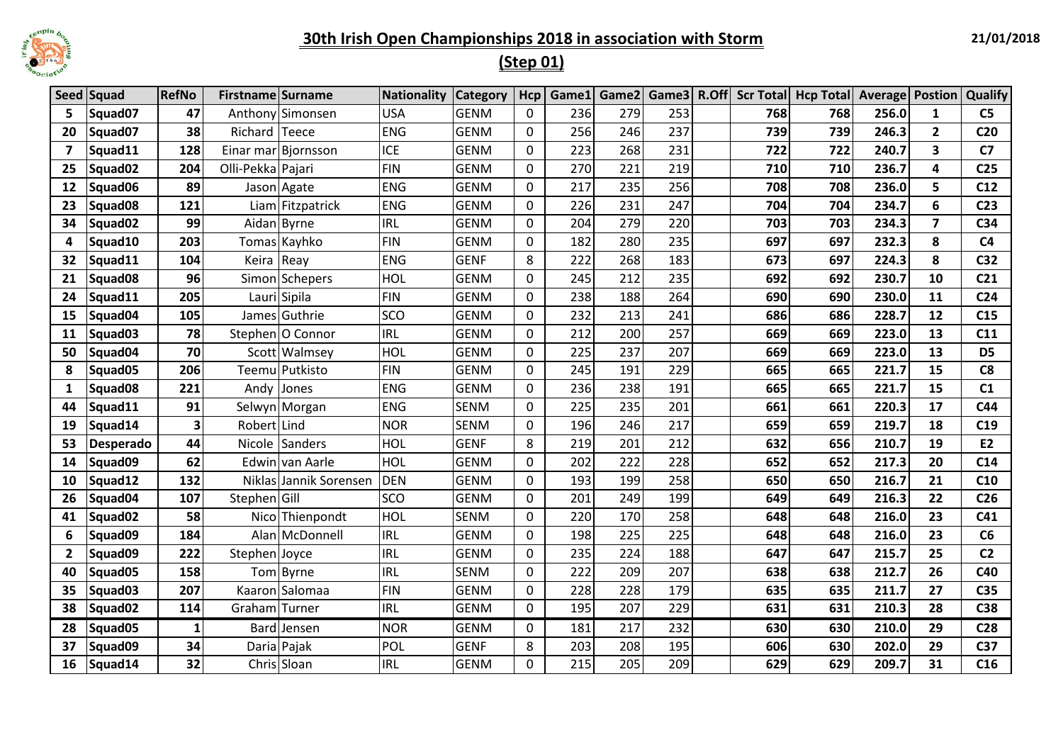# 30th Irish Open Championships 2018 in association with Storm

21/01/2018

## (Step 01)

| Seed | Squad | RefNo | Firstname | Surname | Nationality | Category | Hcp | Game1 | Game2 | Game3 | R.Off | Scr Total | Hcp Total | Average | Postion | Qualify |
|---|---|---|---|---|---|---|---|---|---|---|---|---|---|---|---|---|
| 5 | Squad07 | 47 | Anthony | Simonsen | USA | GENM | 0 | 236 | 279 | 253 | | 768 | 768 | 256.0 | 1 | C5 |
| 20 | Squad07 | 38 | Richard | Teece | ENG | GENM | 0 | 256 | 246 | 237 | | 739 | 739 | 246.3 | 2 | C20 |
| 7 | Squad11 | 128 | Einar mar | Bjornsson | ICE | GENM | 0 | 223 | 268 | 231 | | 722 | 722 | 240.7 | 3 | C7 |
| 25 | Squad02 | 204 | Olli-Pekka | Pajari | FIN | GENM | 0 | 270 | 221 | 219 | | 710 | 710 | 236.7 | 4 | C25 |
| 12 | Squad06 | 89 | Jason | Agate | ENG | GENM | 0 | 217 | 235 | 256 | | 708 | 708 | 236.0 | 5 | C12 |
| 23 | Squad08 | 121 | Liam | Fitzpatrick | ENG | GENM | 0 | 226 | 231 | 247 | | 704 | 704 | 234.7 | 6 | C23 |
| 34 | Squad02 | 99 | Aidan | Byrne | IRL | GENM | 0 | 204 | 279 | 220 | | 703 | 703 | 234.3 | 7 | C34 |
| 4 | Squad10 | 203 | Tomas | Kayhko | FIN | GENM | 0 | 182 | 280 | 235 | | 697 | 697 | 232.3 | 8 | C4 |
| 32 | Squad11 | 104 | Keira | Reay | ENG | GENF | 8 | 222 | 268 | 183 | | 673 | 697 | 224.3 | 8 | C32 |
| 21 | Squad08 | 96 | Simon | Schepers | HOL | GENM | 0 | 245 | 212 | 235 | | 692 | 692 | 230.7 | 10 | C21 |
| 24 | Squad11 | 205 | Lauri | Sipila | FIN | GENM | 0 | 238 | 188 | 264 | | 690 | 690 | 230.0 | 11 | C24 |
| 15 | Squad04 | 105 | James | Guthrie | SCO | GENM | 0 | 232 | 213 | 241 | | 686 | 686 | 228.7 | 12 | C15 |
| 11 | Squad03 | 78 | Stephen | O Connor | IRL | GENM | 0 | 212 | 200 | 257 | | 669 | 669 | 223.0 | 13 | C11 |
| 50 | Squad04 | 70 | Scott | Walmsey | HOL | GENM | 0 | 225 | 237 | 207 | | 669 | 669 | 223.0 | 13 | D5 |
| 8 | Squad05 | 206 | Teemu | Putkisto | FIN | GENM | 0 | 245 | 191 | 229 | | 665 | 665 | 221.7 | 15 | C8 |
| 1 | Squad08 | 221 | Andy | Jones | ENG | GENM | 0 | 236 | 238 | 191 | | 665 | 665 | 221.7 | 15 | C1 |
| 44 | Squad11 | 91 | Selwyn | Morgan | ENG | SENM | 0 | 225 | 235 | 201 | | 661 | 661 | 220.3 | 17 | C44 |
| 19 | Squad14 | 3 | Robert | Lind | NOR | SENM | 0 | 196 | 246 | 217 | | 659 | 659 | 219.7 | 18 | C19 |
| 53 | Desperado | 44 | Nicole | Sanders | HOL | GENF | 8 | 219 | 201 | 212 | | 632 | 656 | 210.7 | 19 | E2 |
| 14 | Squad09 | 62 | Edwin | van Aarle | HOL | GENM | 0 | 202 | 222 | 228 | | 652 | 652 | 217.3 | 20 | C14 |
| 10 | Squad12 | 132 | Niklas | Jannik Sorensen | DEN | GENM | 0 | 193 | 199 | 258 | | 650 | 650 | 216.7 | 21 | C10 |
| 26 | Squad04 | 107 | Stephen | Gill | SCO | GENM | 0 | 201 | 249 | 199 | | 649 | 649 | 216.3 | 22 | C26 |
| 41 | Squad02 | 58 | Nico | Thienpondt | HOL | SENM | 0 | 220 | 170 | 258 | | 648 | 648 | 216.0 | 23 | C41 |
| 6 | Squad09 | 184 | Alan | McDonnell | IRL | GENM | 0 | 198 | 225 | 225 | | 648 | 648 | 216.0 | 23 | C6 |
| 2 | Squad09 | 222 | Stephen | Joyce | IRL | GENM | 0 | 235 | 224 | 188 | | 647 | 647 | 215.7 | 25 | C2 |
| 40 | Squad05 | 158 | Tom | Byrne | IRL | SENM | 0 | 222 | 209 | 207 | | 638 | 638 | 212.7 | 26 | C40 |
| 35 | Squad03 | 207 | Kaaron | Salomaa | FIN | GENM | 0 | 228 | 228 | 179 | | 635 | 635 | 211.7 | 27 | C35 |
| 38 | Squad02 | 114 | Graham | Turner | IRL | GENM | 0 | 195 | 207 | 229 | | 631 | 631 | 210.3 | 28 | C38 |
| 28 | Squad05 | 1 | Bard | Jensen | NOR | GENM | 0 | 181 | 217 | 232 | | 630 | 630 | 210.0 | 29 | C28 |
| 37 | Squad09 | 34 | Daria | Pajak | POL | GENF | 8 | 203 | 208 | 195 | | 606 | 630 | 202.0 | 29 | C37 |
| 16 | Squad14 | 32 | Chris | Sloan | IRL | GENM | 0 | 215 | 205 | 209 | | 629 | 629 | 209.7 | 31 | C16 |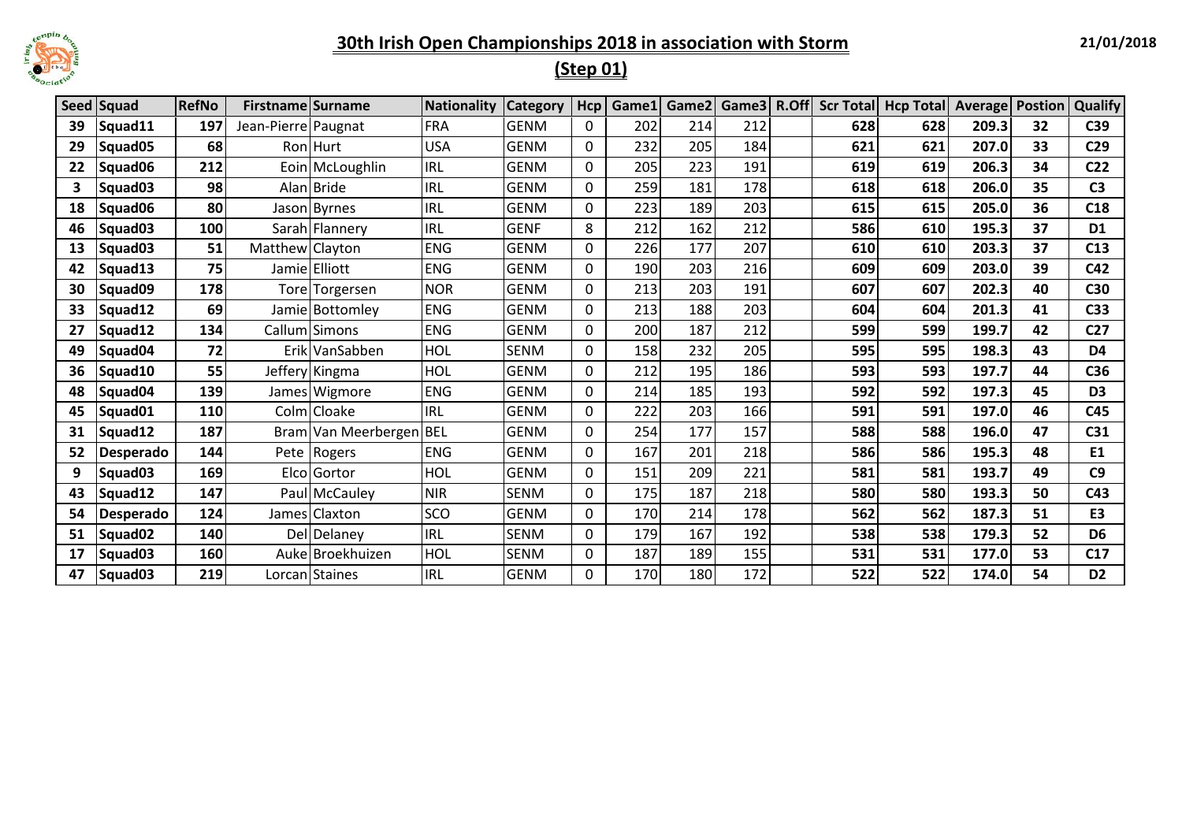# 30th Irish Open Championships 2018 in association with Storm

21/01/2018

## (Step 01)

| Seed | Squad | RefNo | Firstname | Surname | Nationality | Category | Hcp | Game1 | Game2 | Game3 | R.Off | Scr Total | Hcp Total | Average | Postion | Qualify |
|---|---|---|---|---|---|---|---|---|---|---|---|---|---|---|---|---|
| 39 | Squad11 | 197 | Jean-Pierre | Paugnat | FRA | GENM | 0 | 202 | 214 | 212 | | 628 | 628 | 209.3 | 32 | C39 |
| 29 | Squad05 | 68 | Ron | Hurt | USA | GENM | 0 | 232 | 205 | 184 | | 621 | 621 | 207.0 | 33 | C29 |
| 22 | Squad06 | 212 | Eoin | McLoughlin | IRL | GENM | 0 | 205 | 223 | 191 | | 619 | 619 | 206.3 | 34 | C22 |
| 3 | Squad03 | 98 | Alan | Bride | IRL | GENM | 0 | 259 | 181 | 178 | | 618 | 618 | 206.0 | 35 | C3 |
| 18 | Squad06 | 80 | Jason | Byrnes | IRL | GENM | 0 | 223 | 189 | 203 | | 615 | 615 | 205.0 | 36 | C18 |
| 46 | Squad03 | 100 | Sarah | Flannery | IRL | GENF | 8 | 212 | 162 | 212 | | 586 | 610 | 195.3 | 37 | D1 |
| 13 | Squad03 | 51 | Matthew | Clayton | ENG | GENM | 0 | 226 | 177 | 207 | | 610 | 610 | 203.3 | 37 | C13 |
| 42 | Squad13 | 75 | Jamie | Elliott | ENG | GENM | 0 | 190 | 203 | 216 | | 609 | 609 | 203.0 | 39 | C42 |
| 30 | Squad09 | 178 | Tore | Torgersen | NOR | GENM | 0 | 213 | 203 | 191 | | 607 | 607 | 202.3 | 40 | C30 |
| 33 | Squad12 | 69 | Jamie | Bottomley | ENG | GENM | 0 | 213 | 188 | 203 | | 604 | 604 | 201.3 | 41 | C33 |
| 27 | Squad12 | 134 | Callum | Simons | ENG | GENM | 0 | 200 | 187 | 212 | | 599 | 599 | 199.7 | 42 | C27 |
| 49 | Squad04 | 72 | Erik | VanSabben | HOL | SENM | 0 | 158 | 232 | 205 | | 595 | 595 | 198.3 | 43 | D4 |
| 36 | Squad10 | 55 | Jeffery | Kingma | HOL | GENM | 0 | 212 | 195 | 186 | | 593 | 593 | 197.7 | 44 | C36 |
| 48 | Squad04 | 139 | James | Wigmore | ENG | GENM | 0 | 214 | 185 | 193 | | 592 | 592 | 197.3 | 45 | D3 |
| 45 | Squad01 | 110 | Colm | Cloake | IRL | GENM | 0 | 222 | 203 | 166 | | 591 | 591 | 197.0 | 46 | C45 |
| 31 | Squad12 | 187 | Bram | Van Meerbergen | BEL | GENM | 0 | 254 | 177 | 157 | | 588 | 588 | 196.0 | 47 | C31 |
| 52 | Desperado | 144 | Pete | Rogers | ENG | GENM | 0 | 167 | 201 | 218 | | 586 | 586 | 195.3 | 48 | E1 |
| 9 | Squad03 | 169 | Elco | Gortor | HOL | GENM | 0 | 151 | 209 | 221 | | 581 | 581 | 193.7 | 49 | C9 |
| 43 | Squad12 | 147 | Paul | McCauley | NIR | SENM | 0 | 175 | 187 | 218 | | 580 | 580 | 193.3 | 50 | C43 |
| 54 | Desperado | 124 | James | Claxton | SCO | GENM | 0 | 170 | 214 | 178 | | 562 | 562 | 187.3 | 51 | E3 |
| 51 | Squad02 | 140 | Del | Delaney | IRL | SENM | 0 | 179 | 167 | 192 | | 538 | 538 | 179.3 | 52 | D6 |
| 17 | Squad03 | 160 | Auke | Broekhuizen | HOL | SENM | 0 | 187 | 189 | 155 | | 531 | 531 | 177.0 | 53 | C17 |
| 47 | Squad03 | 219 | Lorcan | Staines | IRL | GENM | 0 | 170 | 180 | 172 | | 522 | 522 | 174.0 | 54 | D2 |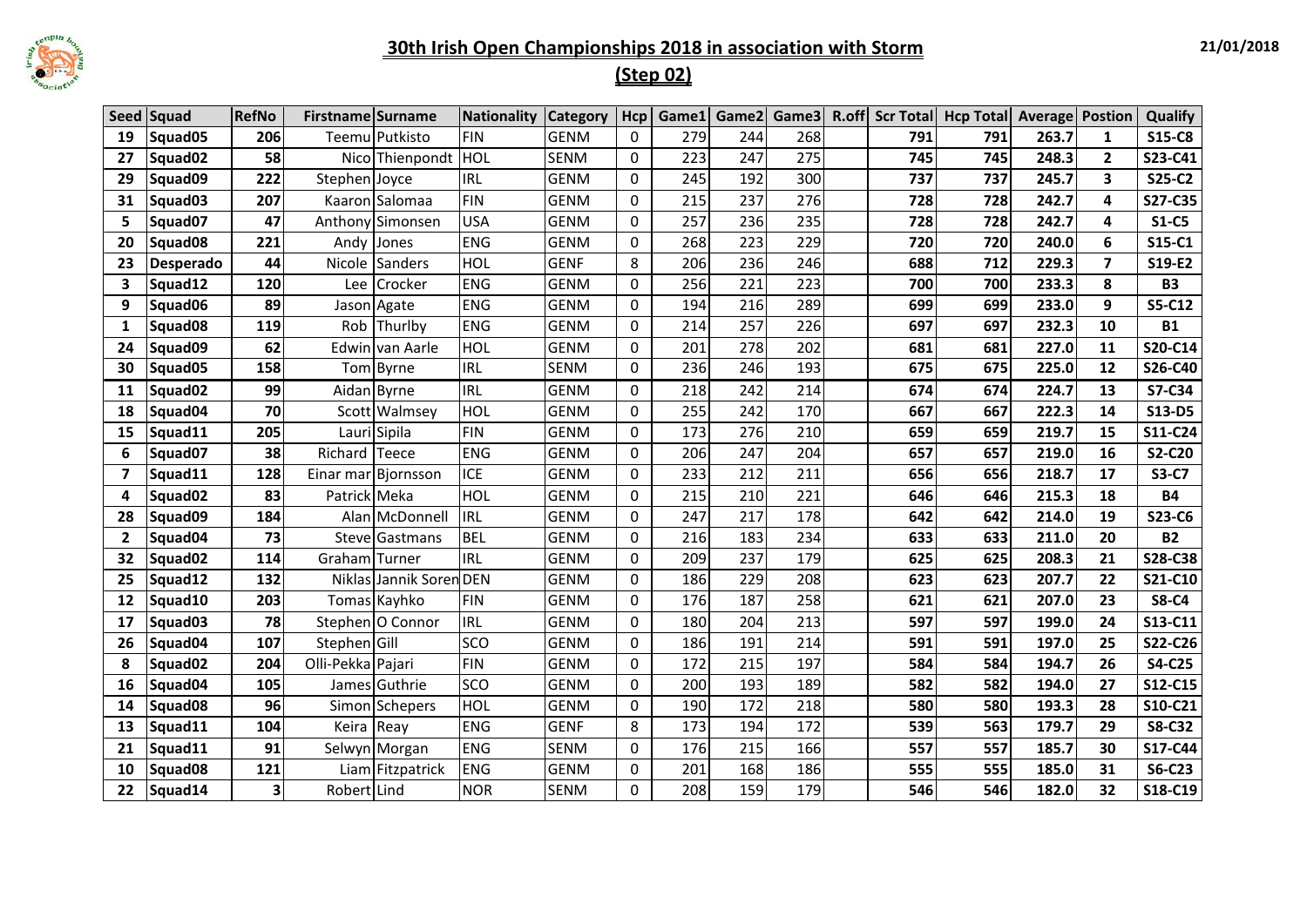# 30th Irish Open Championships 2018 in association with Storm

## (Step 02)

21/01/2018

| Seed | Squad | RefNo | Firstname | Surname | Nationality | Category | Hcp | Game1 | Game2 | Game3 | R.off | Scr Total | Hcp Total | Average | Postion | Qualify |
|---|---|---|---|---|---|---|---|---|---|---|---|---|---|---|---|---|
| 19 | Squad05 | 206 | Teemu | Putkisto | FIN | GENM | 0 | 279 | 244 | 268 | | 791 | 791 | 263.7 | 1 | S15-C8 |
| 27 | Squad02 | 58 | Nico | Thienpondt | HOL | SENM | 0 | 223 | 247 | 275 | | 745 | 745 | 248.3 | 2 | S23-C41 |
| 29 | Squad09 | 222 | Stephen | Joyce | IRL | GENM | 0 | 245 | 192 | 300 | | 737 | 737 | 245.7 | 3 | S25-C2 |
| 31 | Squad03 | 207 | Kaaron | Salomaa | FIN | GENM | 0 | 215 | 237 | 276 | | 728 | 728 | 242.7 | 4 | S27-C35 |
| 5 | Squad07 | 47 | Anthony | Simonsen | USA | GENM | 0 | 257 | 236 | 235 | | 728 | 728 | 242.7 | 4 | S1-C5 |
| 20 | Squad08 | 221 | Andy | Jones | ENG | GENM | 0 | 268 | 223 | 229 | | 720 | 720 | 240.0 | 6 | S15-C1 |
| 23 | Desperado | 44 | Nicole | Sanders | HOL | GENF | 8 | 206 | 236 | 246 | | 688 | 712 | 229.3 | 7 | S19-E2 |
| 3 | Squad12 | 120 | Lee | Crocker | ENG | GENM | 0 | 256 | 221 | 223 | | 700 | 700 | 233.3 | 8 | B3 |
| 9 | Squad06 | 89 | Jason | Agate | ENG | GENM | 0 | 194 | 216 | 289 | | 699 | 699 | 233.0 | 9 | S5-C12 |
| 1 | Squad08 | 119 | Rob | Thurlby | ENG | GENM | 0 | 214 | 257 | 226 | | 697 | 697 | 232.3 | 10 | B1 |
| 24 | Squad09 | 62 | Edwin | van Aarle | HOL | GENM | 0 | 201 | 278 | 202 | | 681 | 681 | 227.0 | 11 | S20-C14 |
| 30 | Squad05 | 158 | Tom | Byrne | IRL | SENM | 0 | 236 | 246 | 193 | | 675 | 675 | 225.0 | 12 | S26-C40 |
| 11 | Squad02 | 99 | Aidan | Byrne | IRL | GENM | 0 | 218 | 242 | 214 | | 674 | 674 | 224.7 | 13 | S7-C34 |
| 18 | Squad04 | 70 | Scott | Walmsey | HOL | GENM | 0 | 255 | 242 | 170 | | 667 | 667 | 222.3 | 14 | S13-D5 |
| 15 | Squad11 | 205 | Lauri | Sipila | FIN | GENM | 0 | 173 | 276 | 210 | | 659 | 659 | 219.7 | 15 | S11-C24 |
| 6 | Squad07 | 38 | Richard | Teece | ENG | GENM | 0 | 206 | 247 | 204 | | 657 | 657 | 219.0 | 16 | S2-C20 |
| 7 | Squad11 | 128 | Einar mar | Bjornsson | ICE | GENM | 0 | 233 | 212 | 211 | | 656 | 656 | 218.7 | 17 | S3-C7 |
| 4 | Squad02 | 83 | Patrick | Meka | HOL | GENM | 0 | 215 | 210 | 221 | | 646 | 646 | 215.3 | 18 | B4 |
| 28 | Squad09 | 184 | Alan | McDonnell | IRL | GENM | 0 | 247 | 217 | 178 | | 642 | 642 | 214.0 | 19 | S23-C6 |
| 2 | Squad04 | 73 | Steve | Gastmans | BEL | GENM | 0 | 216 | 183 | 234 | | 633 | 633 | 211.0 | 20 | B2 |
| 32 | Squad02 | 114 | Graham | Turner | IRL | GENM | 0 | 209 | 237 | 179 | | 625 | 625 | 208.3 | 21 | S28-C38 |
| 25 | Squad12 | 132 | Niklas | Jannik Soren | DEN | GENM | 0 | 186 | 229 | 208 | | 623 | 623 | 207.7 | 22 | S21-C10 |
| 12 | Squad10 | 203 | Tomas | Kayhko | FIN | GENM | 0 | 176 | 187 | 258 | | 621 | 621 | 207.0 | 23 | S8-C4 |
| 17 | Squad03 | 78 | Stephen | O Connor | IRL | GENM | 0 | 180 | 204 | 213 | | 597 | 597 | 199.0 | 24 | S13-C11 |
| 26 | Squad04 | 107 | Stephen | Gill | SCO | GENM | 0 | 186 | 191 | 214 | | 591 | 591 | 197.0 | 25 | S22-C26 |
| 8 | Squad02 | 204 | Olli-Pekka | Pajari | FIN | GENM | 0 | 172 | 215 | 197 | | 584 | 584 | 194.7 | 26 | S4-C25 |
| 16 | Squad04 | 105 | James | Guthrie | SCO | GENM | 0 | 200 | 193 | 189 | | 582 | 582 | 194.0 | 27 | S12-C15 |
| 14 | Squad08 | 96 | Simon | Schepers | HOL | GENM | 0 | 190 | 172 | 218 | | 580 | 580 | 193.3 | 28 | S10-C21 |
| 13 | Squad11 | 104 | Keira | Reay | ENG | GENF | 8 | 173 | 194 | 172 | | 539 | 563 | 179.7 | 29 | S8-C32 |
| 21 | Squad11 | 91 | Selwyn | Morgan | ENG | SENM | 0 | 176 | 215 | 166 | | 557 | 557 | 185.7 | 30 | S17-C44 |
| 10 | Squad08 | 121 | Liam | Fitzpatrick | ENG | GENM | 0 | 201 | 168 | 186 | | 555 | 555 | 185.0 | 31 | S6-C23 |
| 22 | Squad14 | 3 | Robert | Lind | NOR | SENM | 0 | 208 | 159 | 179 | | 546 | 546 | 182.0 | 32 | S18-C19 |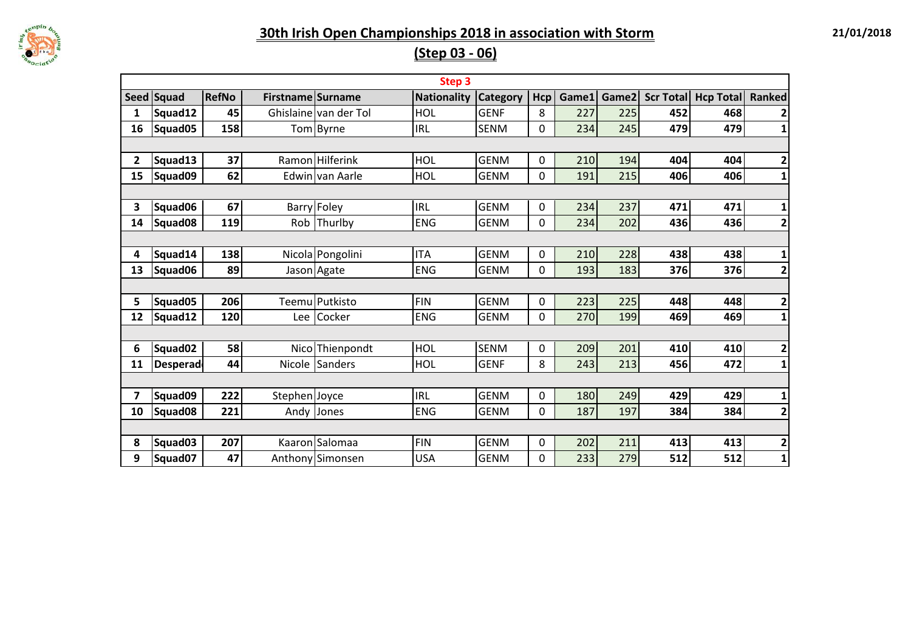# 30th Irish Open Championships 2018 in association with Storm

## (Step 03 - 06)

21/01/2018

| Step 3 | | | | | | | | | | | | |
|---|---|---|---|---|---|---|---|---|---|---|---|---|
| **Seed** | **Squad** | **RefNo** | **Firstname** | **Surname** | **Nationality** | **Category** | **Hcp** | **Game1** | **Game2** | **Scr Total** | **Hcp Total** | **Ranked** |
| **1** | **Squad12** | **45** | Ghislaine | van der Tol | HOL | GENF | 8 | 227 | 225 | **452** | **468** | **2** |
| **16** | **Squad05** | **158** | Tom | Byrne | IRL | SENM | 0 | 234 | 245 | **479** | **479** | **1** |
| | | | | | | | | | | | | |
| **2** | **Squad13** | **37** | Ramon | Hilferink | HOL | GENM | 0 | 210 | 194 | **404** | **404** | **2** |
| **15** | **Squad09** | **62** | Edwin | van Aarle | HOL | GENM | 0 | 191 | 215 | **406** | **406** | **1** |
| | | | | | | | | | | | | |
| **3** | **Squad06** | **67** | Barry | Foley | IRL | GENM | 0 | 234 | 237 | **471** | **471** | **1** |
| **14** | **Squad08** | **119** | Rob | Thurlby | ENG | GENM | 0 | 234 | 202 | **436** | **436** | **2** |
| | | | | | | | | | | | | |
| **4** | **Squad14** | **138** | Nicola | Pongolini | ITA | GENM | 0 | 210 | 228 | **438** | **438** | **1** |
| **13** | **Squad06** | **89** | Jason | Agate | ENG | GENM | 0 | 193 | 183 | **376** | **376** | **2** |
| | | | | | | | | | | | | |
| **5** | **Squad05** | **206** | Teemu | Putkisto | FIN | GENM | 0 | 223 | 225 | **448** | **448** | **2** |
| **12** | **Squad12** | **120** | Lee | Cocker | ENG | GENM | 0 | 270 | 199 | **469** | **469** | **1** |
| | | | | | | | | | | | | |
| **6** | **Squad02** | **58** | Nico | Thienpondt | HOL | SENM | 0 | 209 | 201 | **410** | **410** | **2** |
| **11** | **Desperad** | **44** | Nicole | Sanders | HOL | GENF | 8 | 243 | 213 | **456** | **472** | **1** |
| | | | | | | | | | | | | |
| **7** | **Squad09** | **222** | Stephen | Joyce | IRL | GENM | 0 | 180 | 249 | **429** | **429** | **1** |
| **10** | **Squad08** | **221** | Andy | Jones | ENG | GENM | 0 | 187 | 197 | **384** | **384** | **2** |
| | | | | | | | | | | | | |
| **8** | **Squad03** | **207** | Kaaron | Salomaa | FIN | GENM | 0 | 202 | 211 | **413** | **413** | **2** |
| **9** | **Squad07** | **47** | Anthony | Simonsen | USA | GENM | 0 | 233 | 279 | **512** | **512** | **1** |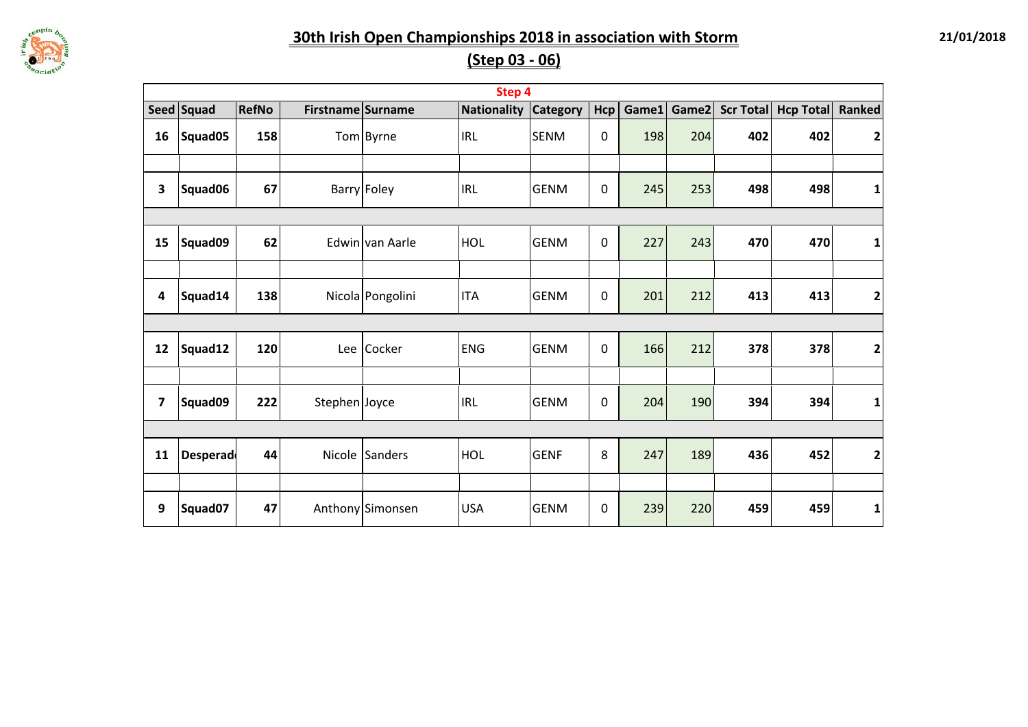# 30th Irish Open Championships 2018 in association with Storm

## (Step 03 - 06)

21/01/2018

| Step 4 | | | | | | | | | | | | |
|---|---|---|---|---|---|---|---|---|---|---|---|---|
| Seed | Squad | RefNo | Firstname | Surname | Nationality | Category | Hcp | Game1 | Game2 | Scr Total | Hcp Total | Ranked |
| 16 | Squad05 | 158 | Tom | Byrne | IRL | SENM | 0 | 198 | 204 | 402 | 402 | 2 |
| 3 | Squad06 | 67 | Barry | Foley | IRL | GENM | 0 | 245 | 253 | 498 | 498 | 1 |
| 15 | Squad09 | 62 | Edwin | van Aarle | HOL | GENM | 0 | 227 | 243 | 470 | 470 | 1 |
| 4 | Squad14 | 138 | Nicola | Pongolini | ITA | GENM | 0 | 201 | 212 | 413 | 413 | 2 |
| 12 | Squad12 | 120 | Lee | Cocker | ENG | GENM | 0 | 166 | 212 | 378 | 378 | 2 |
| 7 | Squad09 | 222 | Stephen | Joyce | IRL | GENM | 0 | 204 | 190 | 394 | 394 | 1 |
| 11 | Desperad | 44 | Nicole | Sanders | HOL | GENF | 8 | 247 | 189 | 436 | 452 | 2 |
| 9 | Squad07 | 47 | Anthony | Simonsen | USA | GENM | 0 | 239 | 220 | 459 | 459 | 1 |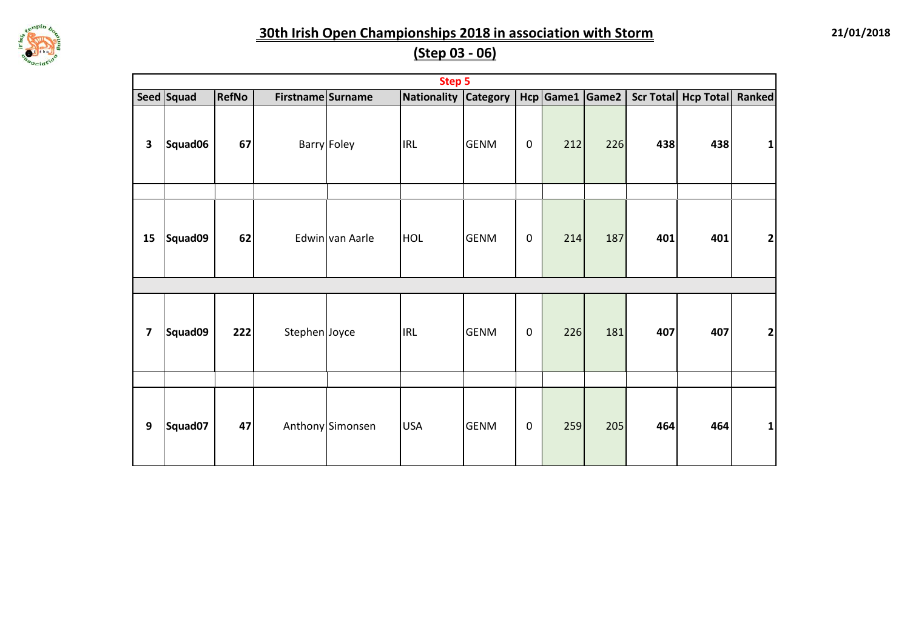# 30th Irish Open Championships 2018 in association with Storm

## (Step 03 - 06)

21/01/2018

| Step 5 | | | | | | | | | | | | |
|---|---|---|---|---|---|---|---|---|---|---|---|---|
| Seed | Squad | RefNo | Firstname | Surname | Nationality | Category | Hcp | Game1 | Game2 | Scr Total | Hcp Total | Ranked |
| 3 | Squad06 | 67 | Barry | Foley | IRL | GENM | 0 | 212 | 226 | 438 | 438 | 1 |
| | | | | | | | | | | | | |
| 15 | Squad09 | 62 | Edwin | van Aarle | HOL | GENM | 0 | 214 | 187 | 401 | 401 | 2 |
| | | | | | | | | | | | | |
| 7 | Squad09 | 222 | Stephen | Joyce | IRL | GENM | 0 | 226 | 181 | 407 | 407 | 2 |
| | | | | | | | | | | | | |
| 9 | Squad07 | 47 | Anthony | Simonsen | USA | GENM | 0 | 259 | 205 | 464 | 464 | 1 |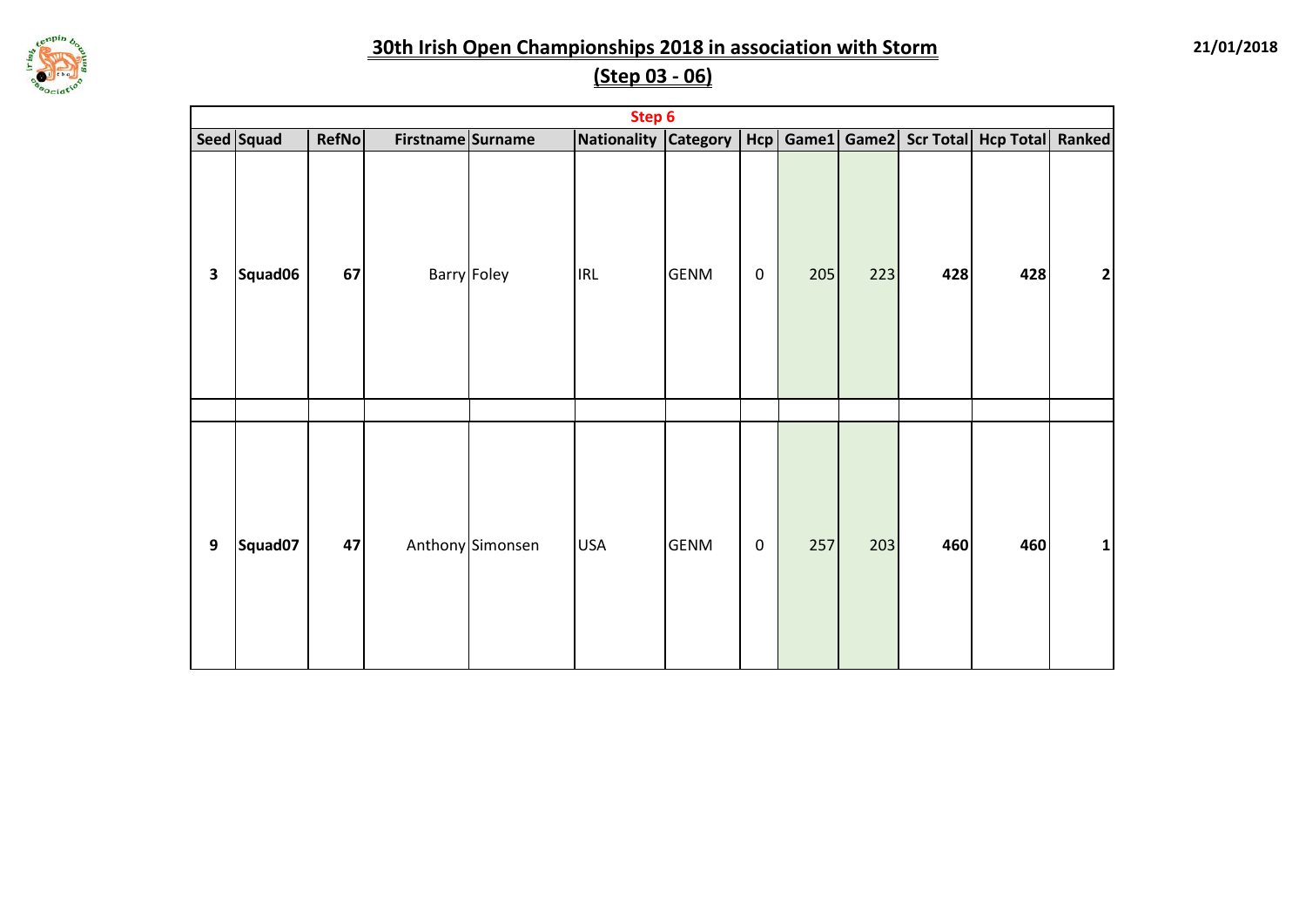# 30th Irish Open Championships 2018 in association with Storm

## (Step 03 - 06)

21/01/2018

**Step 6**

| Seed | Squad | RefNo | Firstname | Surname | Nationality | Category | Hcp | Game1 | Game2 | Scr Total | Hcp Total | Ranked |
|---|---|---|---|---|---|---|---|---|---|---|---|---|
| **3** | **Squad06** | **67** | Barry | Foley | IRL | GENM | 0 | 205 | 223 | **428** | **428** | **2** |
| | | | | | | | | | | | | |
| **9** | **Squad07** | **47** | Anthony | Simonsen | USA | GENM | 0 | 257 | 203 | **460** | **460** | **1** |